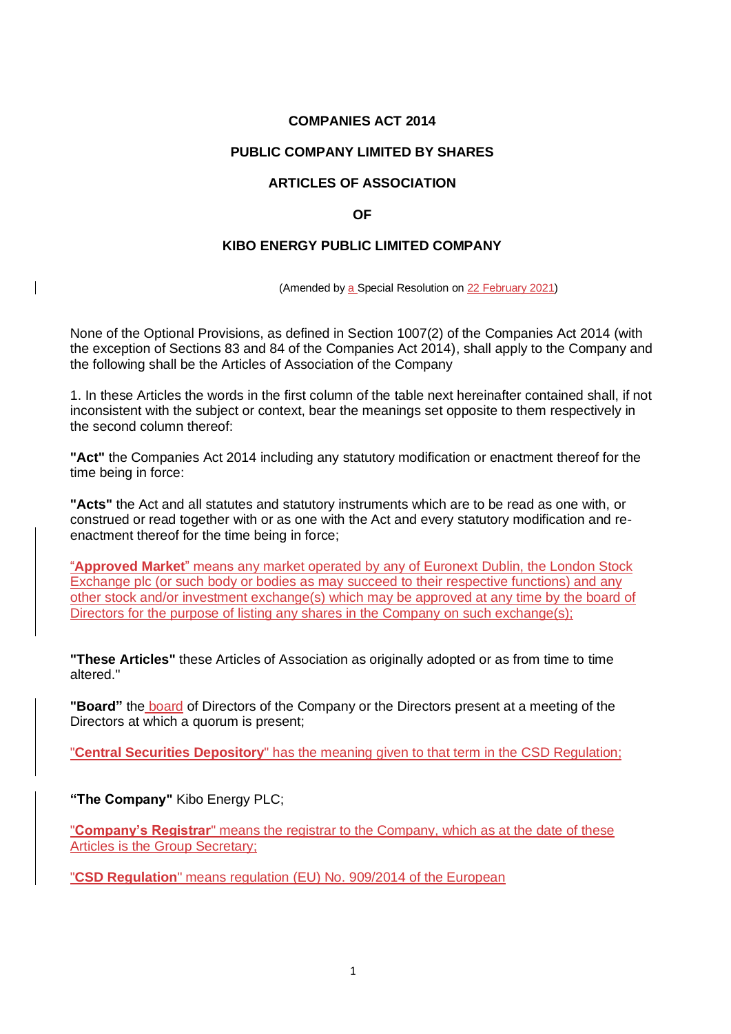**COMPANIES ACT 2014**

**PUBLIC COMPANY LIMITED BY SHARES**

**ARTICLES OF ASSOCIATION**

**OF**

**KIBO ENERGY PUBLIC LIMITED COMPANY**

(Amended by a Special Resolution on 22 February 2021)

None of the Optional Provisions, as defined in Section 1007(2) of the Companies Act 2014 (with the exception of Sections 83 and 84 of the Companies Act 2014), shall apply to the Company and the following shall be the Articles of Association of the Company

1. In these Articles the words in the first column of the table next hereinafter contained shall, if not inconsistent with the subject or context, bear the meanings set opposite to them respectively in the second column thereof:

**"Act"** the Companies Act 2014 including any statutory modification or enactment thereof for the time being in force:

**"Acts"** the Act and all statutes and statutory instruments which are to be read as one with, or construed or read together with or as one with the Act and every statutory modification and re-enactment thereof for the time being in force;

"**Approved Market**" means any market operated by any of Euronext Dublin, the London Stock Exchange plc (or such body or bodies as may succeed to their respective functions) and any other stock and/or investment exchange(s) which may be approved at any time by the board of Directors for the purpose of listing any shares in the Company on such exchange(s);

**"These Articles"** these Articles of Association as originally adopted or as from time to time altered."

**"Board"** the board of Directors of the Company or the Directors present at a meeting of the Directors at which a quorum is present;

"**Central Securities Depository**" has the meaning given to that term in the CSD Regulation;

**"The Company"** Kibo Energy PLC;

"**Company's Registrar**" means the registrar to the Company, which as at the date of these Articles is the Group Secretary;

"**CSD Regulation**" means regulation (EU) No. 909/2014 of the European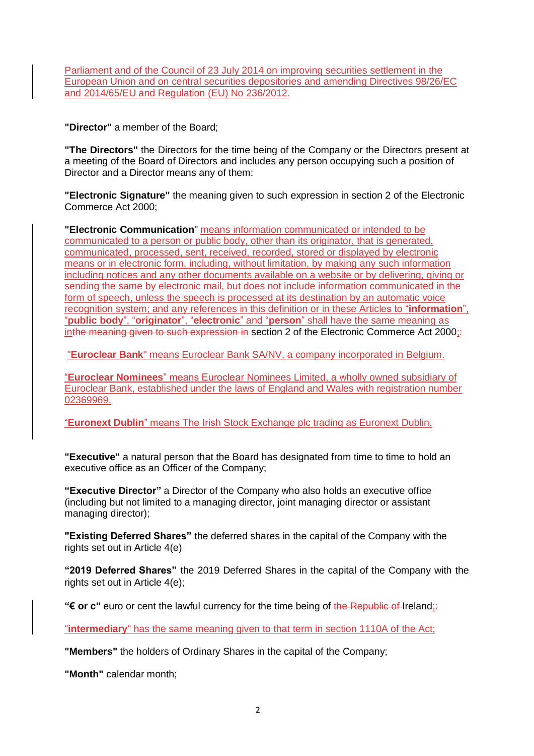Parliament and of the Council of 23 July 2014 on improving securities settlement in the European Union and on central securities depositories and amending Directives 98/26/EC and 2014/65/EU and Regulation (EU) No 236/2012.

**"Director"** a member of the Board;

**"The Directors"** the Directors for the time being of the Company or the Directors present at a meeting of the Board of Directors and includes any person occupying such a position of Director and a Director means any of them:

**"Electronic Signature"** the meaning given to such expression in section 2 of the Electronic Commerce Act 2000;

**"Electronic Communication"** means information communicated or intended to be communicated to a person or public body, other than its originator, that is generated, communicated, processed, sent, received, recorded, stored or displayed by electronic means or in electronic form, including, without limitation, by making any such information including notices and any other documents available on a website or by delivering, giving or sending the same by electronic mail, but does not include information communicated in the form of speech, unless the speech is processed at its destination by an automatic voice recognition system; and any references in this definition or in these Articles to "**information**", "**public body**", "**originator**", "**electronic**" and "**person**" shall have the same meaning as in~~the meaning given to such expression in~~ section 2 of the Electronic Commerce Act 2000;~~:~~

"**Euroclear Bank**" means Euroclear Bank SA/NV, a company incorporated in Belgium.

"**Euroclear Nominees**" means Euroclear Nominees Limited, a wholly owned subsidiary of Euroclear Bank, established under the laws of England and Wales with registration number 02369969.

"**Euronext Dublin**" means The Irish Stock Exchange plc trading as Euronext Dublin.

**"Executive"** a natural person that the Board has designated from time to time to hold an executive office as an Officer of the Company;

**"Executive Director"** a Director of the Company who also holds an executive office (including but not limited to a managing director, joint managing director or assistant managing director);

**"Existing Deferred Shares"** the deferred shares in the capital of the Company with the rights set out in Article 4(e)

**"2019 Deferred Shares"** the 2019 Deferred Shares in the capital of the Company with the rights set out in Article 4(e);

**"€ or c"** euro or cent the lawful currency for the time being of ~~the Republic of~~ Ireland;~~:~~

"**intermediary**" has the same meaning given to that term in section 1110A of the Act;

**"Members"** the holders of Ordinary Shares in the capital of the Company;

**"Month"** calendar month;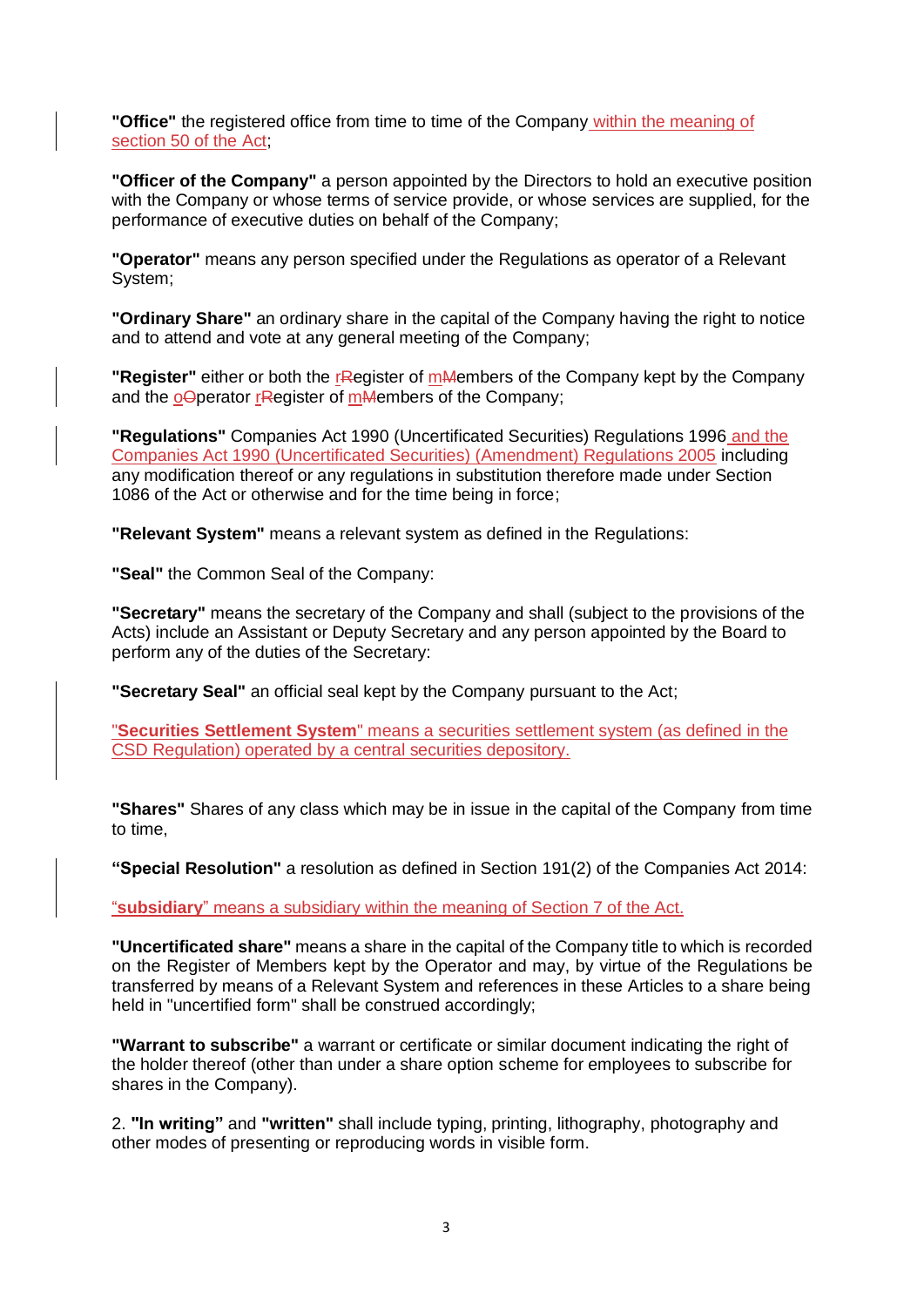**"Office"** the registered office from time to time of the Company within the meaning of section 50 of the Act;

**"Officer of the Company"** a person appointed by the Directors to hold an executive position with the Company or whose terms of service provide, or whose services are supplied, for the performance of executive duties on behalf of the Company;

**"Operator"** means any person specified under the Regulations as operator of a Relevant System;

**"Ordinary Share"** an ordinary share in the capital of the Company having the right to notice and to attend and vote at any general meeting of the Company;

**"Register"** either or both the rRegister of mMembers of the Company kept by the Company and the oOperator rRegister of mMembers of the Company;

**"Regulations"** Companies Act 1990 (Uncertificated Securities) Regulations 1996 and the Companies Act 1990 (Uncertificated Securities) (Amendment) Regulations 2005 including any modification thereof or any regulations in substitution therefore made under Section 1086 of the Act or otherwise and for the time being in force;

**"Relevant System"** means a relevant system as defined in the Regulations:

**"Seal"** the Common Seal of the Company:

**"Secretary"** means the secretary of the Company and shall (subject to the provisions of the Acts) include an Assistant or Deputy Secretary and any person appointed by the Board to perform any of the duties of the Secretary:

**"Secretary Seal"** an official seal kept by the Company pursuant to the Act;

"**Securities Settlement System**" means a securities settlement system (as defined in the CSD Regulation) operated by a central securities depository.

**"Shares"** Shares of any class which may be in issue in the capital of the Company from time to time,

**"Special Resolution"** a resolution as defined in Section 191(2) of the Companies Act 2014:

"**subsidiary**" means a subsidiary within the meaning of Section 7 of the Act.

**"Uncertificated share"** means a share in the capital of the Company title to which is recorded on the Register of Members kept by the Operator and may, by virtue of the Regulations be transferred by means of a Relevant System and references in these Articles to a share being held in "uncertified form" shall be construed accordingly;

**"Warrant to subscribe"** a warrant or certificate or similar document indicating the right of the holder thereof (other than under a share option scheme for employees to subscribe for shares in the Company).

2. **"In writing"** and **"written"** shall include typing, printing, lithography, photography and other modes of presenting or reproducing words in visible form.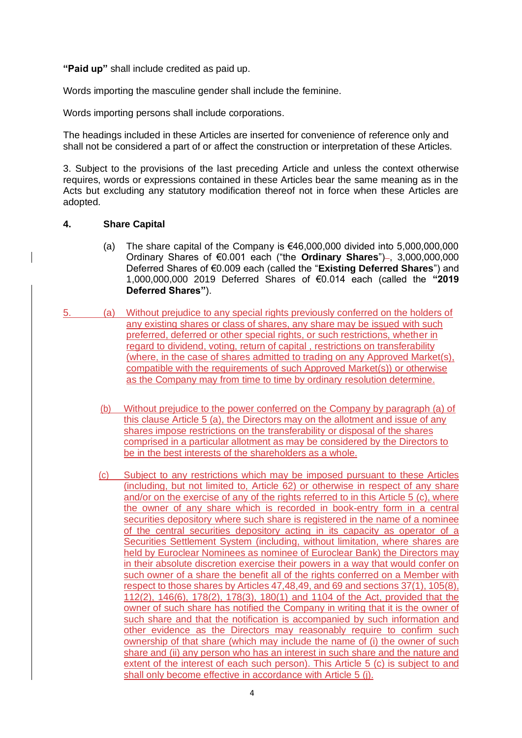**"Paid up"** shall include credited as paid up.

Words importing the masculine gender shall include the feminine.

Words importing persons shall include corporations.

The headings included in these Articles are inserted for convenience of reference only and shall not be considered a part of or affect the construction or interpretation of these Articles.

3. Subject to the provisions of the last preceding Article and unless the context otherwise requires, words or expressions contained in these Articles bear the same meaning as in the Acts but excluding any statutory modification thereof not in force when these Articles are adopted.

## 4. Share Capital

(a) The share capital of the Company is €46,000,000 divided into 5,000,000,000 Ordinary Shares of €0.001 each ("the **Ordinary Shares**"), 3,000,000,000 Deferred Shares of €0.009 each (called the "**Existing Deferred Shares**") and 1,000,000,000 2019 Deferred Shares of €0.014 each (called the **"2019 Deferred Shares"**).

5. (a) Without prejudice to any special rights previously conferred on the holders of any existing shares or class of shares, any share may be issued with such preferred, deferred or other special rights, or such restrictions, whether in regard to dividend, voting, return of capital , restrictions on transferability (where, in the case of shares admitted to trading on any Approved Market(s), compatible with the requirements of such Approved Market(s)) or otherwise as the Company may from time to time by ordinary resolution determine.

(b) Without prejudice to the power conferred on the Company by paragraph (a) of this clause Article 5 (a), the Directors may on the allotment and issue of any shares impose restrictions on the transferability or disposal of the shares comprised in a particular allotment as may be considered by the Directors to be in the best interests of the shareholders as a whole.

(c) Subject to any restrictions which may be imposed pursuant to these Articles (including, but not limited to, Article 62) or otherwise in respect of any share and/or on the exercise of any of the rights referred to in this Article 5 (c), where the owner of any share which is recorded in book-entry form in a central securities depository where such share is registered in the name of a nominee of the central securities depository acting in its capacity as operator of a Securities Settlement System (including, without limitation, where shares are held by Euroclear Nominees as nominee of Euroclear Bank) the Directors may in their absolute discretion exercise their powers in a way that would confer on such owner of a share the benefit all of the rights conferred on a Member with respect to those shares by Articles 47,48,49, and 69 and sections 37(1), 105(8), 112(2), 146(6), 178(2), 178(3), 180(1) and 1104 of the Act, provided that the owner of such share has notified the Company in writing that it is the owner of such share and that the notification is accompanied by such information and other evidence as the Directors may reasonably require to confirm such ownership of that share (which may include the name of (i) the owner of such share and (ii) any person who has an interest in such share and the nature and extent of the interest of each such person). This Article 5 (c) is subject to and shall only become effective in accordance with Article 5 (j).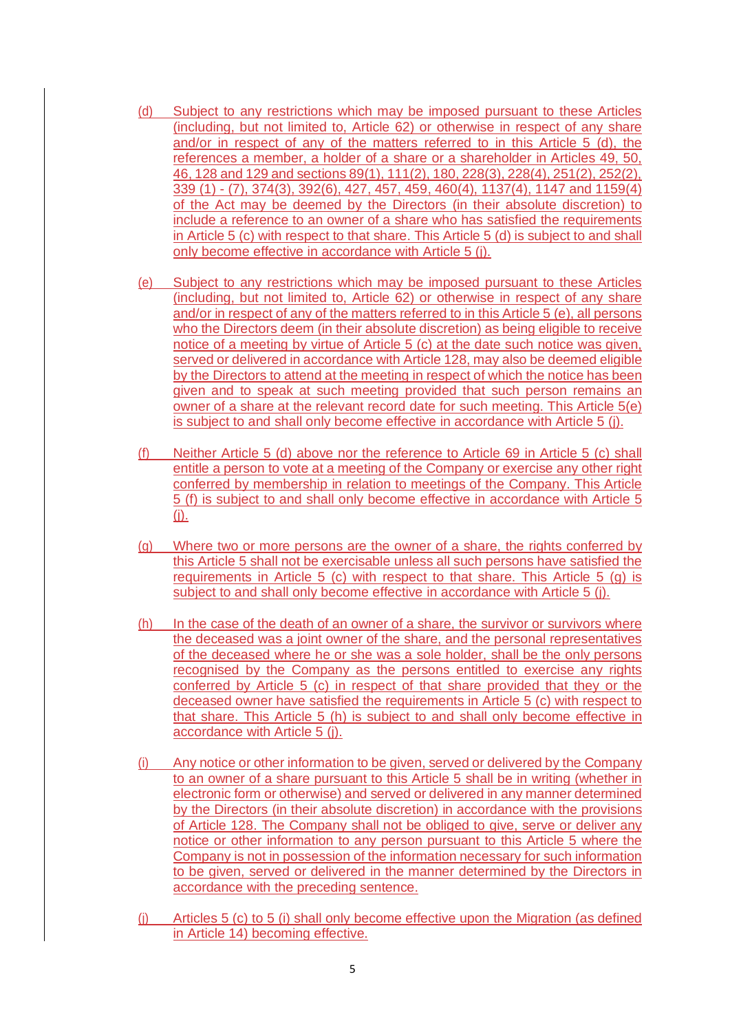(d) Subject to any restrictions which may be imposed pursuant to these Articles (including, but not limited to, Article 62) or otherwise in respect of any share and/or in respect of any of the matters referred to in this Article 5 (d), the references a member, a holder of a share or a shareholder in Articles 49, 50, 46, 128 and 129 and sections 89(1), 111(2), 180, 228(3), 228(4), 251(2), 252(2), 339 (1) - (7), 374(3), 392(6), 427, 457, 459, 460(4), 1137(4), 1147 and 1159(4) of the Act may be deemed by the Directors (in their absolute discretion) to include a reference to an owner of a share who has satisfied the requirements in Article 5 (c) with respect to that share. This Article 5 (d) is subject to and shall only become effective in accordance with Article 5 (j).

(e) Subject to any restrictions which may be imposed pursuant to these Articles (including, but not limited to, Article 62) or otherwise in respect of any share and/or in respect of any of the matters referred to in this Article 5 (e), all persons who the Directors deem (in their absolute discretion) as being eligible to receive notice of a meeting by virtue of Article 5 (c) at the date such notice was given, served or delivered in accordance with Article 128, may also be deemed eligible by the Directors to attend at the meeting in respect of which the notice has been given and to speak at such meeting provided that such person remains an owner of a share at the relevant record date for such meeting. This Article 5(e) is subject to and shall only become effective in accordance with Article 5 (j).

(f) Neither Article 5 (d) above nor the reference to Article 69 in Article 5 (c) shall entitle a person to vote at a meeting of the Company or exercise any other right conferred by membership in relation to meetings of the Company. This Article 5 (f) is subject to and shall only become effective in accordance with Article 5 (j).

(g) Where two or more persons are the owner of a share, the rights conferred by this Article 5 shall not be exercisable unless all such persons have satisfied the requirements in Article 5 (c) with respect to that share. This Article 5 (g) is subject to and shall only become effective in accordance with Article 5 (j).

(h) In the case of the death of an owner of a share, the survivor or survivors where the deceased was a joint owner of the share, and the personal representatives of the deceased where he or she was a sole holder, shall be the only persons recognised by the Company as the persons entitled to exercise any rights conferred by Article 5 (c) in respect of that share provided that they or the deceased owner have satisfied the requirements in Article 5 (c) with respect to that share. This Article 5 (h) is subject to and shall only become effective in accordance with Article 5 (j).

(i) Any notice or other information to be given, served or delivered by the Company to an owner of a share pursuant to this Article 5 shall be in writing (whether in electronic form or otherwise) and served or delivered in any manner determined by the Directors (in their absolute discretion) in accordance with the provisions of Article 128. The Company shall not be obliged to give, serve or deliver any notice or other information to any person pursuant to this Article 5 where the Company is not in possession of the information necessary for such information to be given, served or delivered in the manner determined by the Directors in accordance with the preceding sentence.

(j) Articles 5 (c) to 5 (i) shall only become effective upon the Migration (as defined in Article 14) becoming effective.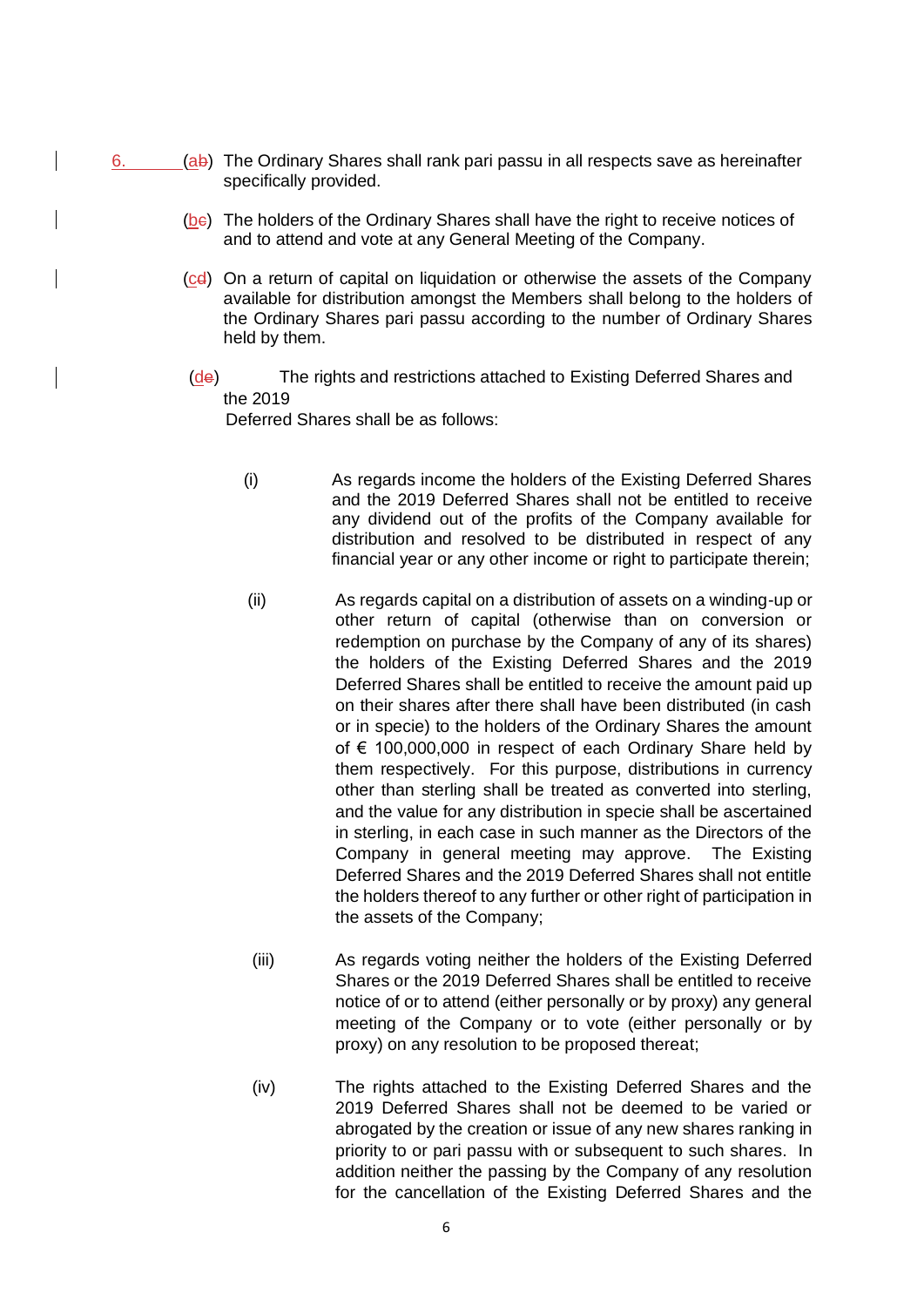6. (ab) The Ordinary Shares shall rank pari passu in all respects save as hereinafter specifically provided.

(bc) The holders of the Ordinary Shares shall have the right to receive notices of and to attend and vote at any General Meeting of the Company.

(cd) On a return of capital on liquidation or otherwise the assets of the Company available for distribution amongst the Members shall belong to the holders of the Ordinary Shares pari passu according to the number of Ordinary Shares held by them.

(de) The rights and restrictions attached to Existing Deferred Shares and the 2019 Deferred Shares shall be as follows:

(i) As regards income the holders of the Existing Deferred Shares and the 2019 Deferred Shares shall not be entitled to receive any dividend out of the profits of the Company available for distribution and resolved to be distributed in respect of any financial year or any other income or right to participate therein;

(ii) As regards capital on a distribution of assets on a winding-up or other return of capital (otherwise than on conversion or redemption on purchase by the Company of any of its shares) the holders of the Existing Deferred Shares and the 2019 Deferred Shares shall be entitled to receive the amount paid up on their shares after there shall have been distributed (in cash or in specie) to the holders of the Ordinary Shares the amount of € 100,000,000 in respect of each Ordinary Share held by them respectively. For this purpose, distributions in currency other than sterling shall be treated as converted into sterling, and the value for any distribution in specie shall be ascertained in sterling, in each case in such manner as the Directors of the Company in general meeting may approve. The Existing Deferred Shares and the 2019 Deferred Shares shall not entitle the holders thereof to any further or other right of participation in the assets of the Company;

(iii) As regards voting neither the holders of the Existing Deferred Shares or the 2019 Deferred Shares shall be entitled to receive notice of or to attend (either personally or by proxy) any general meeting of the Company or to vote (either personally or by proxy) on any resolution to be proposed thereat;

(iv) The rights attached to the Existing Deferred Shares and the 2019 Deferred Shares shall not be deemed to be varied or abrogated by the creation or issue of any new shares ranking in priority to or pari passu with or subsequent to such shares. In addition neither the passing by the Company of any resolution for the cancellation of the Existing Deferred Shares and the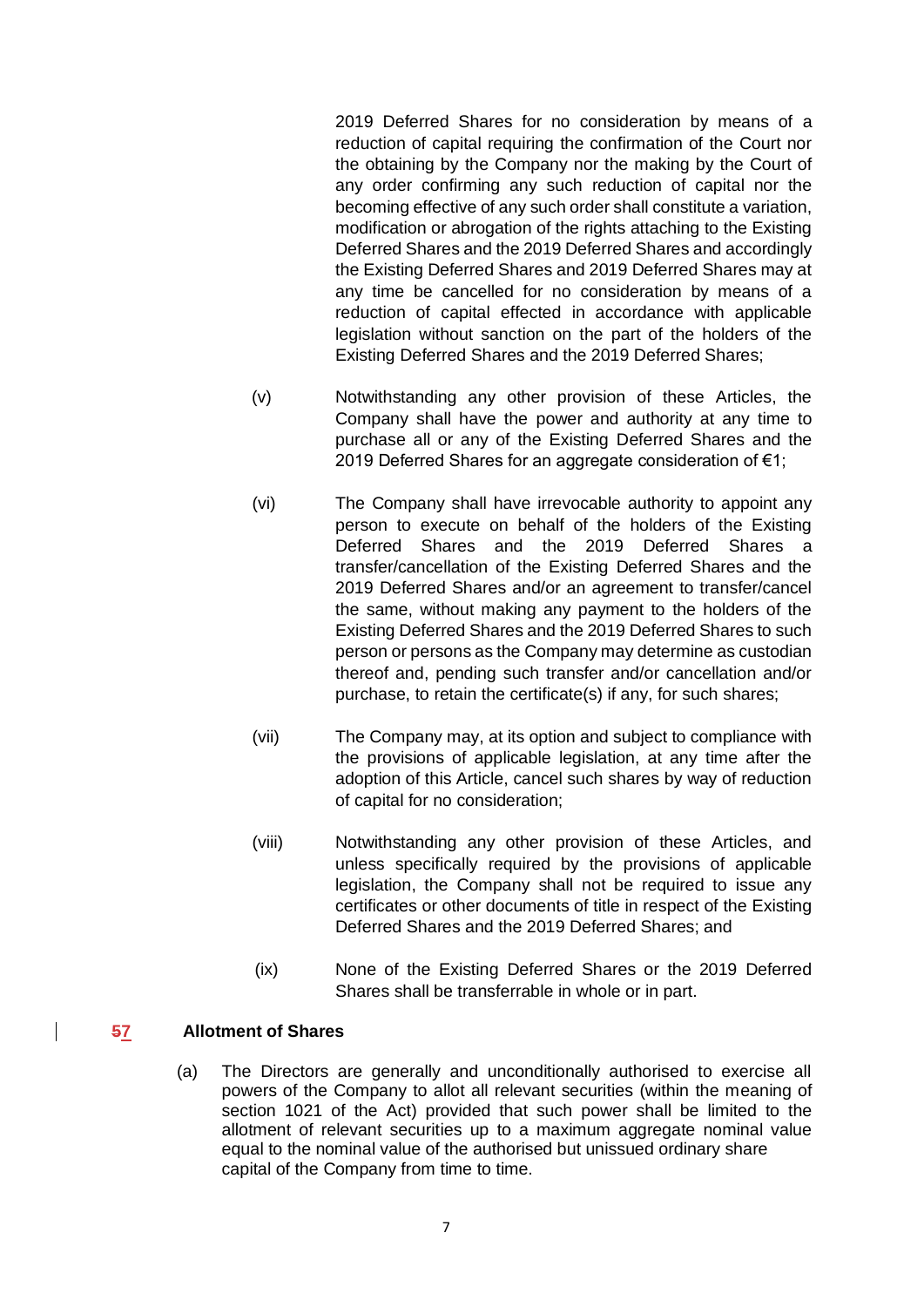2019 Deferred Shares for no consideration by means of a reduction of capital requiring the confirmation of the Court nor the obtaining by the Company nor the making by the Court of any order confirming any such reduction of capital nor the becoming effective of any such order shall constitute a variation, modification or abrogation of the rights attaching to the Existing Deferred Shares and the 2019 Deferred Shares and accordingly the Existing Deferred Shares and 2019 Deferred Shares may at any time be cancelled for no consideration by means of a reduction of capital effected in accordance with applicable legislation without sanction on the part of the holders of the Existing Deferred Shares and the 2019 Deferred Shares;

(v) Notwithstanding any other provision of these Articles, the Company shall have the power and authority at any time to purchase all or any of the Existing Deferred Shares and the 2019 Deferred Shares for an aggregate consideration of €1;

(vi) The Company shall have irrevocable authority to appoint any person to execute on behalf of the holders of the Existing Deferred Shares and the 2019 Deferred Shares a transfer/cancellation of the Existing Deferred Shares and the 2019 Deferred Shares and/or an agreement to transfer/cancel the same, without making any payment to the holders of the Existing Deferred Shares and the 2019 Deferred Shares to such person or persons as the Company may determine as custodian thereof and, pending such transfer and/or cancellation and/or purchase, to retain the certificate(s) if any, for such shares;

(vii) The Company may, at its option and subject to compliance with the provisions of applicable legislation, at any time after the adoption of this Article, cancel such shares by way of reduction of capital for no consideration;

(viii) Notwithstanding any other provision of these Articles, and unless specifically required by the provisions of applicable legislation, the Company shall not be required to issue any certificates or other documents of title in respect of the Existing Deferred Shares and the 2019 Deferred Shares; and

(ix) None of the Existing Deferred Shares or the 2019 Deferred Shares shall be transferrable in whole or in part.

## ~~5~~7 Allotment of Shares

(a) The Directors are generally and unconditionally authorised to exercise all powers of the Company to allot all relevant securities (within the meaning of section 1021 of the Act) provided that such power shall be limited to the allotment of relevant securities up to a maximum aggregate nominal value equal to the nominal value of the authorised but unissued ordinary share capital of the Company from time to time.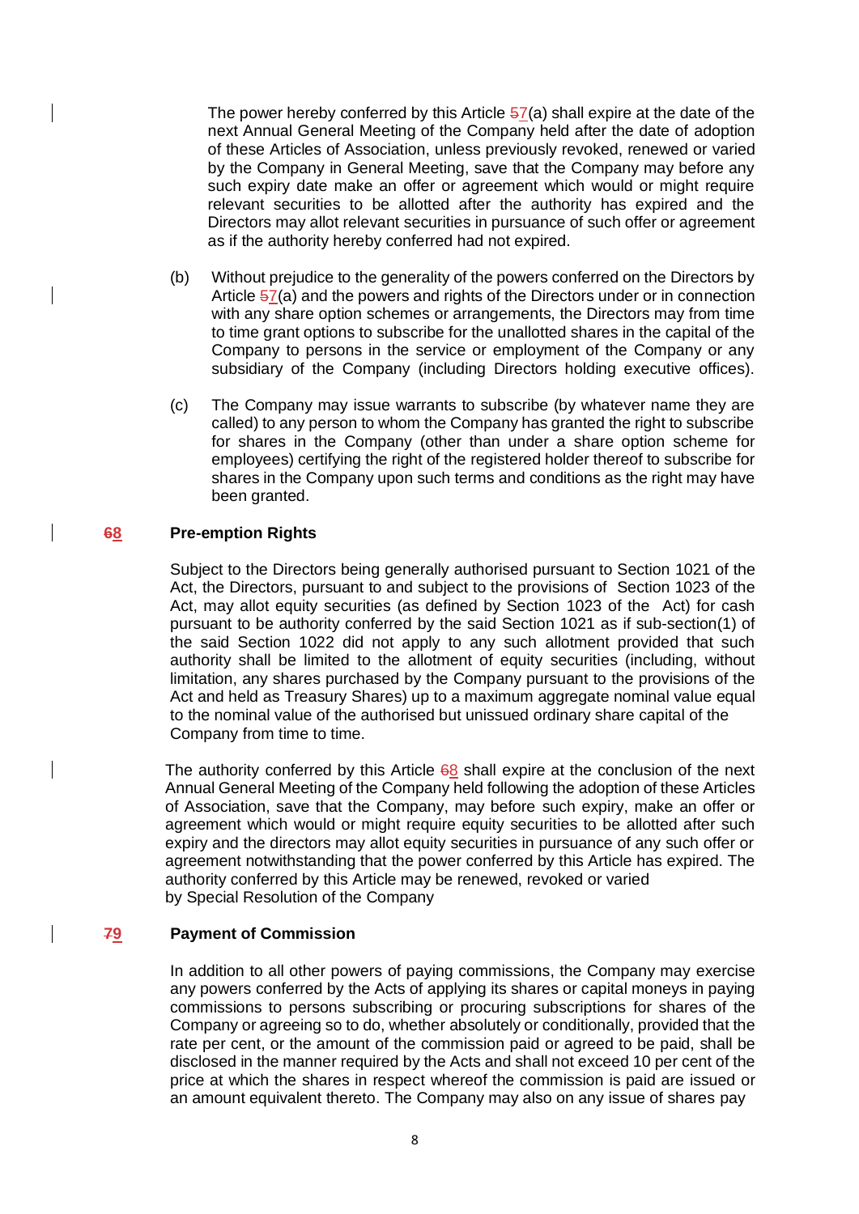The power hereby conferred by this Article 57(a) shall expire at the date of the next Annual General Meeting of the Company held after the date of adoption of these Articles of Association, unless previously revoked, renewed or varied by the Company in General Meeting, save that the Company may before any such expiry date make an offer or agreement which would or might require relevant securities to be allotted after the authority has expired and the Directors may allot relevant securities in pursuance of such offer or agreement as if the authority hereby conferred had not expired.

(b) Without prejudice to the generality of the powers conferred on the Directors by Article 57(a) and the powers and rights of the Directors under or in connection with any share option schemes or arrangements, the Directors may from time to time grant options to subscribe for the unallotted shares in the capital of the Company to persons in the service or employment of the Company or any subsidiary of the Company (including Directors holding executive offices).

(c) The Company may issue warrants to subscribe (by whatever name they are called) to any person to whom the Company has granted the right to subscribe for shares in the Company (other than under a share option scheme for employees) certifying the right of the registered holder thereof to subscribe for shares in the Company upon such terms and conditions as the right may have been granted.

**68 Pre-emption Rights**

Subject to the Directors being generally authorised pursuant to Section 1021 of the Act, the Directors, pursuant to and subject to the provisions of Section 1023 of the Act, may allot equity securities (as defined by Section 1023 of the Act) for cash pursuant to be authority conferred by the said Section 1021 as if sub-section(1) of the said Section 1022 did not apply to any such allotment provided that such authority shall be limited to the allotment of equity securities (including, without limitation, any shares purchased by the Company pursuant to the provisions of the Act and held as Treasury Shares) up to a maximum aggregate nominal value equal to the nominal value of the authorised but unissued ordinary share capital of the Company from time to time.

The authority conferred by this Article 68 shall expire at the conclusion of the next Annual General Meeting of the Company held following the adoption of these Articles of Association, save that the Company, may before such expiry, make an offer or agreement which would or might require equity securities to be allotted after such expiry and the directors may allot equity securities in pursuance of any such offer or agreement notwithstanding that the power conferred by this Article has expired. The authority conferred by this Article may be renewed, revoked or varied by Special Resolution of the Company

**79 Payment of Commission**

In addition to all other powers of paying commissions, the Company may exercise any powers conferred by the Acts of applying its shares or capital moneys in paying commissions to persons subscribing or procuring subscriptions for shares of the Company or agreeing so to do, whether absolutely or conditionally, provided that the rate per cent, or the amount of the commission paid or agreed to be paid, shall be disclosed in the manner required by the Acts and shall not exceed 10 per cent of the price at which the shares in respect whereof the commission is paid are issued or an amount equivalent thereto. The Company may also on any issue of shares pay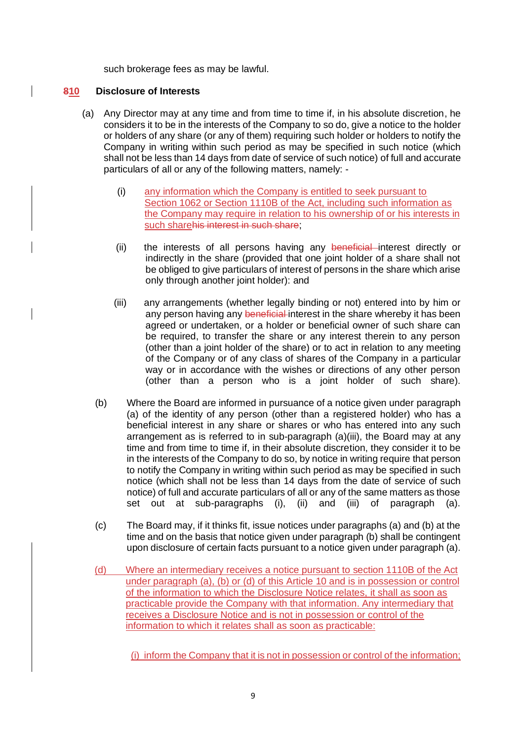such brokerage fees as may be lawful.

**~~8~~10 Disclosure of Interests**

(a) Any Director may at any time and from time to time if, in his absolute discretion, he considers it to be in the interests of the Company to so do, give a notice to the holder or holders of any share (or any of them) requiring such holder or holders to notify the Company in writing within such period as may be specified in such notice (which shall not be less than 14 days from date of service of such notice) of full and accurate particulars of all or any of the following matters, namely: -

   (i) any information which the Company is entitled to seek pursuant to Section 1062 or Section 1110B of the Act, including such information as the Company may require in relation to his ownership of or his interests in such share~~his interest in such share~~;

   (ii) the interests of all persons having any ~~beneficial~~ interest directly or indirectly in the share (provided that one joint holder of a share shall not be obliged to give particulars of interest of persons in the share which arise only through another joint holder): and

   (iii) any arrangements (whether legally binding or not) entered into by him or any person having any ~~beneficial~~ interest in the share whereby it has been agreed or undertaken, or a holder or beneficial owner of such share can be required, to transfer the share or any interest therein to any person (other than a joint holder of the share) or to act in relation to any meeting of the Company or of any class of shares of the Company in a particular way or in accordance with the wishes or directions of any other person (other than a person who is a joint holder of such share).

(b) Where the Board are informed in pursuance of a notice given under paragraph (a) of the identity of any person (other than a registered holder) who has a beneficial interest in any share or shares or who has entered into any such arrangement as is referred to in sub-paragraph (a)(iii), the Board may at any time and from time to time if, in their absolute discretion, they consider it to be in the interests of the Company to do so, by notice in writing require that person to notify the Company in writing within such period as may be specified in such notice (which shall not be less than 14 days from the date of service of such notice) of full and accurate particulars of all or any of the same matters as those set out at sub-paragraphs (i), (ii) and (iii) of paragraph (a).

(c) The Board may, if it thinks fit, issue notices under paragraphs (a) and (b) at the time and on the basis that notice given under paragraph (b) shall be contingent upon disclosure of certain facts pursuant to a notice given under paragraph (a).

(d) Where an intermediary receives a notice pursuant to section 1110B of the Act under paragraph (a), (b) or (d) of this Article 10 and is in possession or control of the information to which the Disclosure Notice relates, it shall as soon as practicable provide the Company with that information. Any intermediary that receives a Disclosure Notice and is not in possession or control of the information to which it relates shall as soon as practicable:

   (i) inform the Company that it is not in possession or control of the information;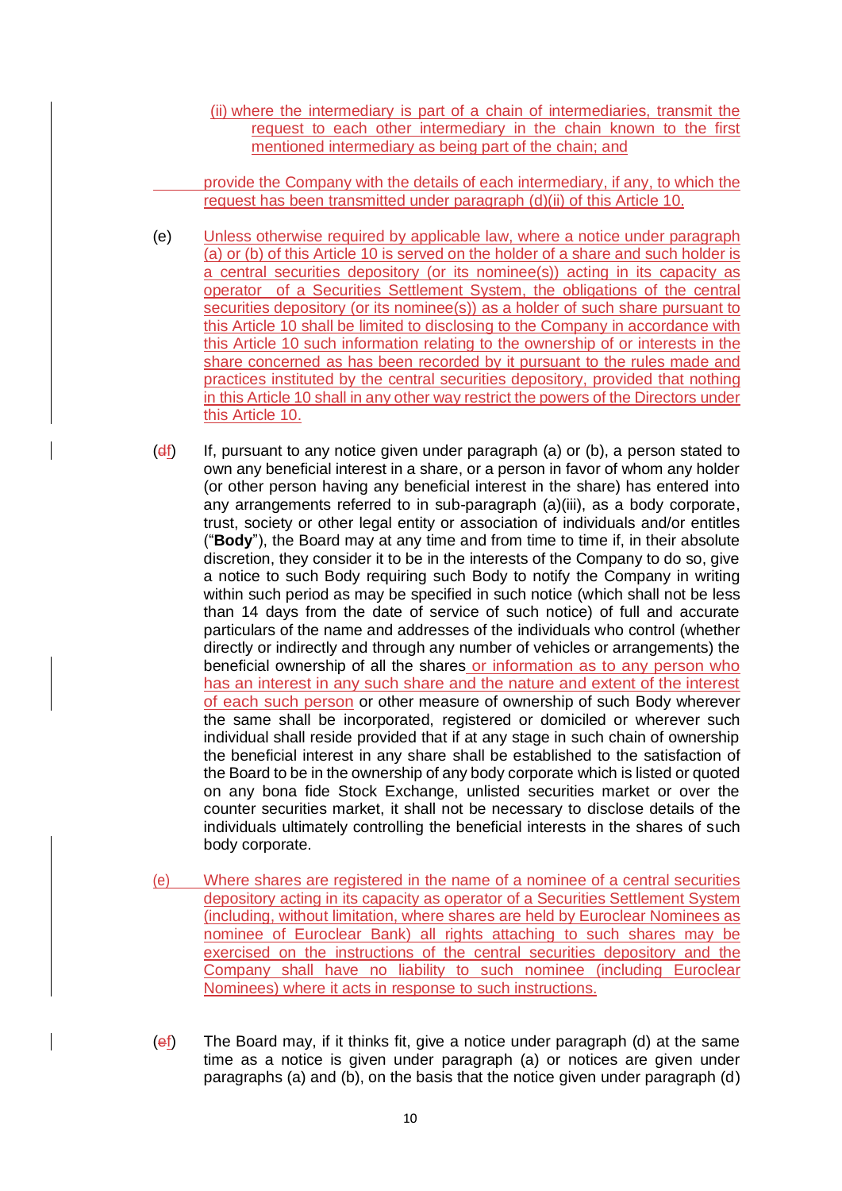(ii) where the intermediary is part of a chain of intermediaries, transmit the request to each other intermediary in the chain known to the first mentioned intermediary as being part of the chain; and

provide the Company with the details of each intermediary, if any, to which the request has been transmitted under paragraph (d)(ii) of this Article 10.

(e) Unless otherwise required by applicable law, where a notice under paragraph (a) or (b) of this Article 10 is served on the holder of a share and such holder is a central securities depository (or its nominee(s)) acting in its capacity as operator of a Securities Settlement System, the obligations of the central securities depository (or its nominee(s)) as a holder of such share pursuant to this Article 10 shall be limited to disclosing to the Company in accordance with this Article 10 such information relating to the ownership of or interests in the share concerned as has been recorded by it pursuant to the rules made and practices instituted by the central securities depository, provided that nothing in this Article 10 shall in any other way restrict the powers of the Directors under this Article 10.

(df) If, pursuant to any notice given under paragraph (a) or (b), a person stated to own any beneficial interest in a share, or a person in favor of whom any holder (or other person having any beneficial interest in the share) has entered into any arrangements referred to in sub-paragraph (a)(iii), as a body corporate, trust, society or other legal entity or association of individuals and/or entitles ("**Body**"), the Board may at any time and from time to time if, in their absolute discretion, they consider it to be in the interests of the Company to do so, give a notice to such Body requiring such Body to notify the Company in writing within such period as may be specified in such notice (which shall not be less than 14 days from the date of service of such notice) of full and accurate particulars of the name and addresses of the individuals who control (whether directly or indirectly and through any number of vehicles or arrangements) the beneficial ownership of all the shares or information as to any person who has an interest in any such share and the nature and extent of the interest of each such person or other measure of ownership of such Body wherever the same shall be incorporated, registered or domiciled or wherever such individual shall reside provided that if at any stage in such chain of ownership the beneficial interest in any share shall be established to the satisfaction of the Board to be in the ownership of any body corporate which is listed or quoted on any bona fide Stock Exchange, unlisted securities market or over the counter securities market, it shall not be necessary to disclose details of the individuals ultimately controlling the beneficial interests in the shares of such body corporate.

(e) Where shares are registered in the name of a nominee of a central securities depository acting in its capacity as operator of a Securities Settlement System (including, without limitation, where shares are held by Euroclear Nominees as nominee of Euroclear Bank) all rights attaching to such shares may be exercised on the instructions of the central securities depository and the Company shall have no liability to such nominee (including Euroclear Nominees) where it acts in response to such instructions.

(ef) The Board may, if it thinks fit, give a notice under paragraph (d) at the same time as a notice is given under paragraph (a) or notices are given under paragraphs (a) and (b), on the basis that the notice given under paragraph (d)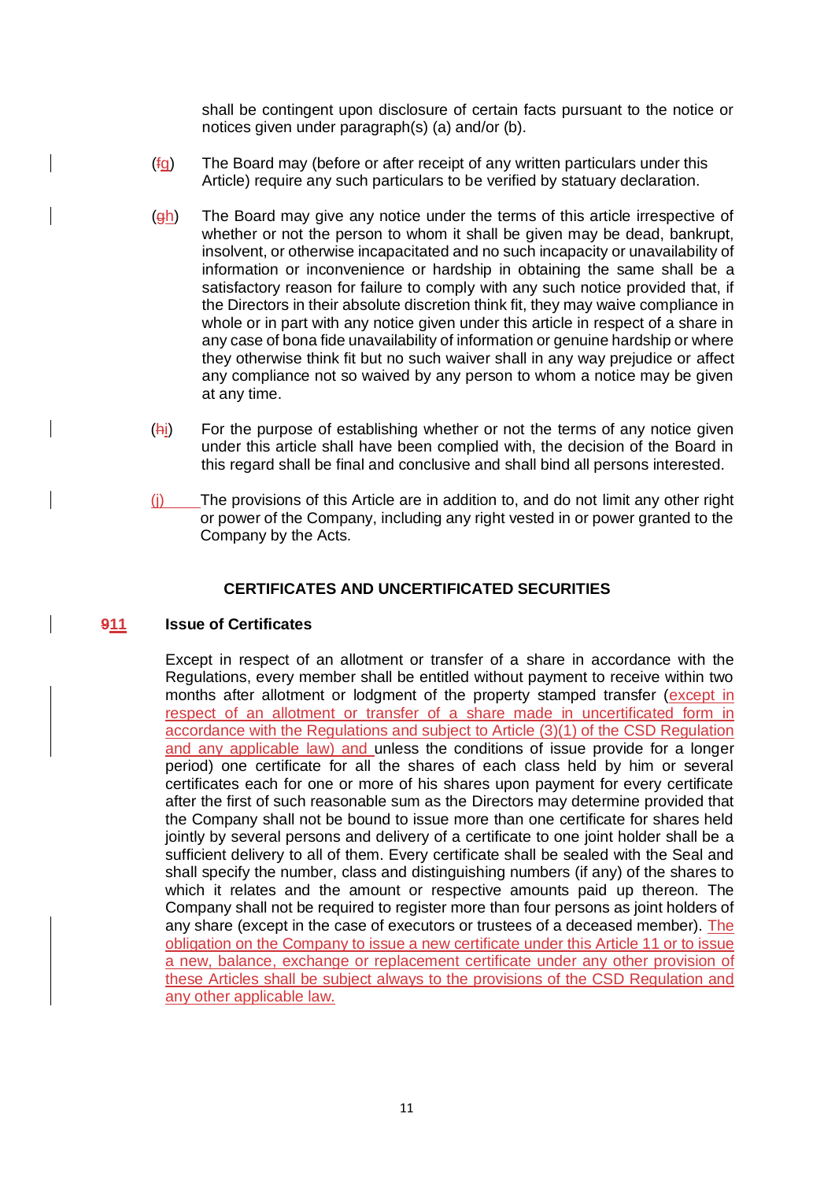shall be contingent upon disclosure of certain facts pursuant to the notice or notices given under paragraph(s) (a) and/or (b).

(~~f~~g) The Board may (before or after receipt of any written particulars under this Article) require any such particulars to be verified by statuary declaration.

(~~g~~h) The Board may give any notice under the terms of this article irrespective of whether or not the person to whom it shall be given may be dead, bankrupt, insolvent, or otherwise incapacitated and no such incapacity or unavailability of information or inconvenience or hardship in obtaining the same shall be a satisfactory reason for failure to comply with any such notice provided that, if the Directors in their absolute discretion think fit, they may waive compliance in whole or in part with any notice given under this article in respect of a share in any case of bona fide unavailability of information or genuine hardship or where they otherwise think fit but no such waiver shall in any way prejudice or affect any compliance not so waived by any person to whom a notice may be given at any time.

(~~h~~i) For the purpose of establishing whether or not the terms of any notice given under this article shall have been complied with, the decision of the Board in this regard shall be final and conclusive and shall bind all persons interested.

(j) The provisions of this Article are in addition to, and do not limit any other right or power of the Company, including any right vested in or power granted to the Company by the Acts.

## CERTIFICATES AND UNCERTIFICATED SECURITIES

### ~~9~~11 Issue of Certificates

Except in respect of an allotment or transfer of a share in accordance with the Regulations, every member shall be entitled without payment to receive within two months after allotment or lodgment of the property stamped transfer (except in respect of an allotment or transfer of a share made in uncertificated form in accordance with the Regulations and subject to Article (3)(1) of the CSD Regulation and any applicable law) and unless the conditions of issue provide for a longer period) one certificate for all the shares of each class held by him or several certificates each for one or more of his shares upon payment for every certificate after the first of such reasonable sum as the Directors may determine provided that the Company shall not be bound to issue more than one certificate for shares held jointly by several persons and delivery of a certificate to one joint holder shall be a sufficient delivery to all of them. Every certificate shall be sealed with the Seal and shall specify the number, class and distinguishing numbers (if any) of the shares to which it relates and the amount or respective amounts paid up thereon. The Company shall not be required to register more than four persons as joint holders of any share (except in the case of executors or trustees of a deceased member). The obligation on the Company to issue a new certificate under this Article 11 or to issue a new, balance, exchange or replacement certificate under any other provision of these Articles shall be subject always to the provisions of the CSD Regulation and any other applicable law.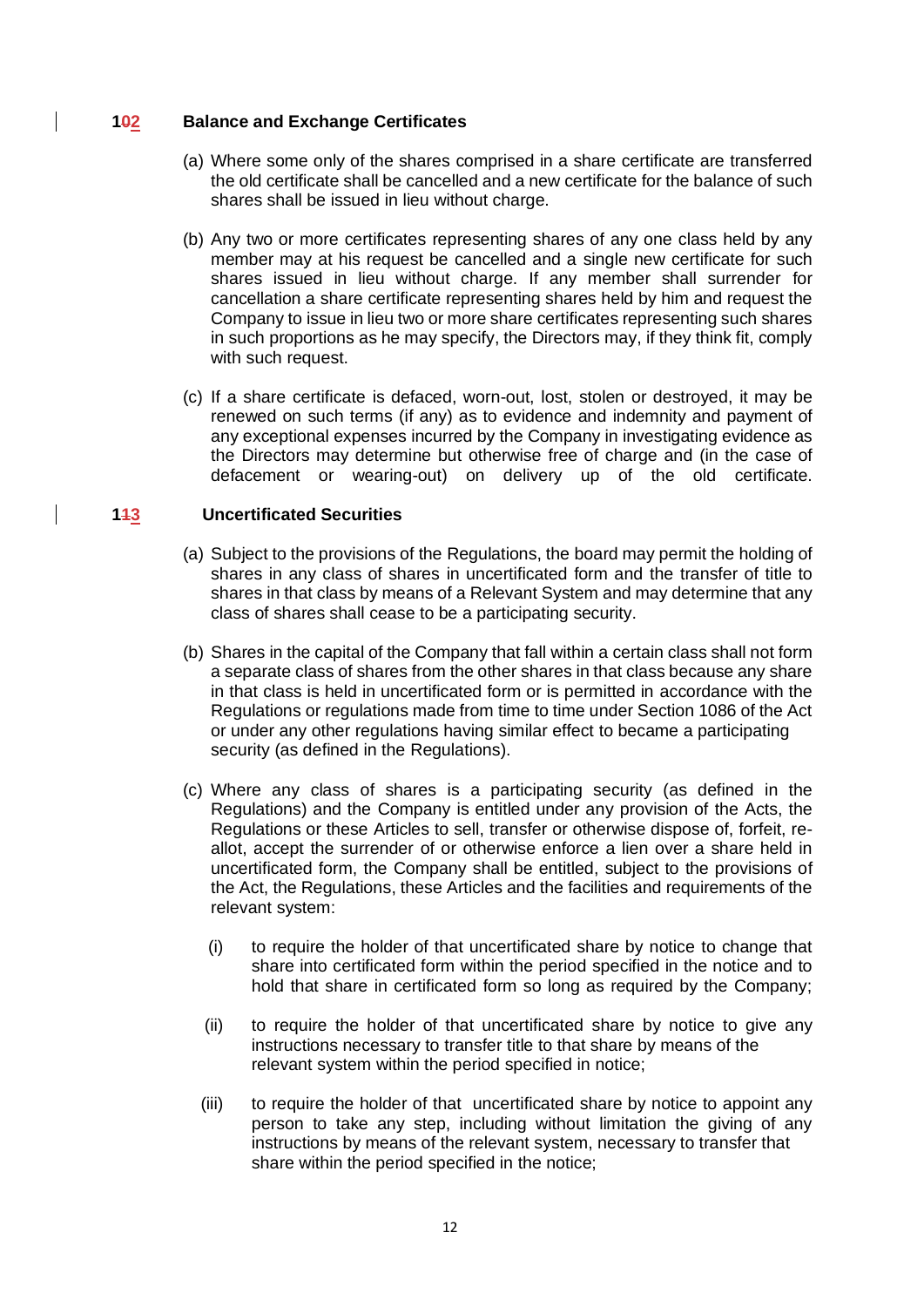## 12 Balance and Exchange Certificates

(a) Where some only of the shares comprised in a share certificate are transferred the old certificate shall be cancelled and a new certificate for the balance of such shares shall be issued in lieu without charge.

(b) Any two or more certificates representing shares of any one class held by any member may at his request be cancelled and a single new certificate for such shares issued in lieu without charge. If any member shall surrender for cancellation a share certificate representing shares held by him and request the Company to issue in lieu two or more share certificates representing such shares in such proportions as he may specify, the Directors may, if they think fit, comply with such request.

(c) If a share certificate is defaced, worn-out, lost, stolen or destroyed, it may be renewed on such terms (if any) as to evidence and indemnity and payment of any exceptional expenses incurred by the Company in investigating evidence as the Directors may determine but otherwise free of charge and (in the case of defacement or wearing-out) on delivery up of the old certificate.

## 13 Uncertificated Securities

(a) Subject to the provisions of the Regulations, the board may permit the holding of shares in any class of shares in uncertificated form and the transfer of title to shares in that class by means of a Relevant System and may determine that any class of shares shall cease to be a participating security.

(b) Shares in the capital of the Company that fall within a certain class shall not form a separate class of shares from the other shares in that class because any share in that class is held in uncertificated form or is permitted in accordance with the Regulations or regulations made from time to time under Section 1086 of the Act or under any other regulations having similar effect to became a participating security (as defined in the Regulations).

(c) Where any class of shares is a participating security (as defined in the Regulations) and the Company is entitled under any provision of the Acts, the Regulations or these Articles to sell, transfer or otherwise dispose of, forfeit, re-allot, accept the surrender of or otherwise enforce a lien over a share held in uncertificated form, the Company shall be entitled, subject to the provisions of the Act, the Regulations, these Articles and the facilities and requirements of the relevant system:

  (i) to require the holder of that uncertificated share by notice to change that share into certificated form within the period specified in the notice and to hold that share in certificated form so long as required by the Company;

  (ii) to require the holder of that uncertificated share by notice to give any instructions necessary to transfer title to that share by means of the relevant system within the period specified in notice;

  (iii) to require the holder of that uncertificated share by notice to appoint any person to take any step, including without limitation the giving of any instructions by means of the relevant system, necessary to transfer that share within the period specified in the notice;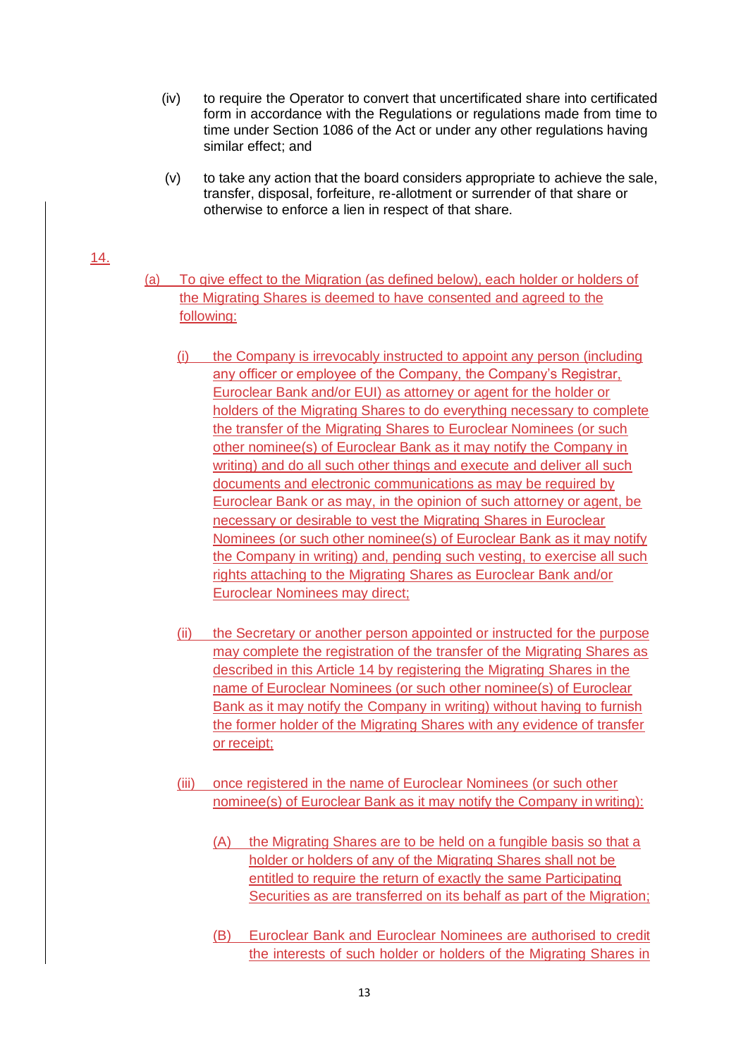(iv) to require the Operator to convert that uncertificated share into certificated form in accordance with the Regulations or regulations made from time to time under Section 1086 of the Act or under any other regulations having similar effect; and

(v) to take any action that the board considers appropriate to achieve the sale, transfer, disposal, forfeiture, re-allotment or surrender of that share or otherwise to enforce a lien in respect of that share.

14.

(a) To give effect to the Migration (as defined below), each holder or holders of the Migrating Shares is deemed to have consented and agreed to the following:

(i) the Company is irrevocably instructed to appoint any person (including any officer or employee of the Company, the Company's Registrar, Euroclear Bank and/or EUI) as attorney or agent for the holder or holders of the Migrating Shares to do everything necessary to complete the transfer of the Migrating Shares to Euroclear Nominees (or such other nominee(s) of Euroclear Bank as it may notify the Company in writing) and do all such other things and execute and deliver all such documents and electronic communications as may be required by Euroclear Bank or as may, in the opinion of such attorney or agent, be necessary or desirable to vest the Migrating Shares in Euroclear Nominees (or such other nominee(s) of Euroclear Bank as it may notify the Company in writing) and, pending such vesting, to exercise all such rights attaching to the Migrating Shares as Euroclear Bank and/or Euroclear Nominees may direct;

(ii) the Secretary or another person appointed or instructed for the purpose may complete the registration of the transfer of the Migrating Shares as described in this Article 14 by registering the Migrating Shares in the name of Euroclear Nominees (or such other nominee(s) of Euroclear Bank as it may notify the Company in writing) without having to furnish the former holder of the Migrating Shares with any evidence of transfer or receipt;

(iii) once registered in the name of Euroclear Nominees (or such other nominee(s) of Euroclear Bank as it may notify the Company in writing):

(A) the Migrating Shares are to be held on a fungible basis so that a holder or holders of any of the Migrating Shares shall not be entitled to require the return of exactly the same Participating Securities as are transferred on its behalf as part of the Migration;

(B) Euroclear Bank and Euroclear Nominees are authorised to credit the interests of such holder or holders of the Migrating Shares in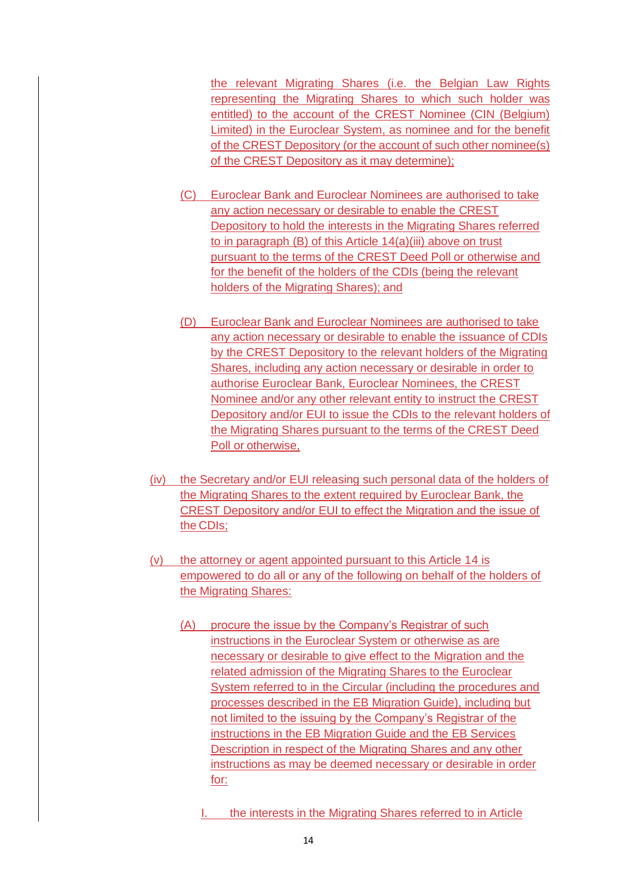the relevant Migrating Shares (i.e. the Belgian Law Rights representing the Migrating Shares to which such holder was entitled) to the account of the CREST Nominee (CIN (Belgium) Limited) in the Euroclear System, as nominee and for the benefit of the CREST Depository (or the account of such other nominee(s) of the CREST Depository as it may determine);

(C) Euroclear Bank and Euroclear Nominees are authorised to take any action necessary or desirable to enable the CREST Depository to hold the interests in the Migrating Shares referred to in paragraph (B) of this Article 14(a)(iii) above on trust pursuant to the terms of the CREST Deed Poll or otherwise and for the benefit of the holders of the CDIs (being the relevant holders of the Migrating Shares); and

(D) Euroclear Bank and Euroclear Nominees are authorised to take any action necessary or desirable to enable the issuance of CDIs by the CREST Depository to the relevant holders of the Migrating Shares, including any action necessary or desirable in order to authorise Euroclear Bank, Euroclear Nominees, the CREST Nominee and/or any other relevant entity to instruct the CREST Depository and/or EUI to issue the CDIs to the relevant holders of the Migrating Shares pursuant to the terms of the CREST Deed Poll or otherwise,

(iv) the Secretary and/or EUI releasing such personal data of the holders of the Migrating Shares to the extent required by Euroclear Bank, the CREST Depository and/or EUI to effect the Migration and the issue of the CDIs;

(v) the attorney or agent appointed pursuant to this Article 14 is empowered to do all or any of the following on behalf of the holders of the Migrating Shares:

(A) procure the issue by the Company's Registrar of such instructions in the Euroclear System or otherwise as are necessary or desirable to give effect to the Migration and the related admission of the Migrating Shares to the Euroclear System referred to in the Circular (including the procedures and processes described in the EB Migration Guide), including but not limited to the issuing by the Company's Registrar of the instructions in the EB Migration Guide and the EB Services Description in respect of the Migrating Shares and any other instructions as may be deemed necessary or desirable in order for:

I. the interests in the Migrating Shares referred to in Article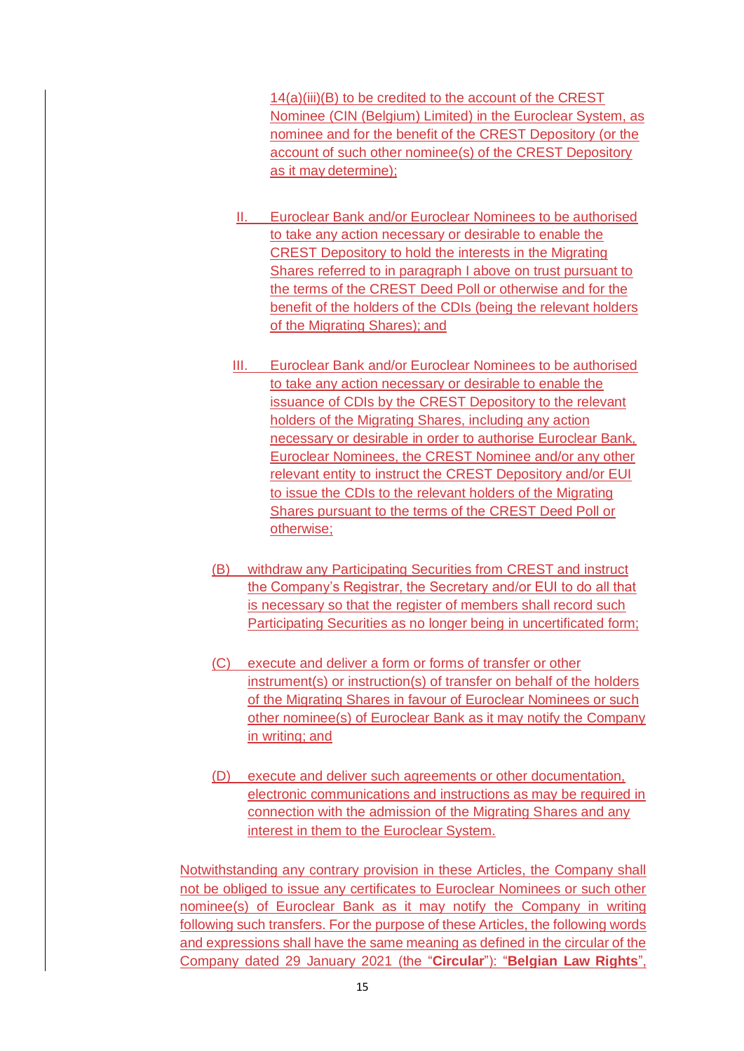14(a)(iii)(B) to be credited to the account of the CREST Nominee (CIN (Belgium) Limited) in the Euroclear System, as nominee and for the benefit of the CREST Depository (or the account of such other nominee(s) of the CREST Depository as it may determine);

II. Euroclear Bank and/or Euroclear Nominees to be authorised to take any action necessary or desirable to enable the CREST Depository to hold the interests in the Migrating Shares referred to in paragraph I above on trust pursuant to the terms of the CREST Deed Poll or otherwise and for the benefit of the holders of the CDIs (being the relevant holders of the Migrating Shares); and

III. Euroclear Bank and/or Euroclear Nominees to be authorised to take any action necessary or desirable to enable the issuance of CDIs by the CREST Depository to the relevant holders of the Migrating Shares, including any action necessary or desirable in order to authorise Euroclear Bank, Euroclear Nominees, the CREST Nominee and/or any other relevant entity to instruct the CREST Depository and/or EUI to issue the CDIs to the relevant holders of the Migrating Shares pursuant to the terms of the CREST Deed Poll or otherwise;

(B) withdraw any Participating Securities from CREST and instruct the Company's Registrar, the Secretary and/or EUI to do all that is necessary so that the register of members shall record such Participating Securities as no longer being in uncertificated form;

(C) execute and deliver a form or forms of transfer or other instrument(s) or instruction(s) of transfer on behalf of the holders of the Migrating Shares in favour of Euroclear Nominees or such other nominee(s) of Euroclear Bank as it may notify the Company in writing; and

(D) execute and deliver such agreements or other documentation, electronic communications and instructions as may be required in connection with the admission of the Migrating Shares and any interest in them to the Euroclear System.

Notwithstanding any contrary provision in these Articles, the Company shall not be obliged to issue any certificates to Euroclear Nominees or such other nominee(s) of Euroclear Bank as it may notify the Company in writing following such transfers. For the purpose of these Articles, the following words and expressions shall have the same meaning as defined in the circular of the Company dated 29 January 2021 (the "**Circular**"): "**Belgian Law Rights**",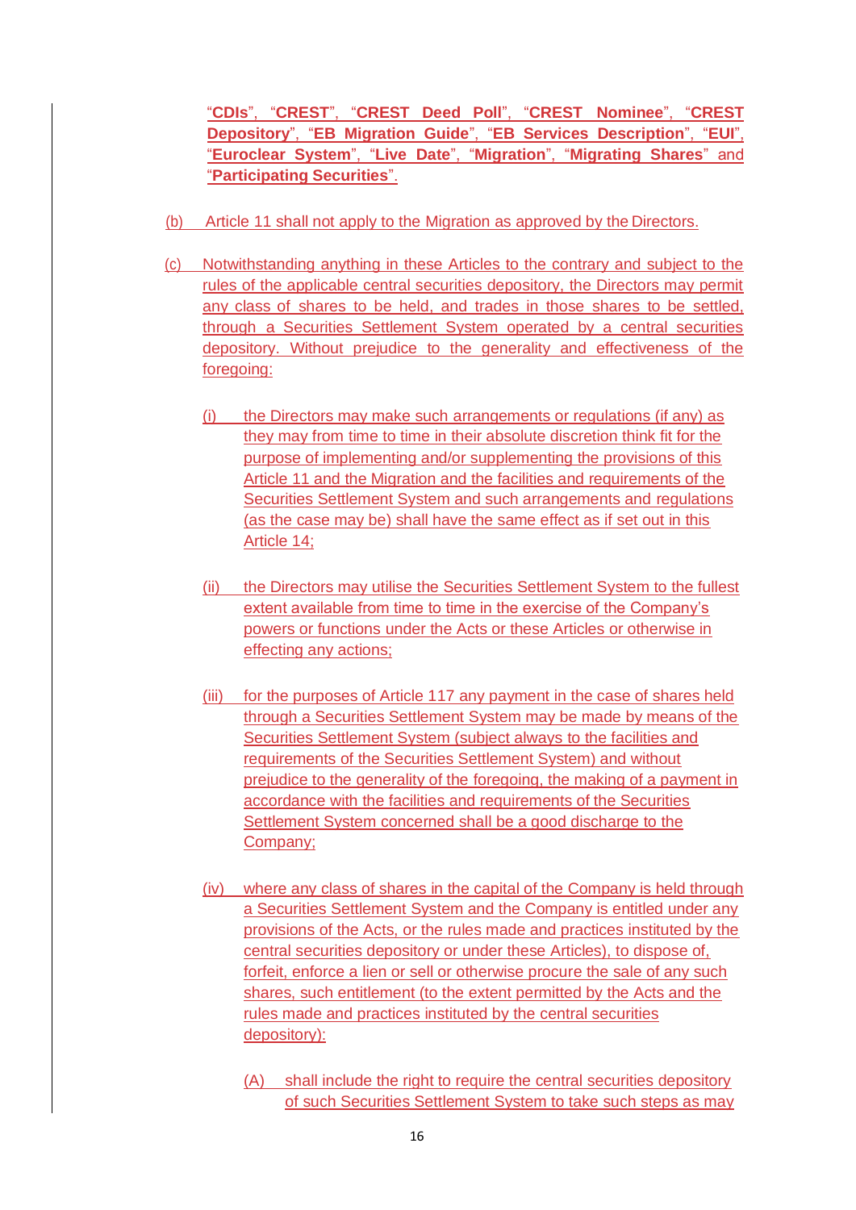"**CDIs**", "**CREST**", "**CREST Deed Poll**", "**CREST Nominee**", "**CREST Depository**", "**EB Migration Guide**", "**EB Services Description**", "**EUI**", "**Euroclear System**", "**Live Date**", "**Migration**", "**Migrating Shares**" and "**Participating Securities**".

(b) Article 11 shall not apply to the Migration as approved by the Directors.

(c) Notwithstanding anything in these Articles to the contrary and subject to the rules of the applicable central securities depository, the Directors may permit any class of shares to be held, and trades in those shares to be settled, through a Securities Settlement System operated by a central securities depository. Without prejudice to the generality and effectiveness of the foregoing:

(i) the Directors may make such arrangements or regulations (if any) as they may from time to time in their absolute discretion think fit for the purpose of implementing and/or supplementing the provisions of this Article 11 and the Migration and the facilities and requirements of the Securities Settlement System and such arrangements and regulations (as the case may be) shall have the same effect as if set out in this Article 14;

(ii) the Directors may utilise the Securities Settlement System to the fullest extent available from time to time in the exercise of the Company's powers or functions under the Acts or these Articles or otherwise in effecting any actions;

(iii) for the purposes of Article 117 any payment in the case of shares held through a Securities Settlement System may be made by means of the Securities Settlement System (subject always to the facilities and requirements of the Securities Settlement System) and without prejudice to the generality of the foregoing, the making of a payment in accordance with the facilities and requirements of the Securities Settlement System concerned shall be a good discharge to the Company;

(iv) where any class of shares in the capital of the Company is held through a Securities Settlement System and the Company is entitled under any provisions of the Acts, or the rules made and practices instituted by the central securities depository or under these Articles), to dispose of, forfeit, enforce a lien or sell or otherwise procure the sale of any such shares, such entitlement (to the extent permitted by the Acts and the rules made and practices instituted by the central securities depository):

(A) shall include the right to require the central securities depository of such Securities Settlement System to take such steps as may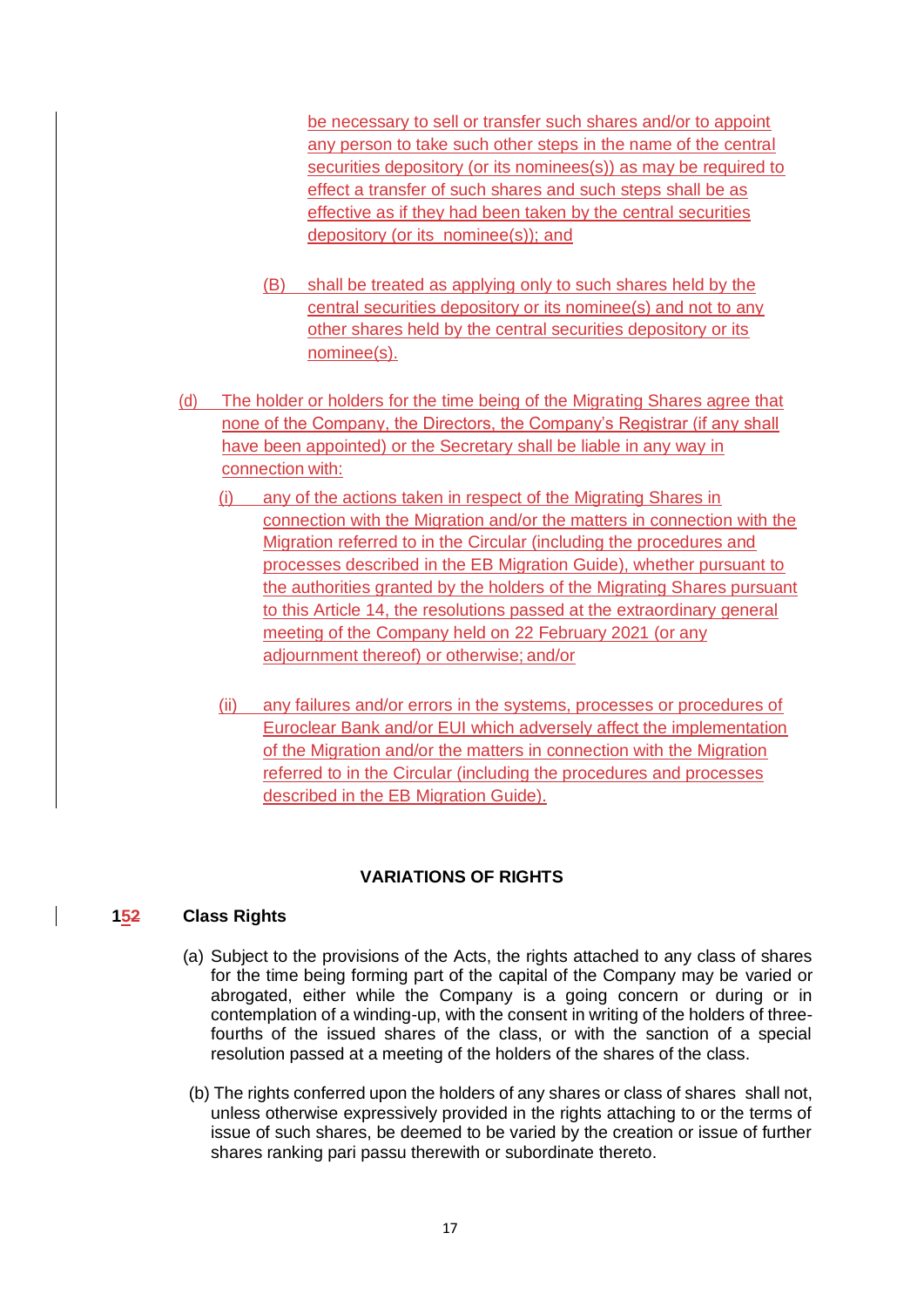be necessary to sell or transfer such shares and/or to appoint any person to take such other steps in the name of the central securities depository (or its nominees(s)) as may be required to effect a transfer of such shares and such steps shall be as effective as if they had been taken by the central securities depository (or its nominee(s)); and

(B) shall be treated as applying only to such shares held by the central securities depository or its nominee(s) and not to any other shares held by the central securities depository or its nominee(s).

(d) The holder or holders for the time being of the Migrating Shares agree that none of the Company, the Directors, the Company's Registrar (if any shall have been appointed) or the Secretary shall be liable in any way in connection with:

(i) any of the actions taken in respect of the Migrating Shares in connection with the Migration and/or the matters in connection with the Migration referred to in the Circular (including the procedures and processes described in the EB Migration Guide), whether pursuant to the authorities granted by the holders of the Migrating Shares pursuant to this Article 14, the resolutions passed at the extraordinary general meeting of the Company held on 22 February 2021 (or any adjournment thereof) or otherwise; and/or

(ii) any failures and/or errors in the systems, processes or procedures of Euroclear Bank and/or EUI which adversely affect the implementation of the Migration and/or the matters in connection with the Migration referred to in the Circular (including the procedures and processes described in the EB Migration Guide).

## VARIATIONS OF RIGHTS

### 152 Class Rights

(a) Subject to the provisions of the Acts, the rights attached to any class of shares for the time being forming part of the capital of the Company may be varied or abrogated, either while the Company is a going concern or during or in contemplation of a winding-up, with the consent in writing of the holders of three-fourths of the issued shares of the class, or with the sanction of a special resolution passed at a meeting of the holders of the shares of the class.

(b) The rights conferred upon the holders of any shares or class of shares shall not, unless otherwise expressively provided in the rights attaching to or the terms of issue of such shares, be deemed to be varied by the creation or issue of further shares ranking pari passu therewith or subordinate thereto.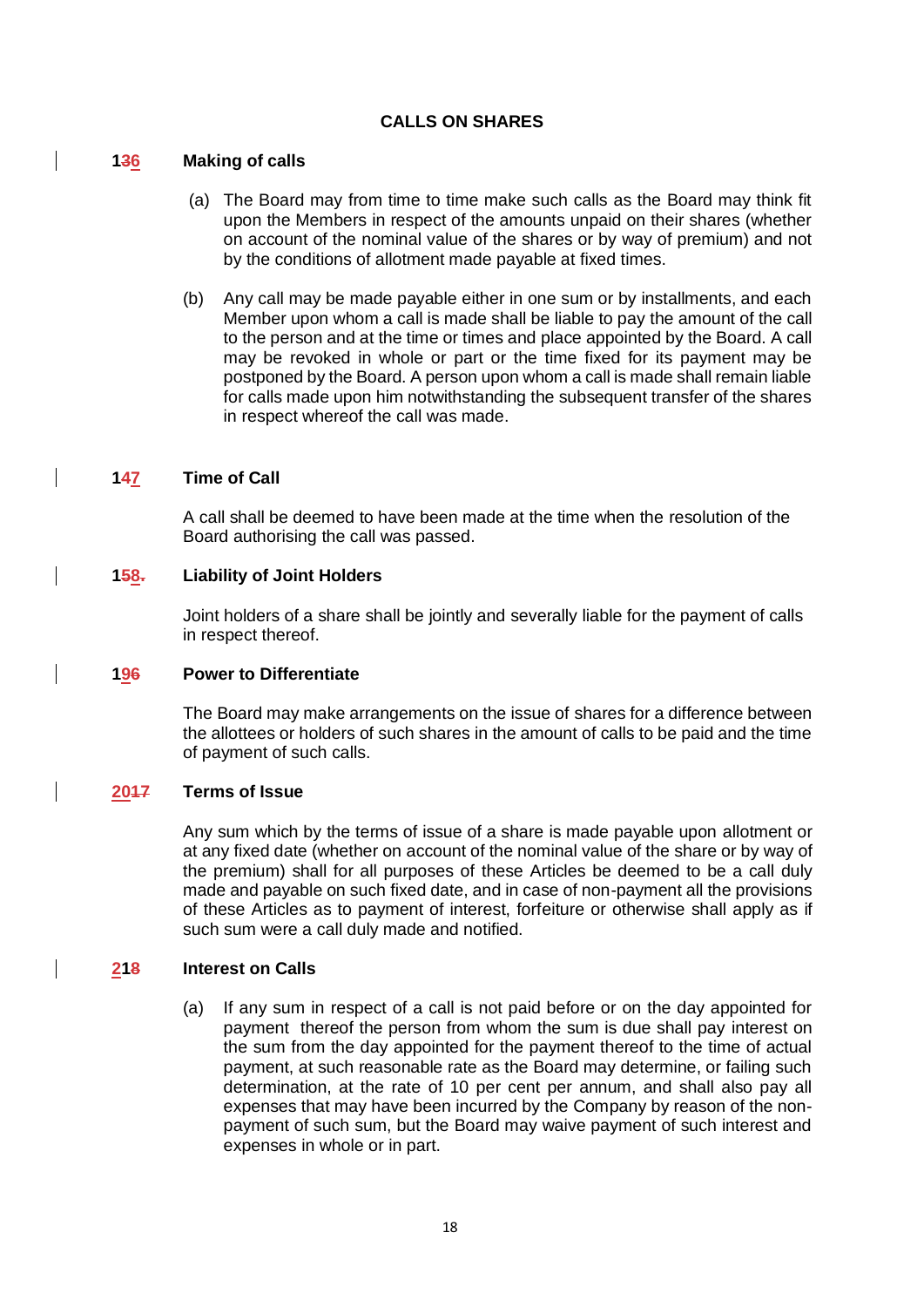## CALLS ON SHARES

### 1~~3~~6 Making of calls

(a) The Board may from time to time make such calls as the Board may think fit upon the Members in respect of the amounts unpaid on their shares (whether on account of the nominal value of the shares or by way of premium) and not by the conditions of allotment made payable at fixed times.

(b) Any call may be made payable either in one sum or by installments, and each Member upon whom a call is made shall be liable to pay the amount of the call to the person and at the time or times and place appointed by the Board. A call may be revoked in whole or part or the time fixed for its payment may be postponed by the Board. A person upon whom a call is made shall remain liable for calls made upon him notwithstanding the subsequent transfer of the shares in respect whereof the call was made.

### 1~~4~~7 Time of Call

A call shall be deemed to have been made at the time when the resolution of the Board authorising the call was passed.

### 1~~5~~8~~.~~ Liability of Joint Holders

Joint holders of a share shall be jointly and severally liable for the payment of calls in respect thereof.

### 19~~6~~ Power to Differentiate

The Board may make arrangements on the issue of shares for a difference between the allottees or holders of such shares in the amount of calls to be paid and the time of payment of such calls.

### 20~~17~~ Terms of Issue

Any sum which by the terms of issue of a share is made payable upon allotment or at any fixed date (whether on account of the nominal value of the share or by way of the premium) shall for all purposes of these Articles be deemed to be a call duly made and payable on such fixed date, and in case of non-payment all the provisions of these Articles as to payment of interest, forfeiture or otherwise shall apply as if such sum were a call duly made and notified.

### 21~~8~~ Interest on Calls

(a) If any sum in respect of a call is not paid before or on the day appointed for payment thereof the person from whom the sum is due shall pay interest on the sum from the day appointed for the payment thereof to the time of actual payment, at such reasonable rate as the Board may determine, or failing such determination, at the rate of 10 per cent per annum, and shall also pay all expenses that may have been incurred by the Company by reason of the non-payment of such sum, but the Board may waive payment of such interest and expenses in whole or in part.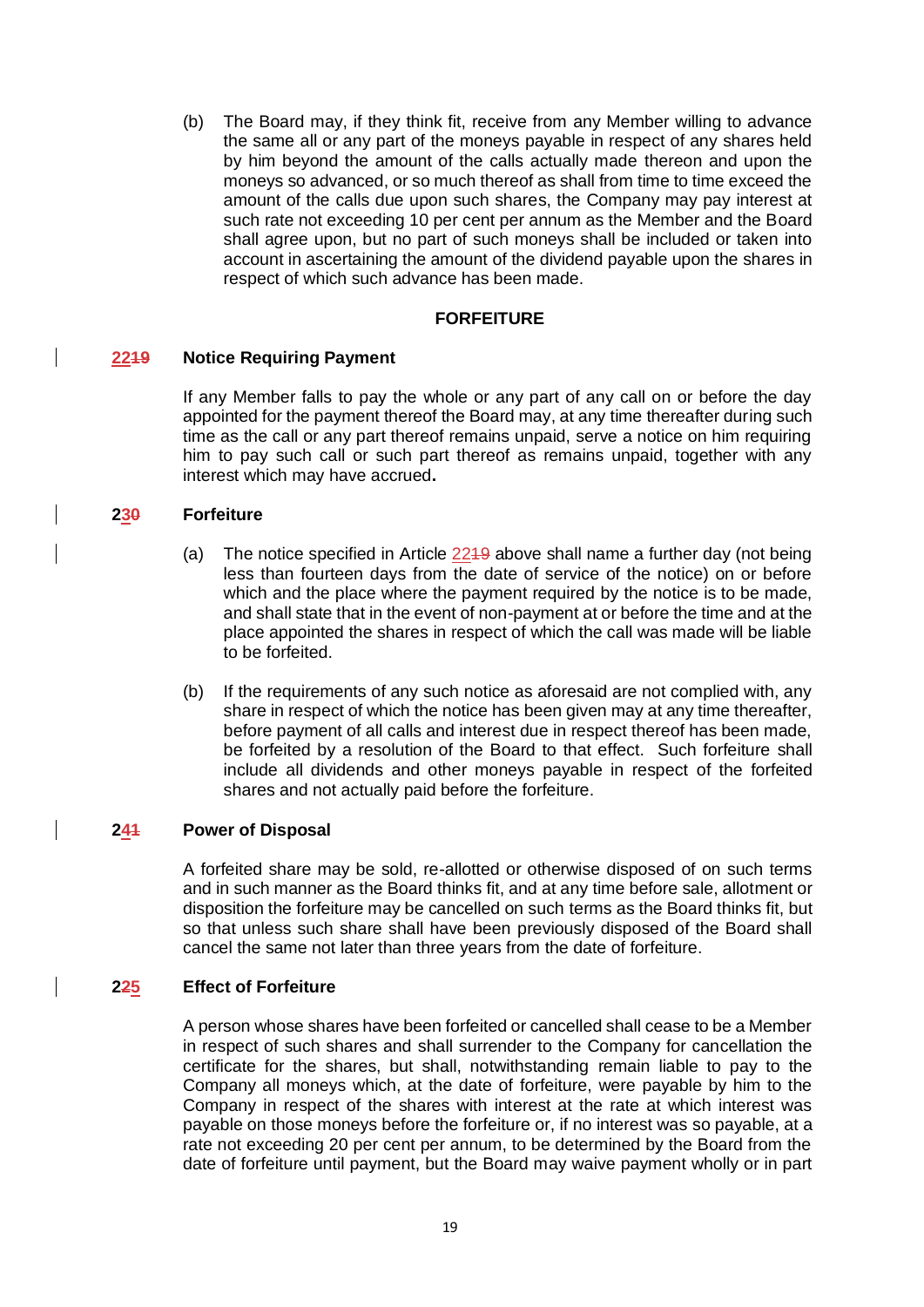(b) The Board may, if they think fit, receive from any Member willing to advance the same all or any part of the moneys payable in respect of any shares held by him beyond the amount of the calls actually made thereon and upon the moneys so advanced, or so much thereof as shall from time to time exceed the amount of the calls due upon such shares, the Company may pay interest at such rate not exceeding 10 per cent per annum as the Member and the Board shall agree upon, but no part of such moneys shall be included or taken into account in ascertaining the amount of the dividend payable upon the shares in respect of which such advance has been made.

## FORFEITURE

### 2219 Notice Requiring Payment

If any Member fails to pay the whole or any part of any call on or before the day appointed for the payment thereof the Board may, at any time thereafter during such time as the call or any part thereof remains unpaid, serve a notice on him requiring him to pay such call or such part thereof as remains unpaid, together with any interest which may have accrued**.**

### 230 Forfeiture

(a) The notice specified in Article 2219 above shall name a further day (not being less than fourteen days from the date of service of the notice) on or before which and the place where the payment required by the notice is to be made, and shall state that in the event of non-payment at or before the time and at the place appointed the shares in respect of which the call was made will be liable to be forfeited.

(b) If the requirements of any such notice as aforesaid are not complied with, any share in respect of which the notice has been given may at any time thereafter, before payment of all calls and interest due in respect thereof has been made, be forfeited by a resolution of the Board to that effect. Such forfeiture shall include all dividends and other moneys payable in respect of the forfeited shares and not actually paid before the forfeiture.

### 241 Power of Disposal

A forfeited share may be sold, re-allotted or otherwise disposed of on such terms and in such manner as the Board thinks fit, and at any time before sale, allotment or disposition the forfeiture may be cancelled on such terms as the Board thinks fit, but so that unless such share shall have been previously disposed of the Board shall cancel the same not later than three years from the date of forfeiture.

### 225 Effect of Forfeiture

A person whose shares have been forfeited or cancelled shall cease to be a Member in respect of such shares and shall surrender to the Company for cancellation the certificate for the shares, but shall, notwithstanding remain liable to pay to the Company all moneys which, at the date of forfeiture, were payable by him to the Company in respect of the shares with interest at the rate at which interest was payable on those moneys before the forfeiture or, if no interest was so payable, at a rate not exceeding 20 per cent per annum, to be determined by the Board from the date of forfeiture until payment, but the Board may waive payment wholly or in part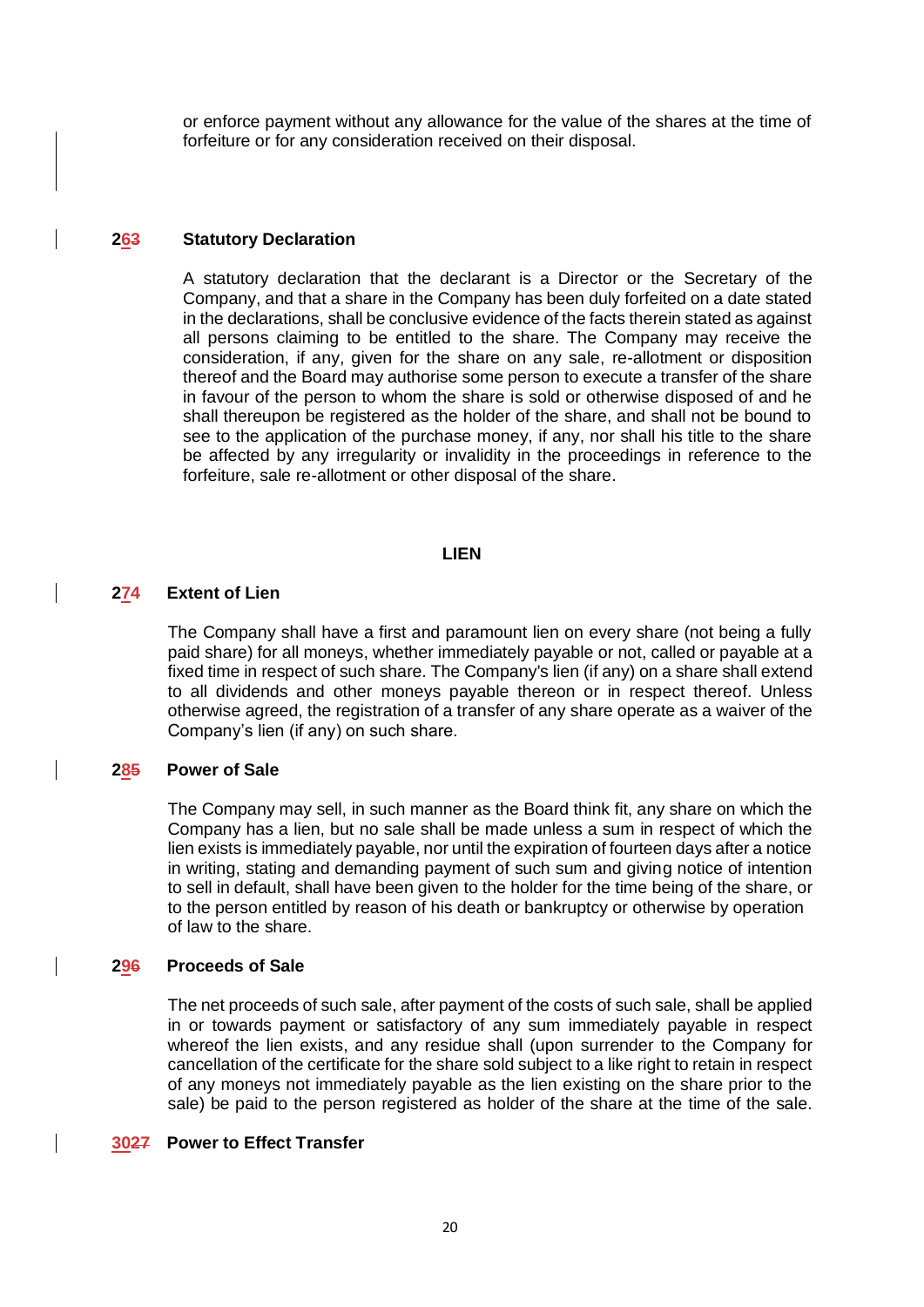or enforce payment without any allowance for the value of the shares at the time of forfeiture or for any consideration received on their disposal.

### 263 Statutory Declaration

A statutory declaration that the declarant is a Director or the Secretary of the Company, and that a share in the Company has been duly forfeited on a date stated in the declarations, shall be conclusive evidence of the facts therein stated as against all persons claiming to be entitled to the share. The Company may receive the consideration, if any, given for the share on any sale, re-allotment or disposition thereof and the Board may authorise some person to execute a transfer of the share in favour of the person to whom the share is sold or otherwise disposed of and he shall thereupon be registered as the holder of the share, and shall not be bound to see to the application of the purchase money, if any, nor shall his title to the share be affected by any irregularity or invalidity in the proceedings in reference to the forfeiture, sale re-allotment or other disposal of the share.

## LIEN

### 274 Extent of Lien

The Company shall have a first and paramount lien on every share (not being a fully paid share) for all moneys, whether immediately payable or not, called or payable at a fixed time in respect of such share. The Company's lien (if any) on a share shall extend to all dividends and other moneys payable thereon or in respect thereof. Unless otherwise agreed, the registration of a transfer of any share operate as a waiver of the Company's lien (if any) on such share.

### 285 Power of Sale

The Company may sell, in such manner as the Board think fit, any share on which the Company has a lien, but no sale shall be made unless a sum in respect of which the lien exists is immediately payable, nor until the expiration of fourteen days after a notice in writing, stating and demanding payment of such sum and giving notice of intention to sell in default, shall have been given to the holder for the time being of the share, or to the person entitled by reason of his death or bankruptcy or otherwise by operation of law to the share.

### 296 Proceeds of Sale

The net proceeds of such sale, after payment of the costs of such sale, shall be applied in or towards payment or satisfactory of any sum immediately payable in respect whereof the lien exists, and any residue shall (upon surrender to the Company for cancellation of the certificate for the share sold subject to a like right to retain in respect of any moneys not immediately payable as the lien existing on the share prior to the sale) be paid to the person registered as holder of the share at the time of the sale.

### 3027 Power to Effect Transfer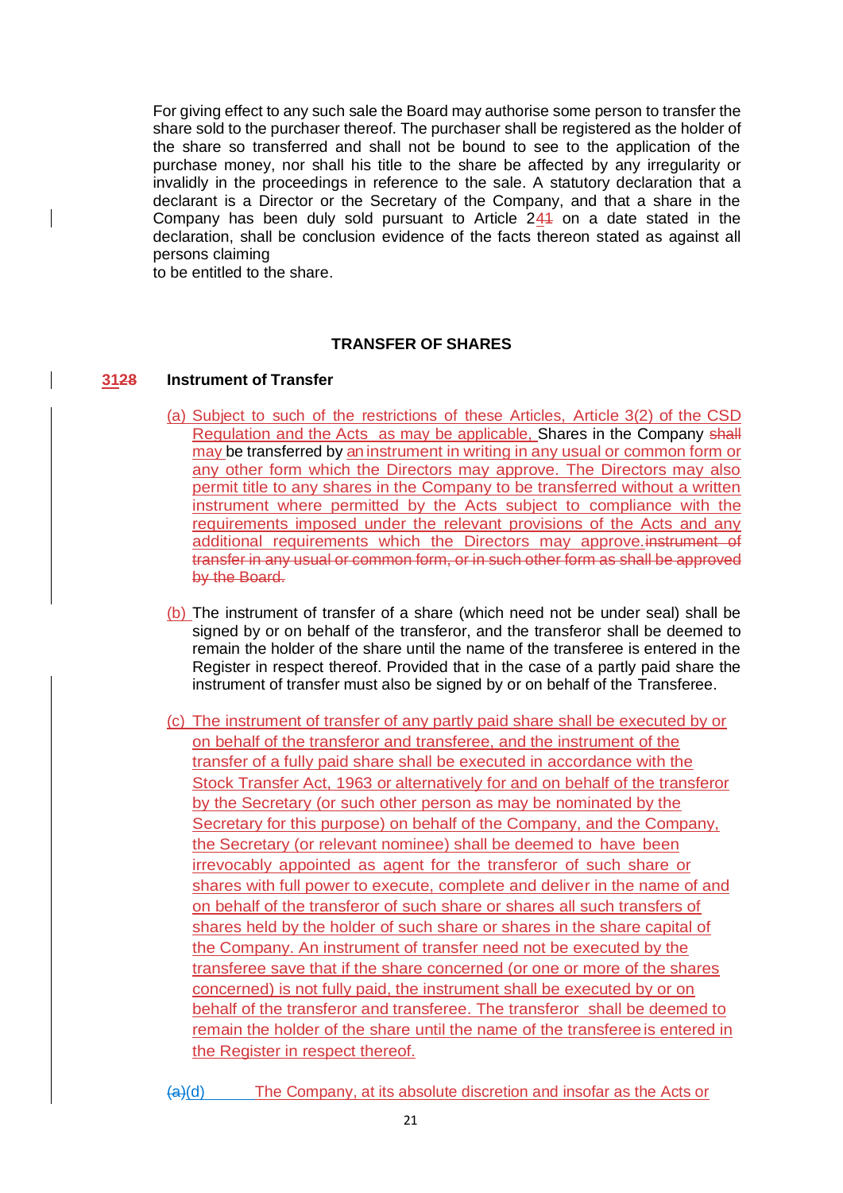For giving effect to any such sale the Board may authorise some person to transfer the share sold to the purchaser thereof. The purchaser shall be registered as the holder of the share so transferred and shall not be bound to see to the application of the purchase money, nor shall his title to the share be affected by any irregularity or invalidly in the proceedings in reference to the sale. A statutory declaration that a declarant is a Director or the Secretary of the Company, and that a share in the Company has been duly sold pursuant to Article 2~~1~~4 on a date stated in the declaration, shall be conclusion evidence of the facts thereon stated as against all persons claiming
to be entitled to the share.

## TRANSFER OF SHARES

### 31~~28~~ Instrument of Transfer

(a) Subject to such of the restrictions of these Articles, Article 3(2) of the CSD Regulation and the Acts as may be applicable, Shares in the Company ~~shall~~ may be transferred by an instrument in writing in any usual or common form or any other form which the Directors may approve. The Directors may also permit title to any shares in the Company to be transferred without a written instrument where permitted by the Acts subject to compliance with the requirements imposed under the relevant provisions of the Acts and any additional requirements which the Directors may approve.~~instrument of transfer in any usual or common form, or in such other form as shall be approved by the Board.~~

(b) The instrument of transfer of a share (which need not be under seal) shall be signed by or on behalf of the transferor, and the transferor shall be deemed to remain the holder of the share until the name of the transferee is entered in the Register in respect thereof. Provided that in the case of a partly paid share the instrument of transfer must also be signed by or on behalf of the Transferee.

(c) The instrument of transfer of any partly paid share shall be executed by or on behalf of the transferor and transferee, and the instrument of the transfer of a fully paid share shall be executed in accordance with the Stock Transfer Act, 1963 or alternatively for and on behalf of the transferor by the Secretary (or such other person as may be nominated by the Secretary for this purpose) on behalf of the Company, and the Company, the Secretary (or relevant nominee) shall be deemed to have been irrevocably appointed as agent for the transferor of such share or shares with full power to execute, complete and deliver in the name of and on behalf of the transferor of such share or shares all such transfers of shares held by the holder of such share or shares in the share capital of the Company. An instrument of transfer need not be executed by the transferee save that if the share concerned (or one or more of the shares concerned) is not fully paid, the instrument shall be executed by or on behalf of the transferor and transferee. The transferor shall be deemed to remain the holder of the share until the name of the transferee is entered in the Register in respect thereof.

~~(a)~~(d) The Company, at its absolute discretion and insofar as the Acts or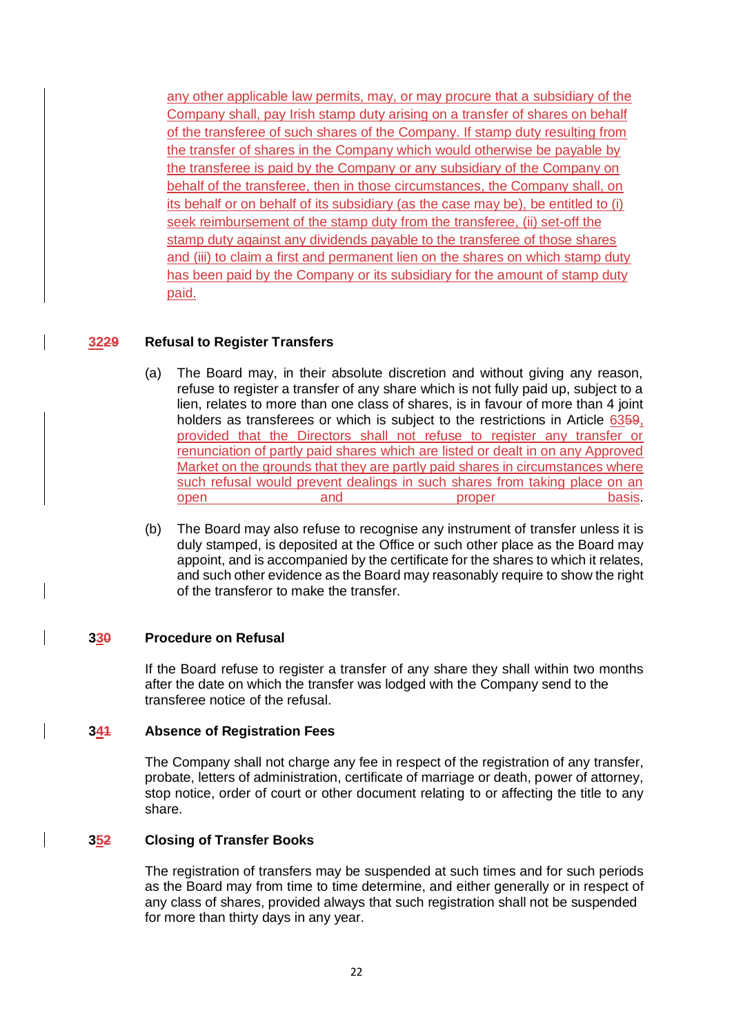any other applicable law permits, may, or may procure that a subsidiary of the Company shall, pay Irish stamp duty arising on a transfer of shares on behalf of the transferee of such shares of the Company. If stamp duty resulting from the transfer of shares in the Company which would otherwise be payable by the transferee is paid by the Company or any subsidiary of the Company on behalf of the transferee, then in those circumstances, the Company shall, on its behalf or on behalf of its subsidiary (as the case may be), be entitled to (i) seek reimbursement of the stamp duty from the transferee, (ii) set-off the stamp duty against any dividends payable to the transferee of those shares and (iii) to claim a first and permanent lien on the shares on which stamp duty has been paid by the Company or its subsidiary for the amount of stamp duty paid.

**3229 Refusal to Register Transfers**

(a) The Board may, in their absolute discretion and without giving any reason, refuse to register a transfer of any share which is not fully paid up, subject to a lien, relates to more than one class of shares, is in favour of more than 4 joint holders as transferees or which is subject to the restrictions in Article 6359, provided that the Directors shall not refuse to register any transfer or renunciation of partly paid shares which are listed or dealt in on any Approved Market on the grounds that they are partly paid shares in circumstances where such refusal would prevent dealings in such shares from taking place on an open and proper basis.

(b) The Board may also refuse to recognise any instrument of transfer unless it is duly stamped, is deposited at the Office or such other place as the Board may appoint, and is accompanied by the certificate for the shares to which it relates, and such other evidence as the Board may reasonably require to show the right of the transferor to make the transfer.

**330 Procedure on Refusal**

If the Board refuse to register a transfer of any share they shall within two months after the date on which the transfer was lodged with the Company send to the transferee notice of the refusal.

**341 Absence of Registration Fees**

The Company shall not charge any fee in respect of the registration of any transfer, probate, letters of administration, certificate of marriage or death, power of attorney, stop notice, order of court or other document relating to or affecting the title to any share.

**352 Closing of Transfer Books**

The registration of transfers may be suspended at such times and for such periods as the Board may from time to time determine, and either generally or in respect of any class of shares, provided always that such registration shall not be suspended for more than thirty days in any year.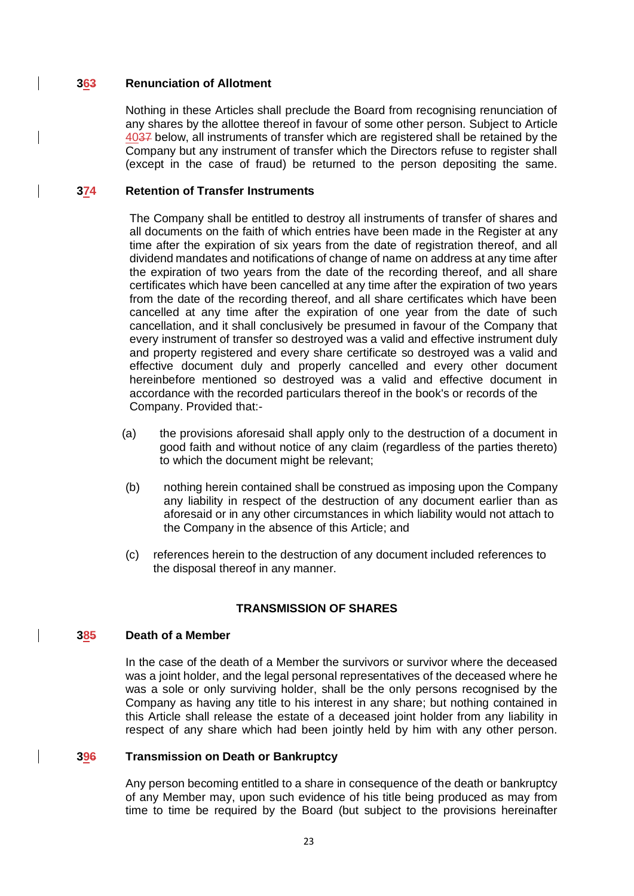**363 Renunciation of Allotment**

Nothing in these Articles shall preclude the Board from recognising renunciation of any shares by the allottee thereof in favour of some other person. Subject to Article 4037 below, all instruments of transfer which are registered shall be retained by the Company but any instrument of transfer which the Directors refuse to register shall (except in the case of fraud) be returned to the person depositing the same.

**374 Retention of Transfer Instruments**

The Company shall be entitled to destroy all instruments of transfer of shares and all documents on the faith of which entries have been made in the Register at any time after the expiration of six years from the date of registration thereof, and all dividend mandates and notifications of change of name on address at any time after the expiration of two years from the date of the recording thereof, and all share certificates which have been cancelled at any time after the expiration of two years from the date of the recording thereof, and all share certificates which have been cancelled at any time after the expiration of one year from the date of such cancellation, and it shall conclusively be presumed in favour of the Company that every instrument of transfer so destroyed was a valid and effective instrument duly and property registered and every share certificate so destroyed was a valid and effective document duly and properly cancelled and every other document hereinbefore mentioned so destroyed was a valid and effective document in accordance with the recorded particulars thereof in the book's or records of the Company. Provided that:-

(a) the provisions aforesaid shall apply only to the destruction of a document in good faith and without notice of any claim (regardless of the parties thereto) to which the document might be relevant;

(b) nothing herein contained shall be construed as imposing upon the Company any liability in respect of the destruction of any document earlier than as aforesaid or in any other circumstances in which liability would not attach to the Company in the absence of this Article; and

(c) references herein to the destruction of any document included references to the disposal thereof in any manner.

## TRANSMISSION OF SHARES

**385 Death of a Member**

In the case of the death of a Member the survivors or survivor where the deceased was a joint holder, and the legal personal representatives of the deceased where he was a sole or only surviving holder, shall be the only persons recognised by the Company as having any title to his interest in any share; but nothing contained in this Article shall release the estate of a deceased joint holder from any liability in respect of any share which had been jointly held by him with any other person.

**396 Transmission on Death or Bankruptcy**

Any person becoming entitled to a share in consequence of the death or bankruptcy of any Member may, upon such evidence of his title being produced as may from time to time be required by the Board (but subject to the provisions hereinafter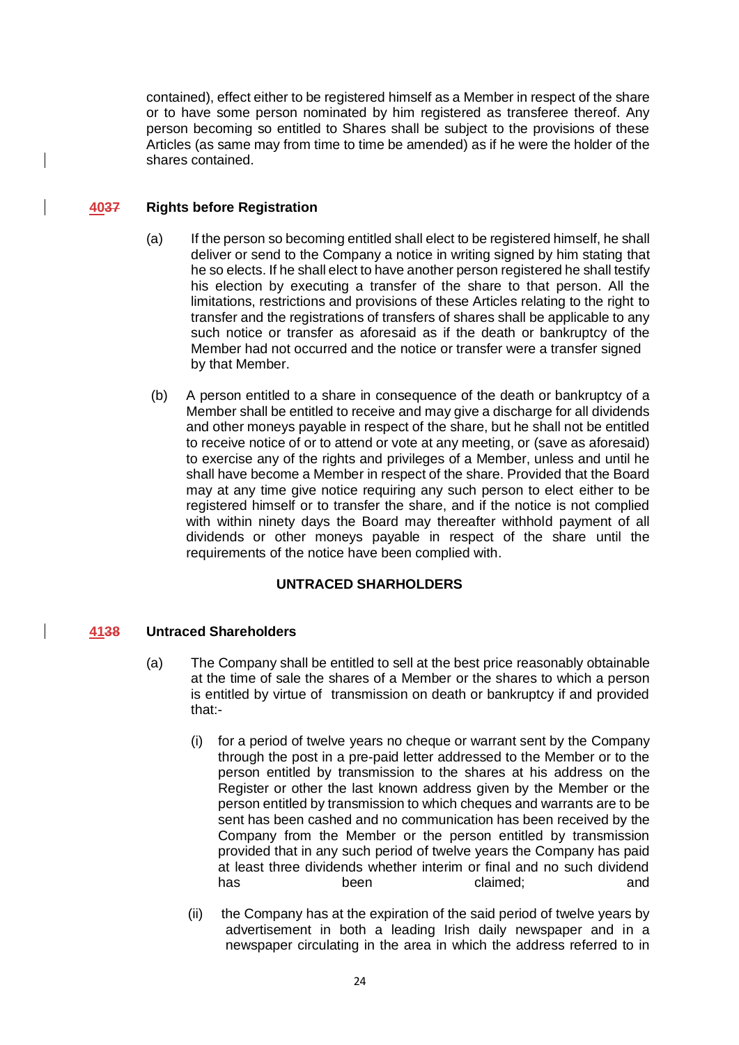contained), effect either to be registered himself as a Member in respect of the share or to have some person nominated by him registered as transferee thereof. Any person becoming so entitled to Shares shall be subject to the provisions of these Articles (as same may from time to time be amended) as if he were the holder of the shares contained.

**4037 Rights before Registration**

(a) If the person so becoming entitled shall elect to be registered himself, he shall deliver or send to the Company a notice in writing signed by him stating that he so elects. If he shall elect to have another person registered he shall testify his election by executing a transfer of the share to that person. All the limitations, restrictions and provisions of these Articles relating to the right to transfer and the registrations of transfers of shares shall be applicable to any such notice or transfer as aforesaid as if the death or bankruptcy of the Member had not occurred and the notice or transfer were a transfer signed by that Member.

(b) A person entitled to a share in consequence of the death or bankruptcy of a Member shall be entitled to receive and may give a discharge for all dividends and other moneys payable in respect of the share, but he shall not be entitled to receive notice of or to attend or vote at any meeting, or (save as aforesaid) to exercise any of the rights and privileges of a Member, unless and until he shall have become a Member in respect of the share. Provided that the Board may at any time give notice requiring any such person to elect either to be registered himself or to transfer the share, and if the notice is not complied with within ninety days the Board may thereafter withhold payment of all dividends or other moneys payable in respect of the share until the requirements of the notice have been complied with.

**UNTRACED SHARHOLDERS**

**4138 Untraced Shareholders**

(a) The Company shall be entitled to sell at the best price reasonably obtainable at the time of sale the shares of a Member or the shares to which a person is entitled by virtue of transmission on death or bankruptcy if and provided that:-

(i) for a period of twelve years no cheque or warrant sent by the Company through the post in a pre-paid letter addressed to the Member or to the person entitled by transmission to the shares at his address on the Register or other the last known address given by the Member or the person entitled by transmission to which cheques and warrants are to be sent has been cashed and no communication has been received by the Company from the Member or the person entitled by transmission provided that in any such period of twelve years the Company has paid at least three dividends whether interim or final and no such dividend has been claimed; and

(ii) the Company has at the expiration of the said period of twelve years by advertisement in both a leading Irish daily newspaper and in a newspaper circulating in the area in which the address referred to in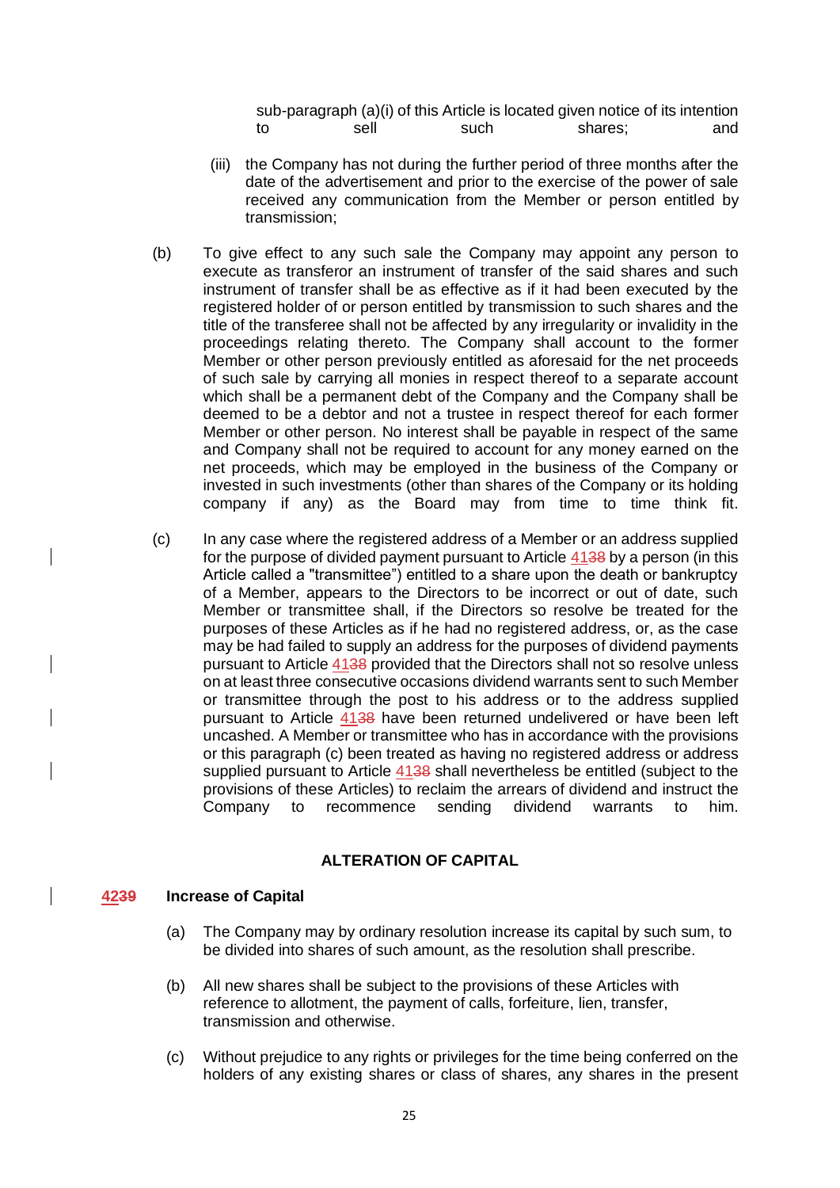sub-paragraph (a)(i) of this Article is located given notice of its intention to sell such shares; and

(iii) the Company has not during the further period of three months after the date of the advertisement and prior to the exercise of the power of sale received any communication from the Member or person entitled by transmission;

(b) To give effect to any such sale the Company may appoint any person to execute as transferor an instrument of transfer of the said shares and such instrument of transfer shall be as effective as if it had been executed by the registered holder of or person entitled by transmission to such shares and the title of the transferee shall not be affected by any irregularity or invalidity in the proceedings relating thereto. The Company shall account to the former Member or other person previously entitled as aforesaid for the net proceeds of such sale by carrying all monies in respect thereof to a separate account which shall be a permanent debt of the Company and the Company shall be deemed to be a debtor and not a trustee in respect thereof for each former Member or other person. No interest shall be payable in respect of the same and Company shall not be required to account for any money earned on the net proceeds, which may be employed in the business of the Company or invested in such investments (other than shares of the Company or its holding company if any) as the Board may from time to time think fit.

(c) In any case where the registered address of a Member or an address supplied for the purpose of divided payment pursuant to Article 41~~38~~ by a person (in this Article called a "transmittee") entitled to a share upon the death or bankruptcy of a Member, appears to the Directors to be incorrect or out of date, such Member or transmittee shall, if the Directors so resolve be treated for the purposes of these Articles as if he had no registered address, or, as the case may be he had failed to supply an address for the purposes of dividend payments pursuant to Article 41~~38~~ provided that the Directors shall not so resolve unless on at least three consecutive occasions dividend warrants sent to such Member or transmittee through the post to his address or to the address supplied pursuant to Article 41~~38~~ have been returned undelivered or have been left uncashed. A Member or transmittee who has in accordance with the provisions or this paragraph (c) been treated as having no registered address or address supplied pursuant to Article 41~~38~~ shall nevertheless be entitled (subject to the provisions of these Articles) to reclaim the arrears of dividend and instruct the Company to recommence sending dividend warrants to him.

## ALTERATION OF CAPITAL

### 42~~39~~ Increase of Capital

(a) The Company may by ordinary resolution increase its capital by such sum, to be divided into shares of such amount, as the resolution shall prescribe.

(b) All new shares shall be subject to the provisions of these Articles with reference to allotment, the payment of calls, forfeiture, lien, transfer, transmission and otherwise.

(c) Without prejudice to any rights or privileges for the time being conferred on the holders of any existing shares or class of shares, any shares in the present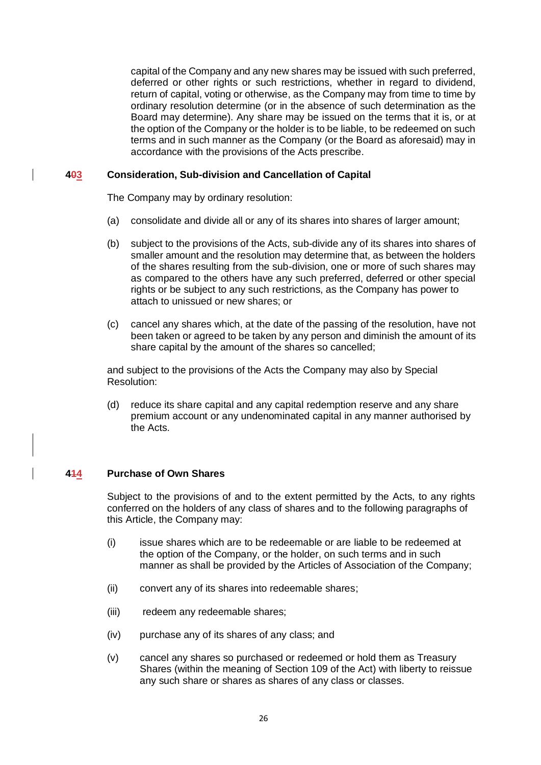capital of the Company and any new shares may be issued with such preferred, deferred or other rights or such restrictions, whether in regard to dividend, return of capital, voting or otherwise, as the Company may from time to time by ordinary resolution determine (or in the absence of such determination as the Board may determine). Any share may be issued on the terms that it is, or at the option of the Company or the holder is to be liable, to be redeemed on such terms and in such manner as the Company (or the Board as aforesaid) may in accordance with the provisions of the Acts prescribe.

**4~~0~~3 Consideration, Sub-division and Cancellation of Capital**

The Company may by ordinary resolution:

(a) consolidate and divide all or any of its shares into shares of larger amount;

(b) subject to the provisions of the Acts, sub-divide any of its shares into shares of smaller amount and the resolution may determine that, as between the holders of the shares resulting from the sub-division, one or more of such shares may as compared to the others have any such preferred, deferred or other special rights or be subject to any such restrictions, as the Company has power to attach to unissued or new shares; or

(c) cancel any shares which, at the date of the passing of the resolution, have not been taken or agreed to be taken by any person and diminish the amount of its share capital by the amount of the shares so cancelled;

and subject to the provisions of the Acts the Company may also by Special Resolution:

(d) reduce its share capital and any capital redemption reserve and any share premium account or any undenominated capital in any manner authorised by the Acts.

**4~~1~~4 Purchase of Own Shares**

Subject to the provisions of and to the extent permitted by the Acts, to any rights conferred on the holders of any class of shares and to the following paragraphs of this Article, the Company may:

(i) issue shares which are to be redeemable or are liable to be redeemed at the option of the Company, or the holder, on such terms and in such manner as shall be provided by the Articles of Association of the Company;

(ii) convert any of its shares into redeemable shares;

(iii) redeem any redeemable shares;

(iv) purchase any of its shares of any class; and

(v) cancel any shares so purchased or redeemed or hold them as Treasury Shares (within the meaning of Section 109 of the Act) with liberty to reissue any such share or shares as shares of any class or classes.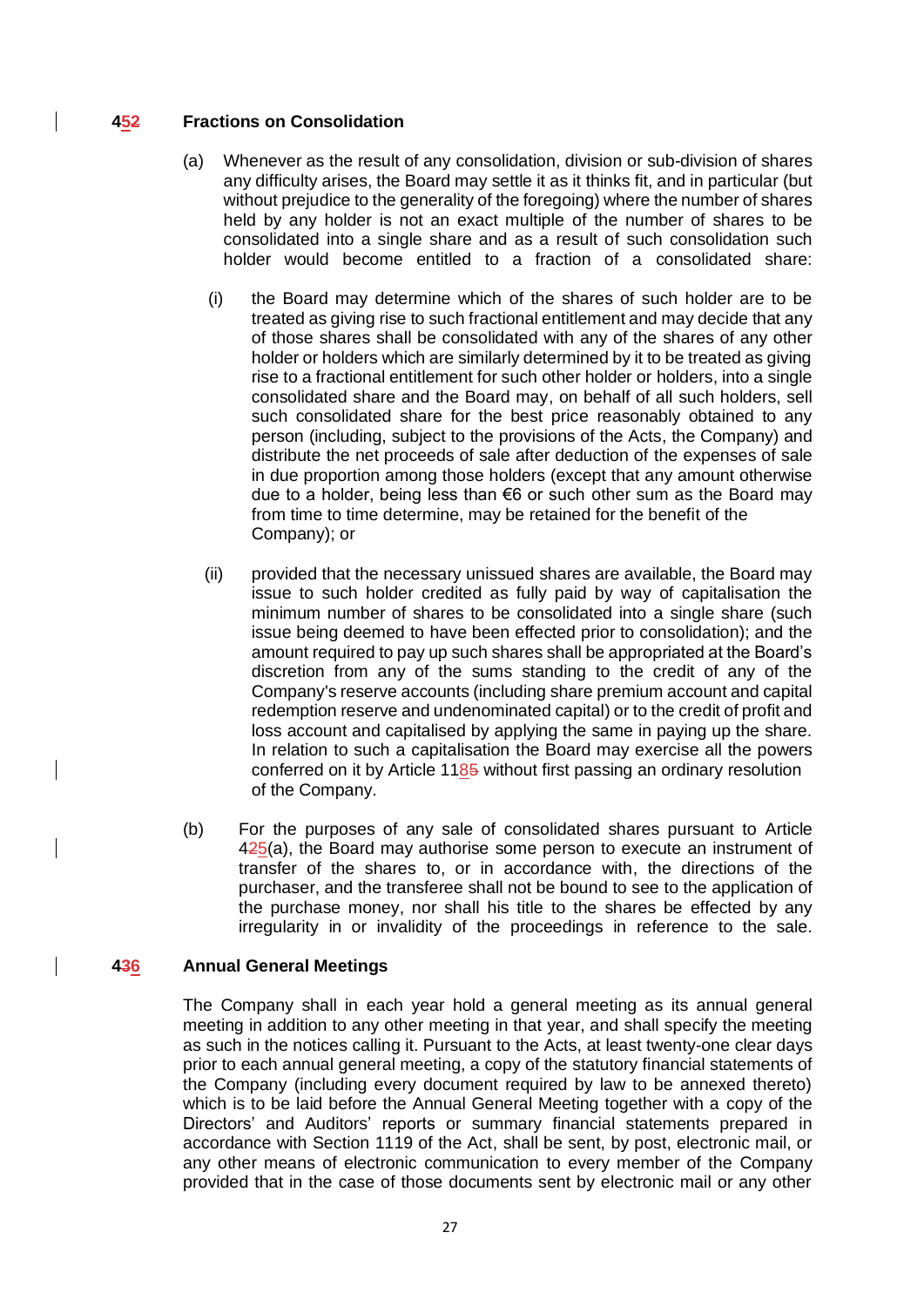## 452 Fractions on Consolidation

(a) Whenever as the result of any consolidation, division or sub-division of shares any difficulty arises, the Board may settle it as it thinks fit, and in particular (but without prejudice to the generality of the foregoing) where the number of shares held by any holder is not an exact multiple of the number of shares to be consolidated into a single share and as a result of such consolidation such holder would become entitled to a fraction of a consolidated share:

(i) the Board may determine which of the shares of such holder are to be treated as giving rise to such fractional entitlement and may decide that any of those shares shall be consolidated with any of the shares of any other holder or holders which are similarly determined by it to be treated as giving rise to a fractional entitlement for such other holder or holders, into a single consolidated share and the Board may, on behalf of all such holders, sell such consolidated share for the best price reasonably obtained to any person (including, subject to the provisions of the Acts, the Company) and distribute the net proceeds of sale after deduction of the expenses of sale in due proportion among those holders (except that any amount otherwise due to a holder, being less than €6 or such other sum as the Board may from time to time determine, may be retained for the benefit of the Company); or

(ii) provided that the necessary unissued shares are available, the Board may issue to such holder credited as fully paid by way of capitalisation the minimum number of shares to be consolidated into a single share (such issue being deemed to have been effected prior to consolidation); and the amount required to pay up such shares shall be appropriated at the Board's discretion from any of the sums standing to the credit of any of the Company's reserve accounts (including share premium account and capital redemption reserve and undenominated capital) or to the credit of profit and loss account and capitalised by applying the same in paying up the share. In relation to such a capitalisation the Board may exercise all the powers conferred on it by Article 1185 without first passing an ordinary resolution of the Company.

(b) For the purposes of any sale of consolidated shares pursuant to Article 425(a), the Board may authorise some person to execute an instrument of transfer of the shares to, or in accordance with, the directions of the purchaser, and the transferee shall not be bound to see to the application of the purchase money, nor shall his title to the shares be effected by any irregularity in or invalidity of the proceedings in reference to the sale.

## 436 Annual General Meetings

The Company shall in each year hold a general meeting as its annual general meeting in addition to any other meeting in that year, and shall specify the meeting as such in the notices calling it. Pursuant to the Acts, at least twenty-one clear days prior to each annual general meeting, a copy of the statutory financial statements of the Company (including every document required by law to be annexed thereto) which is to be laid before the Annual General Meeting together with a copy of the Directors' and Auditors' reports or summary financial statements prepared in accordance with Section 1119 of the Act, shall be sent, by post, electronic mail, or any other means of electronic communication to every member of the Company provided that in the case of those documents sent by electronic mail or any other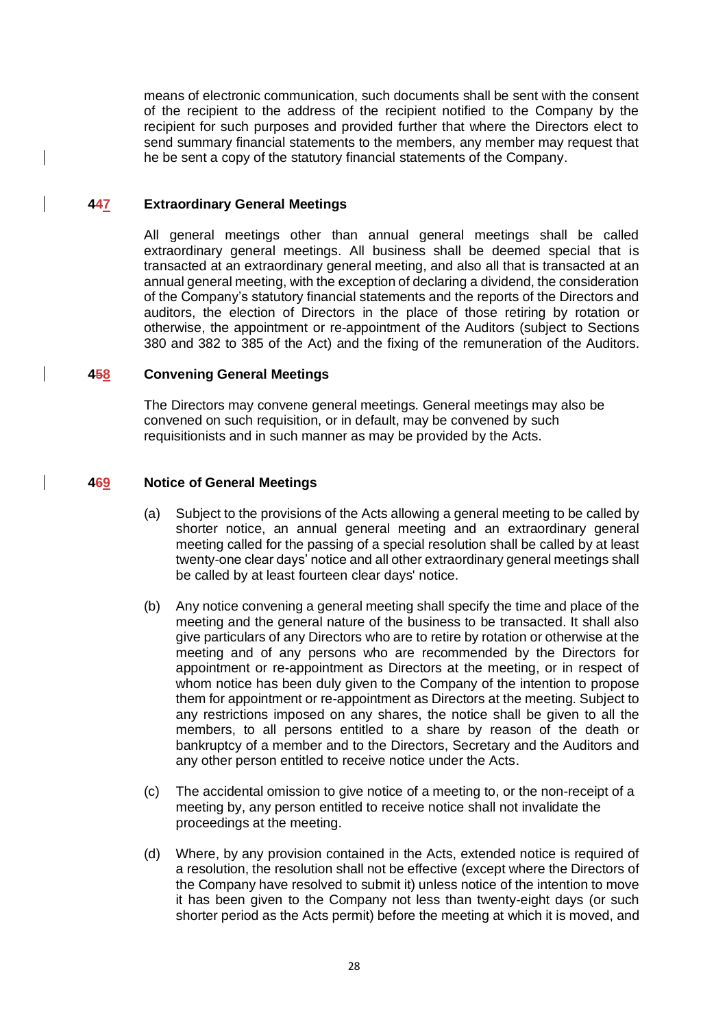means of electronic communication, such documents shall be sent with the consent of the recipient to the address of the recipient notified to the Company by the recipient for such purposes and provided further that where the Directors elect to send summary financial statements to the members, any member may request that he be sent a copy of the statutory financial statements of the Company.

### ~~44~~47 Extraordinary General Meetings

All general meetings other than annual general meetings shall be called extraordinary general meetings. All business shall be deemed special that is transacted at an extraordinary general meeting, and also all that is transacted at an annual general meeting, with the exception of declaring a dividend, the consideration of the Company's statutory financial statements and the reports of the Directors and auditors, the election of Directors in the place of those retiring by rotation or otherwise, the appointment or re-appointment of the Auditors (subject to Sections 380 and 382 to 385 of the Act) and the fixing of the remuneration of the Auditors.

### ~~45~~48 Convening General Meetings

The Directors may convene general meetings. General meetings may also be convened on such requisition, or in default, may be convened by such requisitionists and in such manner as may be provided by the Acts.

### ~~46~~49 Notice of General Meetings

(a) Subject to the provisions of the Acts allowing a general meeting to be called by shorter notice, an annual general meeting and an extraordinary general meeting called for the passing of a special resolution shall be called by at least twenty-one clear days' notice and all other extraordinary general meetings shall be called by at least fourteen clear days' notice.

(b) Any notice convening a general meeting shall specify the time and place of the meeting and the general nature of the business to be transacted. It shall also give particulars of any Directors who are to retire by rotation or otherwise at the meeting and of any persons who are recommended by the Directors for appointment or re-appointment as Directors at the meeting, or in respect of whom notice has been duly given to the Company of the intention to propose them for appointment or re-appointment as Directors at the meeting. Subject to any restrictions imposed on any shares, the notice shall be given to all the members, to all persons entitled to a share by reason of the death or bankruptcy of a member and to the Directors, Secretary and the Auditors and any other person entitled to receive notice under the Acts.

(c) The accidental omission to give notice of a meeting to, or the non-receipt of a meeting by, any person entitled to receive notice shall not invalidate the proceedings at the meeting.

(d) Where, by any provision contained in the Acts, extended notice is required of a resolution, the resolution shall not be effective (except where the Directors of the Company have resolved to submit it) unless notice of the intention to move it has been given to the Company not less than twenty-eight days (or such shorter period as the Acts permit) before the meeting at which it is moved, and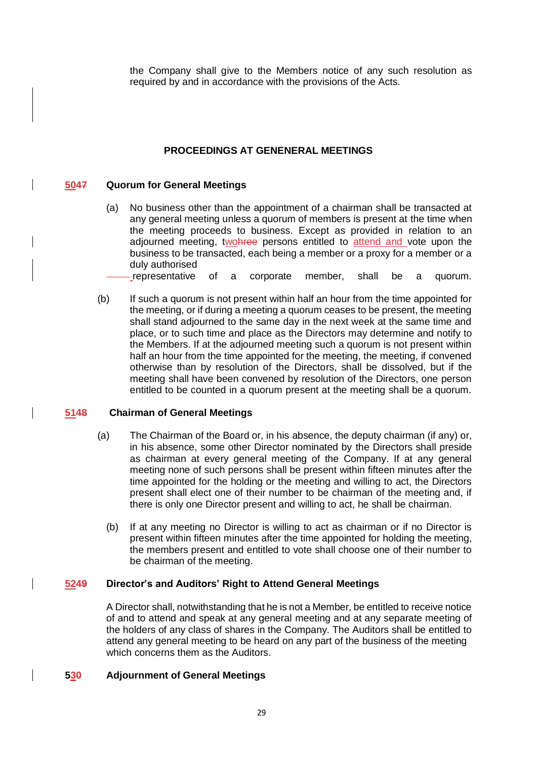the Company shall give to the Members notice of any such resolution as required by and in accordance with the provisions of the Acts.

## PROCEEDINGS AT GENENERAL MEETINGS

### 5047 Quorum for General Meetings

(a) No business other than the appointment of a chairman shall be transacted at any general meeting unless a quorum of members is present at the time when the meeting proceeds to business. Except as provided in relation to an adjourned meeting, twohree persons entitled to attend and vote upon the business to be transacted, each being a member or a proxy for a member or a duly authorised representative of a corporate member, shall be a quorum.

(b) If such a quorum is not present within half an hour from the time appointed for the meeting, or if during a meeting a quorum ceases to be present, the meeting shall stand adjourned to the same day in the next week at the same time and place, or to such time and place as the Directors may determine and notify to the Members. If at the adjourned meeting such a quorum is not present within half an hour from the time appointed for the meeting, the meeting, if convened otherwise than by resolution of the Directors, shall be dissolved, but if the meeting shall have been convened by resolution of the Directors, one person entitled to be counted in a quorum present at the meeting shall be a quorum.

### 5148 Chairman of General Meetings

(a) The Chairman of the Board or, in his absence, the deputy chairman (if any) or, in his absence, some other Director nominated by the Directors shall preside as chairman at every general meeting of the Company. If at any general meeting none of such persons shall be present within fifteen minutes after the time appointed for the holding or the meeting and willing to act, the Directors present shall elect one of their number to be chairman of the meeting and, if there is only one Director present and willing to act, he shall be chairman.

(b) If at any meeting no Director is willing to act as chairman or if no Director is present within fifteen minutes after the time appointed for holding the meeting, the members present and entitled to vote shall choose one of their number to be chairman of the meeting.

### 5249 Director's and Auditors' Right to Attend General Meetings

A Director shall, notwithstanding that he is not a Member, be entitled to receive notice of and to attend and speak at any general meeting and at any separate meeting of the holders of any class of shares in the Company. The Auditors shall be entitled to attend any general meeting to be heard on any part of the business of the meeting which concerns them as the Auditors.

### 530 Adjournment of General Meetings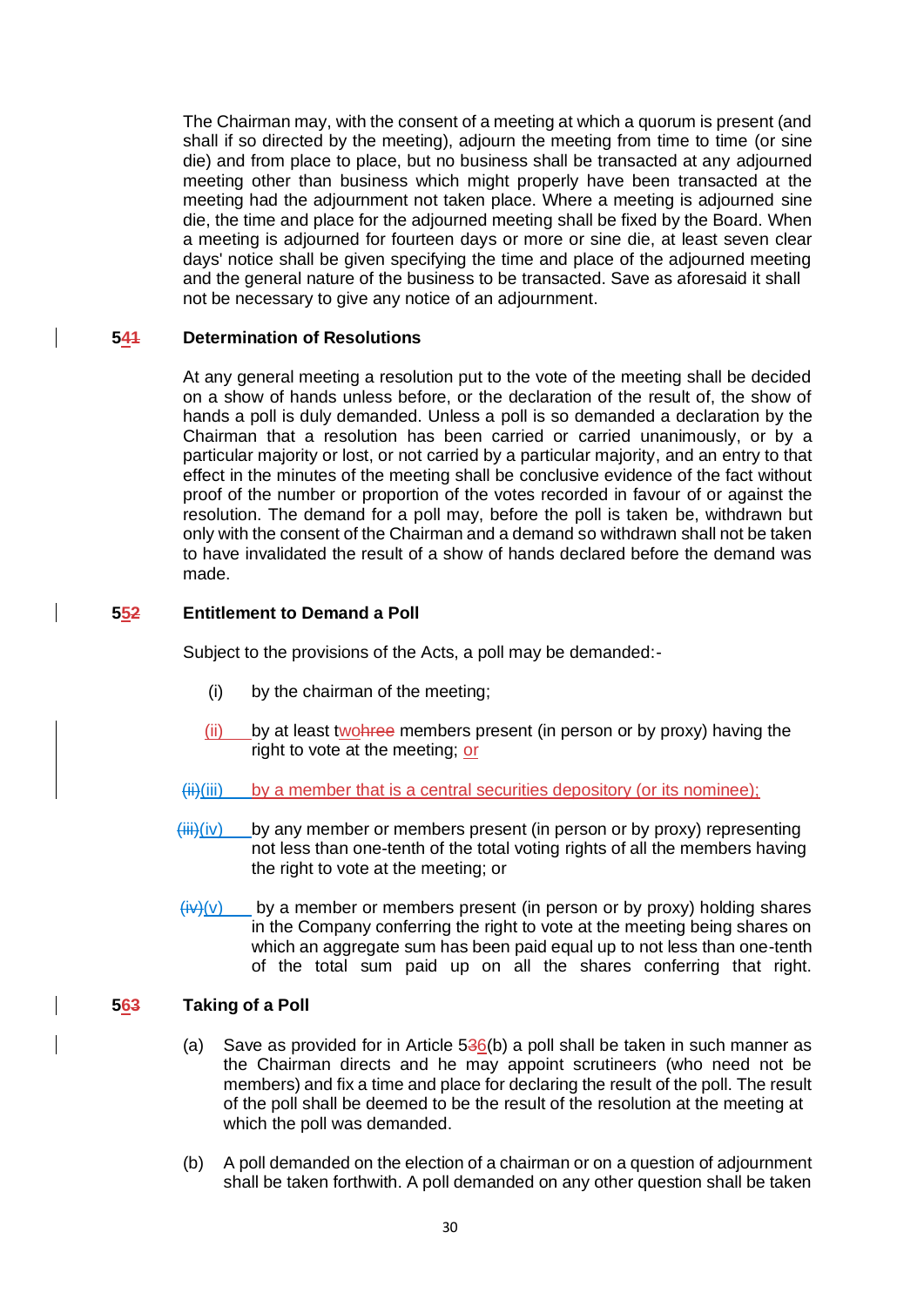The Chairman may, with the consent of a meeting at which a quorum is present (and shall if so directed by the meeting), adjourn the meeting from time to time (or sine die) and from place to place, but no business shall be transacted at any adjourned meeting other than business which might properly have been transacted at the meeting had the adjournment not taken place. Where a meeting is adjourned sine die, the time and place for the adjourned meeting shall be fixed by the Board. When a meeting is adjourned for fourteen days or more or sine die, at least seven clear days' notice shall be given specifying the time and place of the adjourned meeting and the general nature of the business to be transacted. Save as aforesaid it shall not be necessary to give any notice of an adjournment.

**54~~1~~ Determination of Resolutions**

At any general meeting a resolution put to the vote of the meeting shall be decided on a show of hands unless before, or the declaration of the result of, the show of hands a poll is duly demanded. Unless a poll is so demanded a declaration by the Chairman that a resolution has been carried or carried unanimously, or by a particular majority or lost, or not carried by a particular majority, and an entry to that effect in the minutes of the meeting shall be conclusive evidence of the fact without proof of the number or proportion of the votes recorded in favour of or against the resolution. The demand for a poll may, before the poll is taken be, withdrawn but only with the consent of the Chairman and a demand so withdrawn shall not be taken to have invalidated the result of a show of hands declared before the demand was made.

**55~~2~~ Entitlement to Demand a Poll**

Subject to the provisions of the Acts, a poll may be demanded:-

(i) by the chairman of the meeting;

(ii) by at least two~~hree~~ members present (in person or by proxy) having the right to vote at the meeting; or

~~(ii)~~(iii) by a member that is a central securities depository (or its nominee);

~~(iii)~~(iv) by any member or members present (in person or by proxy) representing not less than one-tenth of the total voting rights of all the members having the right to vote at the meeting; or

~~(iv)~~(v) by a member or members present (in person or by proxy) holding shares in the Company conferring the right to vote at the meeting being shares on which an aggregate sum has been paid equal up to not less than one-tenth of the total sum paid up on all the shares conferring that right.

**56~~3~~ Taking of a Poll**

(a) Save as provided for in Article 5~~3~~6(b) a poll shall be taken in such manner as the Chairman directs and he may appoint scrutineers (who need not be members) and fix a time and place for declaring the result of the poll. The result of the poll shall be deemed to be the result of the resolution at the meeting at which the poll was demanded.

(b) A poll demanded on the election of a chairman or on a question of adjournment shall be taken forthwith. A poll demanded on any other question shall be taken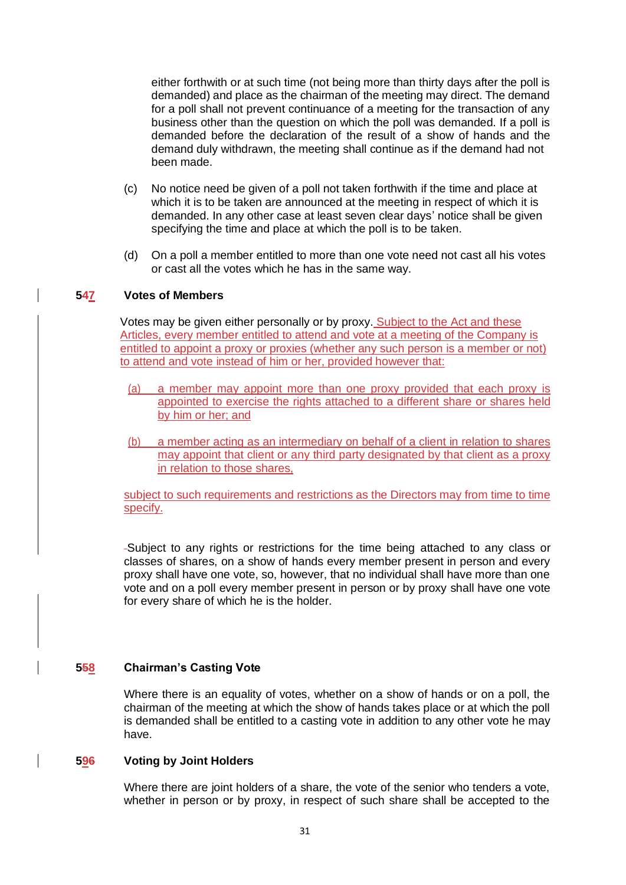either forthwith or at such time (not being more than thirty days after the poll is demanded) and place as the chairman of the meeting may direct. The demand for a poll shall not prevent continuance of a meeting for the transaction of any business other than the question on which the poll was demanded. If a poll is demanded before the declaration of the result of a show of hands and the demand duly withdrawn, the meeting shall continue as if the demand had not been made.

(c) No notice need be given of a poll not taken forthwith if the time and place at which it is to be taken are announced at the meeting in respect of which it is demanded. In any other case at least seven clear days' notice shall be given specifying the time and place at which the poll is to be taken.

(d) On a poll a member entitled to more than one vote need not cast all his votes or cast all the votes which he has in the same way.

**547 Votes of Members**

Votes may be given either personally or by proxy. Subject to the Act and these Articles, every member entitled to attend and vote at a meeting of the Company is entitled to appoint a proxy or proxies (whether any such person is a member or not) to attend and vote instead of him or her, provided however that:

(a) a member may appoint more than one proxy provided that each proxy is appointed to exercise the rights attached to a different share or shares held by him or her; and

(b) a member acting as an intermediary on behalf of a client in relation to shares may appoint that client or any third party designated by that client as a proxy in relation to those shares,

subject to such requirements and restrictions as the Directors may from time to time specify.

Subject to any rights or restrictions for the time being attached to any class or classes of shares, on a show of hands every member present in person and every proxy shall have one vote, so, however, that no individual shall have more than one vote and on a poll every member present in person or by proxy shall have one vote for every share of which he is the holder.

**558 Chairman's Casting Vote**

Where there is an equality of votes, whether on a show of hands or on a poll, the chairman of the meeting at which the show of hands takes place or at which the poll is demanded shall be entitled to a casting vote in addition to any other vote he may have.

**596 Voting by Joint Holders**

Where there are joint holders of a share, the vote of the senior who tenders a vote, whether in person or by proxy, in respect of such share shall be accepted to the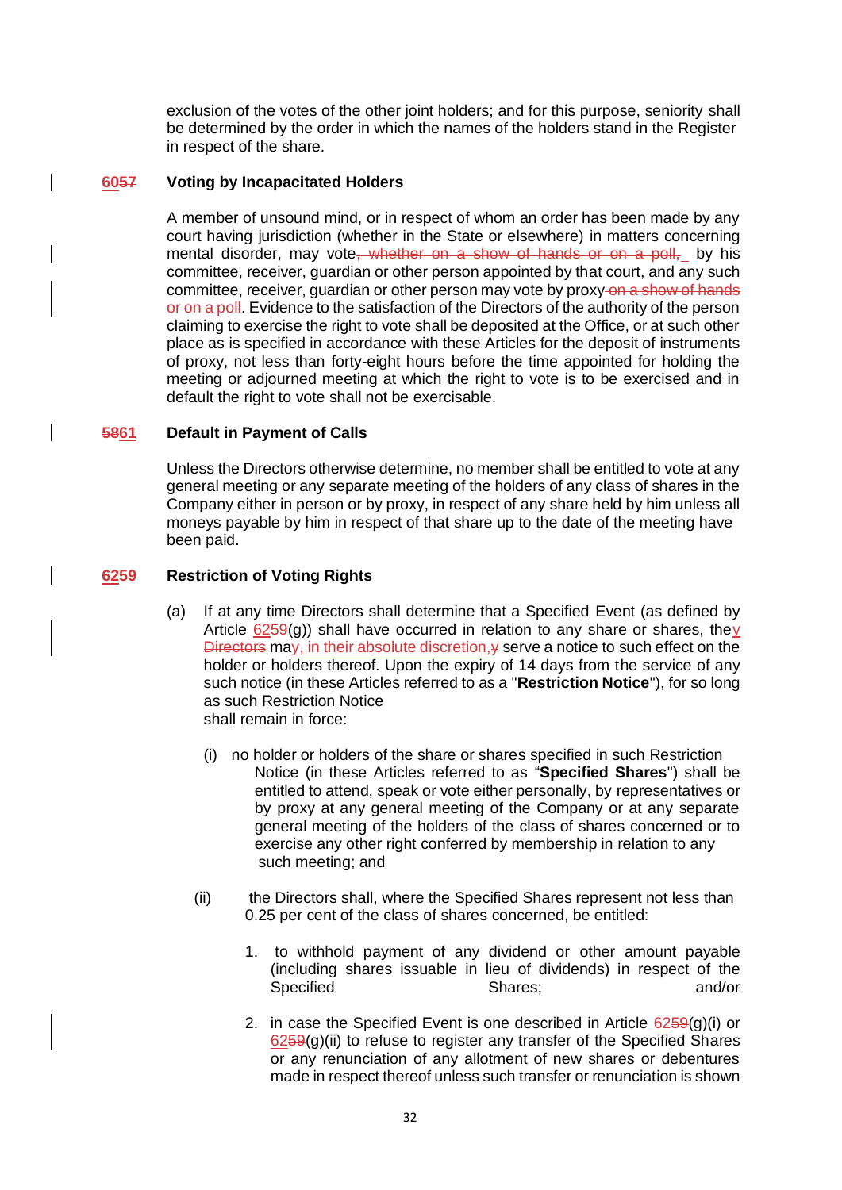exclusion of the votes of the other joint holders; and for this purpose, seniority shall be determined by the order in which the names of the holders stand in the Register in respect of the share.

**6057 Voting by Incapacitated Holders**

A member of unsound mind, or in respect of whom an order has been made by any court having jurisdiction (whether in the State or elsewhere) in matters concerning mental disorder, may vote, whether on a show of hands or on a poll, by his committee, receiver, guardian or other person appointed by that court, and any such committee, receiver, guardian or other person may vote by proxy on a show of hands or on a poll. Evidence to the satisfaction of the Directors of the authority of the person claiming to exercise the right to vote shall be deposited at the Office, or at such other place as is specified in accordance with these Articles for the deposit of instruments of proxy, not less than forty-eight hours before the time appointed for holding the meeting or adjourned meeting at which the right to vote is to be exercised and in default the right to vote shall not be exercisable.

**5861 Default in Payment of Calls**

Unless the Directors otherwise determine, no member shall be entitled to vote at any general meeting or any separate meeting of the holders of any class of shares in the Company either in person or by proxy, in respect of any share held by him unless all moneys payable by him in respect of that share up to the date of the meeting have been paid.

**6259 Restriction of Voting Rights**

(a) If at any time Directors shall determine that a Specified Event (as defined by Article 6259(g)) shall have occurred in relation to any share or shares, they Directors may, in their absolute discretion,y serve a notice to such effect on the holder or holders thereof. Upon the expiry of 14 days from the service of any such notice (in these Articles referred to as a "**Restriction Notice**"), for so long as such Restriction Notice shall remain in force:

   (i) no holder or holders of the share or shares specified in such Restriction Notice (in these Articles referred to as "**Specified Shares**") shall be entitled to attend, speak or vote either personally, by representatives or by proxy at any general meeting of the Company or at any separate general meeting of the holders of the class of shares concerned or to exercise any other right conferred by membership in relation to any such meeting; and

   (ii) the Directors shall, where the Specified Shares represent not less than 0.25 per cent of the class of shares concerned, be entitled:

      1. to withhold payment of any dividend or other amount payable (including shares issuable in lieu of dividends) in respect of the Specified Shares; and/or

      2. in case the Specified Event is one described in Article 6259(g)(i) or 6259(g)(ii) to refuse to register any transfer of the Specified Shares or any renunciation of any allotment of new shares or debentures made in respect thereof unless such transfer or renunciation is shown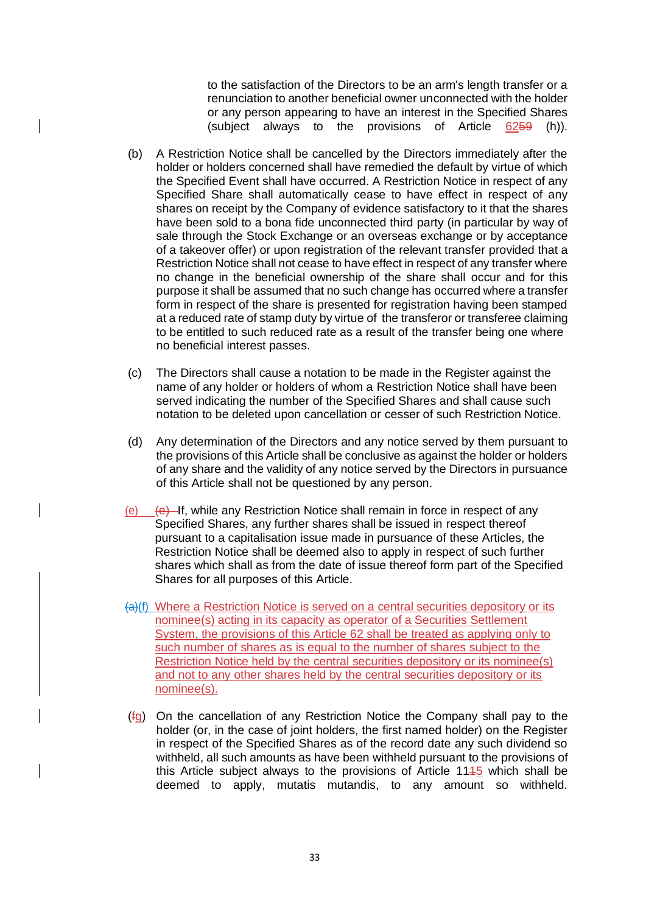to the satisfaction of the Directors to be an arm's length transfer or a renunciation to another beneficial owner unconnected with the holder or any person appearing to have an interest in the Specified Shares (subject always to the provisions of Article 6259 (h)).

(b) A Restriction Notice shall be cancelled by the Directors immediately after the holder or holders concerned shall have remedied the default by virtue of which the Specified Event shall have occurred. A Restriction Notice in respect of any Specified Share shall automatically cease to have effect in respect of any shares on receipt by the Company of evidence satisfactory to it that the shares have been sold to a bona fide unconnected third party (in particular by way of sale through the Stock Exchange or an overseas exchange or by acceptance of a takeover offer) or upon registration of the relevant transfer provided that a Restriction Notice shall not cease to have effect in respect of any transfer where no change in the beneficial ownership of the share shall occur and for this purpose it shall be assumed that no such change has occurred where a transfer form in respect of the share is presented for registration having been stamped at a reduced rate of stamp duty by virtue of the transferor or transferee claiming to be entitled to such reduced rate as a result of the transfer being one where no beneficial interest passes.

(c) The Directors shall cause a notation to be made in the Register against the name of any holder or holders of whom a Restriction Notice shall have been served indicating the number of the Specified Shares and shall cause such notation to be deleted upon cancellation or cesser of such Restriction Notice.

(d) Any determination of the Directors and any notice served by them pursuant to the provisions of this Article shall be conclusive as against the holder or holders of any share and the validity of any notice served by the Directors in pursuance of this Article shall not be questioned by any person.

(e) ~~(e)~~ If, while any Restriction Notice shall remain in force in respect of any Specified Shares, any further shares shall be issued in respect thereof pursuant to a capitalisation issue made in pursuance of these Articles, the Restriction Notice shall be deemed also to apply in respect of such further shares which shall as from the date of issue thereof form part of the Specified Shares for all purposes of this Article.

~~(a)~~(f) Where a Restriction Notice is served on a central securities depository or its nominee(s) acting in its capacity as operator of a Securities Settlement System, the provisions of this Article 62 shall be treated as applying only to such number of shares as is equal to the number of shares subject to the Restriction Notice held by the central securities depository or its nominee(s) and not to any other shares held by the central securities depository or its nominee(s).

(~~f~~g) On the cancellation of any Restriction Notice the Company shall pay to the holder (or, in the case of joint holders, the first named holder) on the Register in respect of the Specified Shares as of the record date any such dividend so withheld, all such amounts as have been withheld pursuant to the provisions of this Article subject always to the provisions of Article 11~~1~~5 which shall be deemed to apply, mutatis mutandis, to any amount so withheld.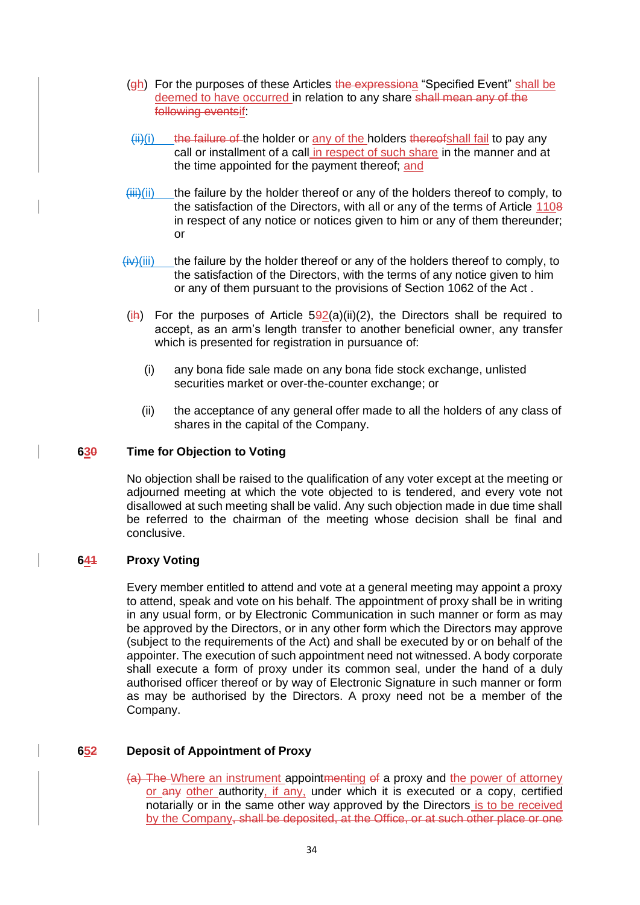(gh) For the purposes of these Articles the expressiona "Specified Event" shall be deemed to have occurred in relation to any share shall mean any of the following eventsif:

(ii)(i) the failure of the holder or any of the holders thereofshall fail to pay any call or installment of a call in respect of such share in the manner and at the time appointed for the payment thereof; and

(iii)(ii) the failure by the holder thereof or any of the holders thereof to comply, to the satisfaction of the Directors, with all or any of the terms of Article 1108 in respect of any notice or notices given to him or any of them thereunder; or

(iv)(iii) the failure by the holder thereof or any of the holders thereof to comply, to the satisfaction of the Directors, with the terms of any notice given to him or any of them pursuant to the provisions of Section 1062 of the Act .

(ih) For the purposes of Article 592(a)(ii)(2), the Directors shall be required to accept, as an arm's length transfer to another beneficial owner, any transfer which is presented for registration in pursuance of:

(i) any bona fide sale made on any bona fide stock exchange, unlisted securities market or over-the-counter exchange; or

(ii) the acceptance of any general offer made to all the holders of any class of shares in the capital of the Company.

**630 Time for Objection to Voting**

No objection shall be raised to the qualification of any voter except at the meeting or adjourned meeting at which the vote objected to is tendered, and every vote not disallowed at such meeting shall be valid. Any such objection made in due time shall be referred to the chairman of the meeting whose decision shall be final and conclusive.

**641 Proxy Voting**

Every member entitled to attend and vote at a general meeting may appoint a proxy to attend, speak and vote on his behalf. The appointment of proxy shall be in writing in any usual form, or by Electronic Communication in such manner or form as may be approved by the Directors, or in any other form which the Directors may approve (subject to the requirements of the Act) and shall be executed by or on behalf of the appointer. The execution of such appointment need not witnessed. A body corporate shall execute a form of proxy under its common seal, under the hand of a duly authorised officer thereof or by way of Electronic Signature in such manner or form as may be authorised by the Directors. A proxy need not be a member of the Company.

**652 Deposit of Appointment of Proxy**

(a) The Where an instrument appointmenting of a proxy and the power of attorney or any other authority, if any, under which it is executed or a copy, certified notarially or in the same other way approved by the Directors is to be received by the Company, shall be deposited, at the Office, or at such other place or one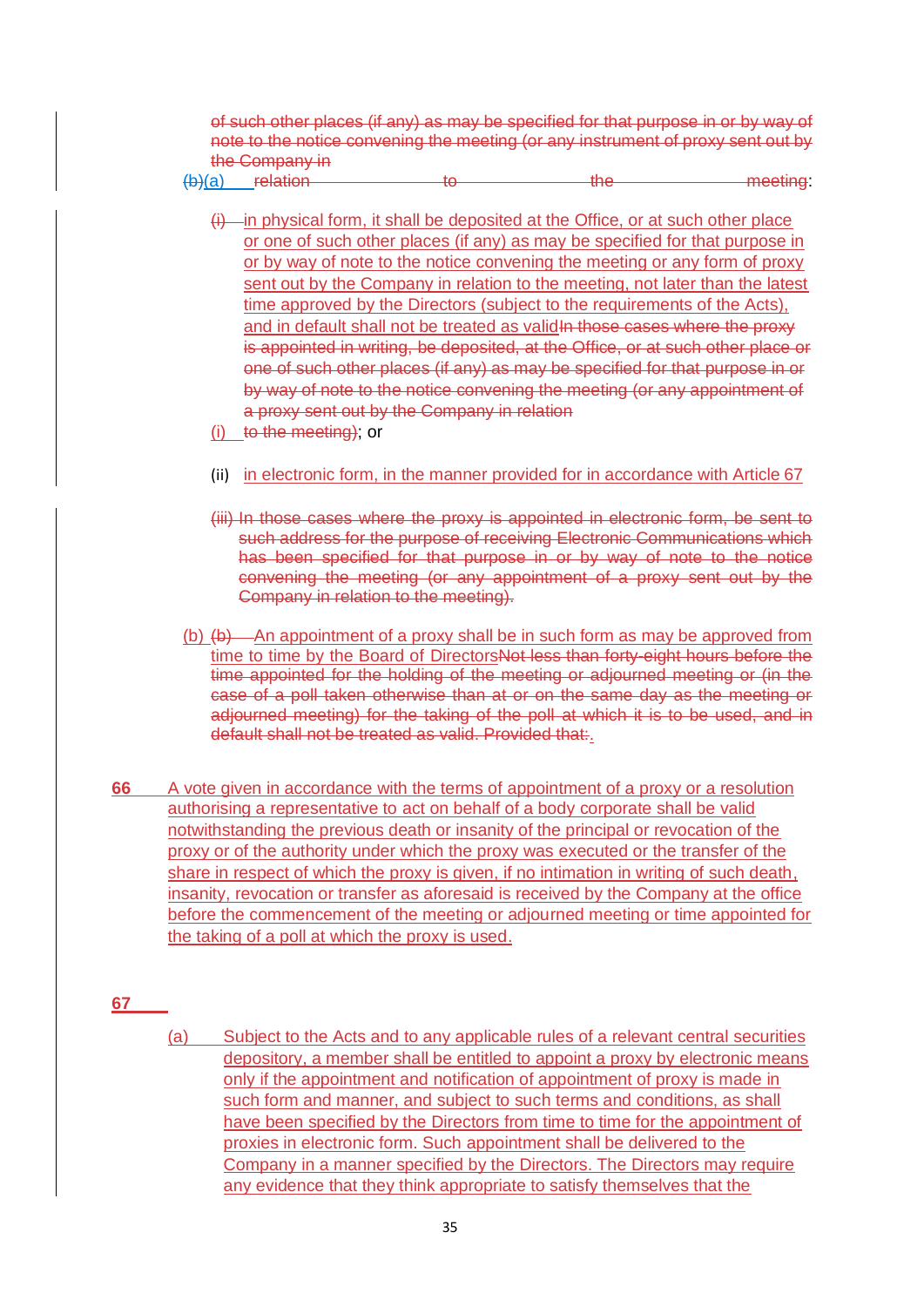of such other places (if any) as may be specified for that purpose in or by way of note to the notice convening the meeting (or any instrument of proxy sent out by the Company in

(b)(a) relation to the meeting:

(i) in physical form, it shall be deposited at the Office, or at such other place or one of such other places (if any) as may be specified for that purpose in or by way of note to the notice convening the meeting or any form of proxy sent out by the Company in relation to the meeting, not later than the latest time approved by the Directors (subject to the requirements of the Acts), and in default shall not be treated as validIn those cases where the proxy is appointed in writing, be deposited, at the Office, or at such other place or one of such other places (if any) as may be specified for that purpose in or by way of note to the notice convening the meeting (or any appointment of a proxy sent out by the Company in relation

(i) to the meeting); or

(ii) in electronic form, in the manner provided for in accordance with Article 67

(iii) In those cases where the proxy is appointed in electronic form, be sent to such address for the purpose of receiving Electronic Communications which has been specified for that purpose in or by way of note to the notice convening the meeting (or any appointment of a proxy sent out by the Company in relation to the meeting).

(b) (b) An appointment of a proxy shall be in such form as may be approved from time to time by the Board of DirectorsNot less than forty-eight hours before the time appointed for the holding of the meeting or adjourned meeting or (in the case of a poll taken otherwise than at or on the same day as the meeting or adjourned meeting) for the taking of the poll at which it is to be used, and in default shall not be treated as valid. Provided that:.

**66** A vote given in accordance with the terms of appointment of a proxy or a resolution authorising a representative to act on behalf of a body corporate shall be valid notwithstanding the previous death or insanity of the principal or revocation of the proxy or of the authority under which the proxy was executed or the transfer of the share in respect of which the proxy is given, if no intimation in writing of such death, insanity, revocation or transfer as aforesaid is received by the Company at the office before the commencement of the meeting or adjourned meeting or time appointed for the taking of a poll at which the proxy is used.

**67**

(a) Subject to the Acts and to any applicable rules of a relevant central securities depository, a member shall be entitled to appoint a proxy by electronic means only if the appointment and notification of appointment of proxy is made in such form and manner, and subject to such terms and conditions, as shall have been specified by the Directors from time to time for the appointment of proxies in electronic form. Such appointment shall be delivered to the Company in a manner specified by the Directors. The Directors may require any evidence that they think appropriate to satisfy themselves that the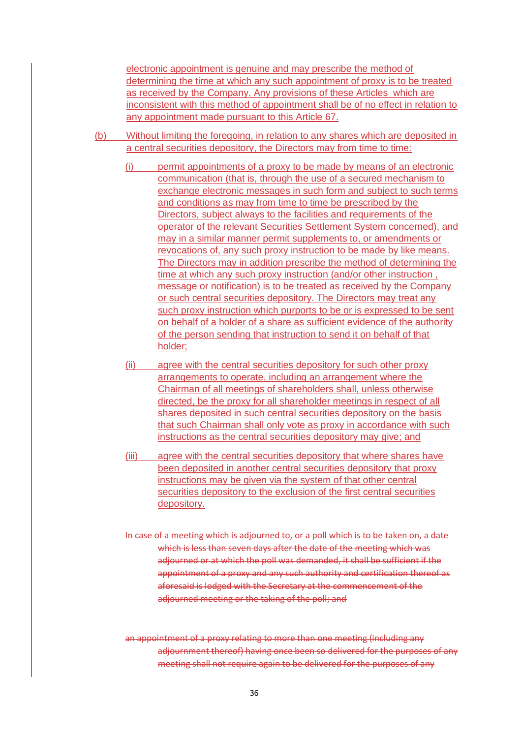electronic appointment is genuine and may prescribe the method of determining the time at which any such appointment of proxy is to be treated as received by the Company. Any provisions of these Articles which are inconsistent with this method of appointment shall be of no effect in relation to any appointment made pursuant to this Article 67.

(b) Without limiting the foregoing, in relation to any shares which are deposited in a central securities depository, the Directors may from time to time:

(i) permit appointments of a proxy to be made by means of an electronic communication (that is, through the use of a secured mechanism to exchange electronic messages in such form and subject to such terms and conditions as may from time to time be prescribed by the Directors, subject always to the facilities and requirements of the operator of the relevant Securities Settlement System concerned), and may in a similar manner permit supplements to, or amendments or revocations of, any such proxy instruction to be made by like means. The Directors may in addition prescribe the method of determining the time at which any such proxy instruction (and/or other instruction , message or notification) is to be treated as received by the Company or such central securities depository. The Directors may treat any such proxy instruction which purports to be or is expressed to be sent on behalf of a holder of a share as sufficient evidence of the authority of the person sending that instruction to send it on behalf of that holder;

(ii) agree with the central securities depository for such other proxy arrangements to operate, including an arrangement where the Chairman of all meetings of shareholders shall, unless otherwise directed, be the proxy for all shareholder meetings in respect of all shares deposited in such central securities depository on the basis that such Chairman shall only vote as proxy in accordance with such instructions as the central securities depository may give; and

(iii) agree with the central securities depository that where shares have been deposited in another central securities depository that proxy instructions may be given via the system of that other central securities depository to the exclusion of the first central securities depository.

~~In case of a meeting which is adjourned to, or a poll which is to be taken on, a date which is less than seven days after the date of the meeting which was adjourned or at which the poll was demanded, it shall be sufficient if the appointment of a proxy and any such authority and certification thereof as aforesaid is lodged with the Secretary at the commencement of the adjourned meeting or the taking of the poll; and~~

~~an appointment of a proxy relating to more than one meeting (including any adjournment thereof) having once been so delivered for the purposes of any meeting shall not require again to be delivered for the purposes of any~~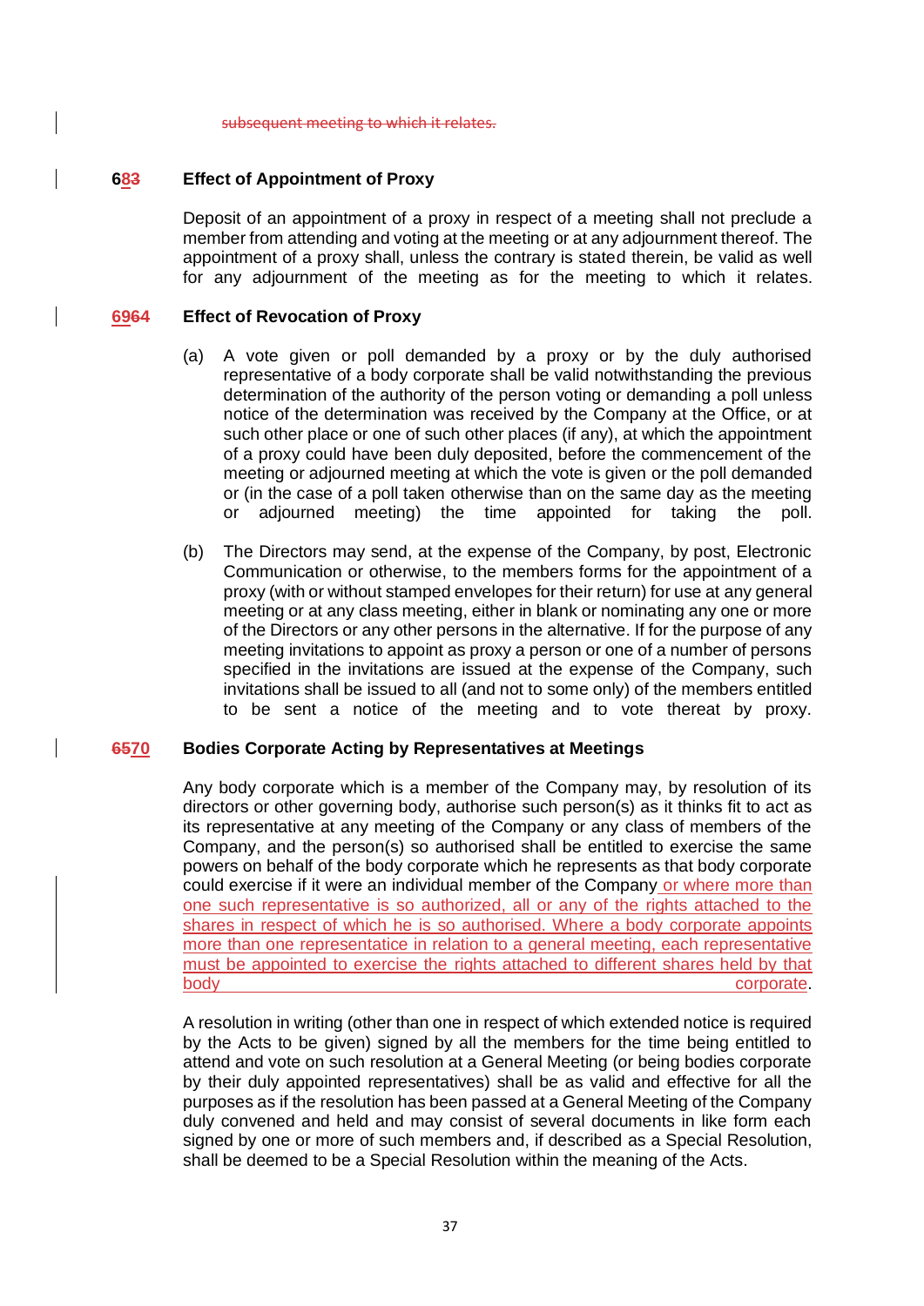~~subsequent meeting to which it relates.~~

**6~~8~~3 Effect of Appointment of Proxy**

Deposit of an appointment of a proxy in respect of a meeting shall not preclude a member from attending and voting at the meeting or at any adjournment thereof. The appointment of a proxy shall, unless the contrary is stated therein, be valid as well for any adjournment of the meeting as for the meeting to which it relates.

**69~~64~~ Effect of Revocation of Proxy**

(a) A vote given or poll demanded by a proxy or by the duly authorised representative of a body corporate shall be valid notwithstanding the previous determination of the authority of the person voting or demanding a poll unless notice of the determination was received by the Company at the Office, or at such other place or one of such other places (if any), at which the appointment of a proxy could have been duly deposited, before the commencement of the meeting or adjourned meeting at which the vote is given or the poll demanded or (in the case of a poll taken otherwise than on the same day as the meeting or adjourned meeting) the time appointed for taking the poll.

(b) The Directors may send, at the expense of the Company, by post, Electronic Communication or otherwise, to the members forms for the appointment of a proxy (with or without stamped envelopes for their return) for use at any general meeting or at any class meeting, either in blank or nominating any one or more of the Directors or any other persons in the alternative. If for the purpose of any meeting invitations to appoint as proxy a person or one of a number of persons specified in the invitations are issued at the expense of the Company, such invitations shall be issued to all (and not to some only) of the members entitled to be sent a notice of the meeting and to vote thereat by proxy.

**~~65~~70 Bodies Corporate Acting by Representatives at Meetings**

Any body corporate which is a member of the Company may, by resolution of its directors or other governing body, authorise such person(s) as it thinks fit to act as its representative at any meeting of the Company or any class of members of the Company, and the person(s) so authorised shall be entitled to exercise the same powers on behalf of the body corporate which he represents as that body corporate could exercise if it were an individual member of the Company or where more than one such representative is so authorized, all or any of the rights attached to the shares in respect of which he is so authorised. Where a body corporate appoints more than one representatice in relation to a general meeting, each representative must be appointed to exercise the rights attached to different shares held by that body corporate.

A resolution in writing (other than one in respect of which extended notice is required by the Acts to be given) signed by all the members for the time being entitled to attend and vote on such resolution at a General Meeting (or being bodies corporate by their duly appointed representatives) shall be as valid and effective for all the purposes as if the resolution has been passed at a General Meeting of the Company duly convened and held and may consist of several documents in like form each signed by one or more of such members and, if described as a Special Resolution, shall be deemed to be a Special Resolution within the meaning of the Acts.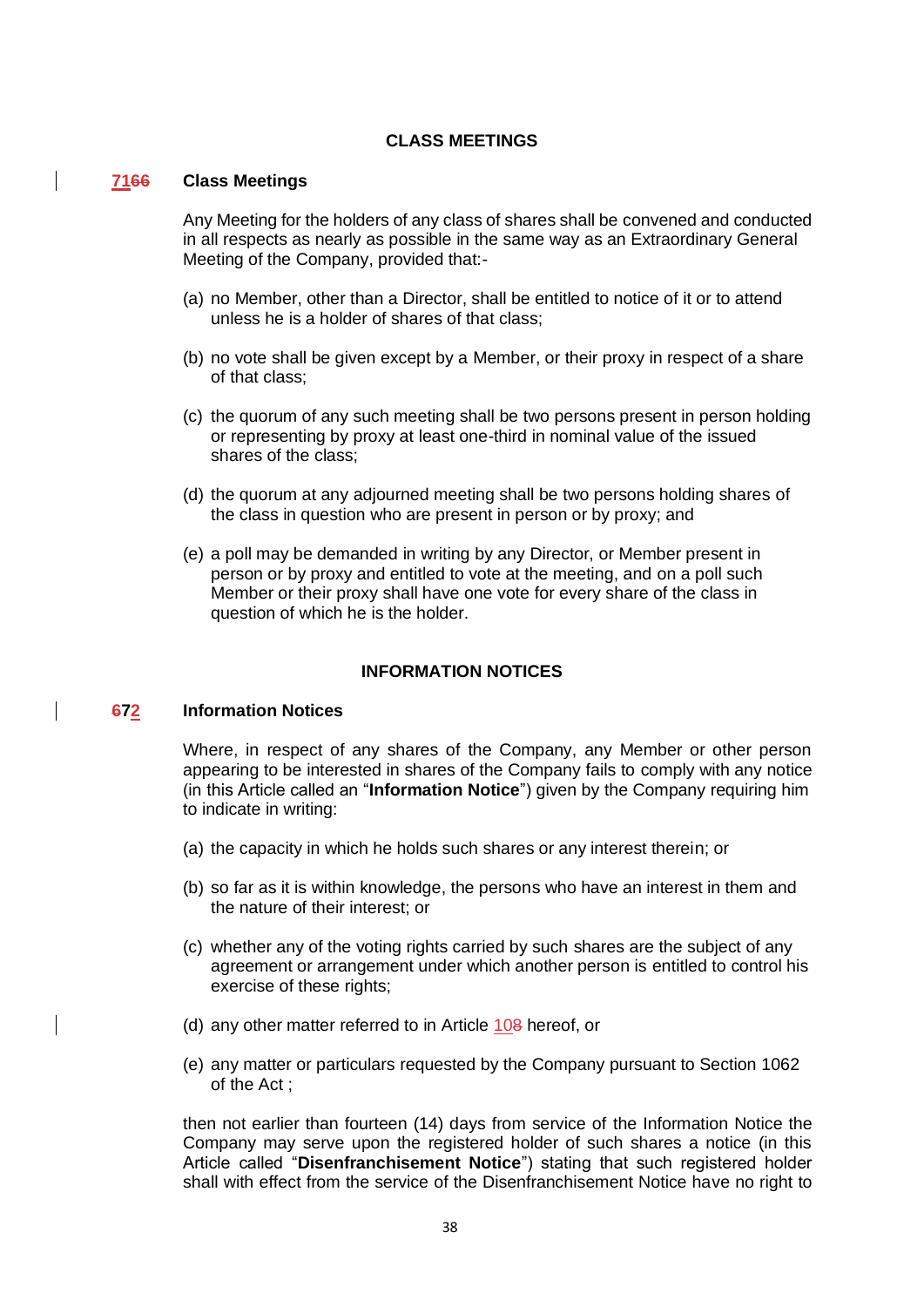## CLASS MEETINGS

### 7166 Class Meetings

Any Meeting for the holders of any class of shares shall be convened and conducted in all respects as nearly as possible in the same way as an Extraordinary General Meeting of the Company, provided that:-

(a) no Member, other than a Director, shall be entitled to notice of it or to attend unless he is a holder of shares of that class;

(b) no vote shall be given except by a Member, or their proxy in respect of a share of that class;

(c) the quorum of any such meeting shall be two persons present in person holding or representing by proxy at least one-third in nominal value of the issued shares of the class;

(d) the quorum at any adjourned meeting shall be two persons holding shares of the class in question who are present in person or by proxy; and

(e) a poll may be demanded in writing by any Director, or Member present in person or by proxy and entitled to vote at the meeting, and on a poll such Member or their proxy shall have one vote for every share of the class in question of which he is the holder.

## INFORMATION NOTICES

### 672 Information Notices

Where, in respect of any shares of the Company, any Member or other person appearing to be interested in shares of the Company fails to comply with any notice (in this Article called an "**Information Notice**") given by the Company requiring him to indicate in writing:

(a) the capacity in which he holds such shares or any interest therein; or

(b) so far as it is within knowledge, the persons who have an interest in them and the nature of their interest; or

(c) whether any of the voting rights carried by such shares are the subject of any agreement or arrangement under which another person is entitled to control his exercise of these rights;

(d) any other matter referred to in Article 108 hereof, or

(e) any matter or particulars requested by the Company pursuant to Section 1062 of the Act ;

then not earlier than fourteen (14) days from service of the Information Notice the Company may serve upon the registered holder of such shares a notice (in this Article called "**Disenfranchisement Notice**") stating that such registered holder shall with effect from the service of the Disenfranchisement Notice have no right to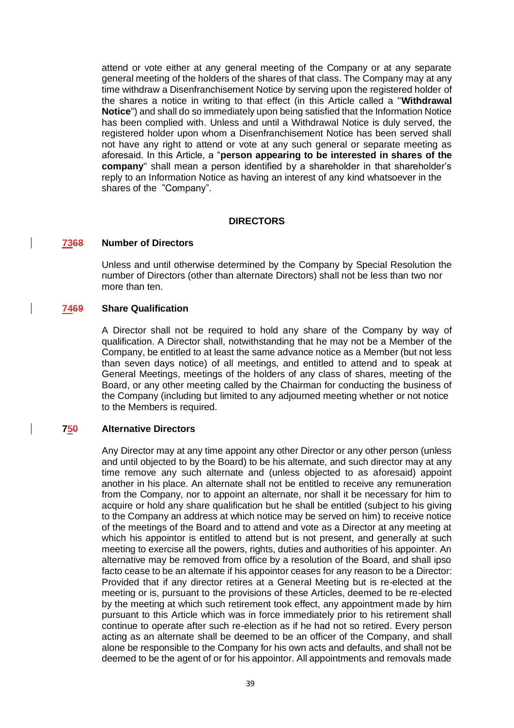attend or vote either at any general meeting of the Company or at any separate general meeting of the holders of the shares of that class. The Company may at any time withdraw a Disenfranchisement Notice by serving upon the registered holder of the shares a notice in writing to that effect (in this Article called a "**Withdrawal Notice**") and shall do so immediately upon being satisfied that the Information Notice has been complied with. Unless and until a Withdrawal Notice is duly served, the registered holder upon whom a Disenfranchisement Notice has been served shall not have any right to attend or vote at any such general or separate meeting as aforesaid. In this Article, a "**person appearing to be interested in shares of the company**" shall mean a person identified by a shareholder in that shareholder's reply to an Information Notice as having an interest of any kind whatsoever in the shares of the "Company".

## DIRECTORS

### 7368 Number of Directors

Unless and until otherwise determined by the Company by Special Resolution the number of Directors (other than alternate Directors) shall not be less than two nor more than ten.

### 7469 Share Qualification

A Director shall not be required to hold any share of the Company by way of qualification. A Director shall, notwithstanding that he may not be a Member of the Company, be entitled to at least the same advance notice as a Member (but not less than seven days notice) of all meetings, and entitled to attend and to speak at General Meetings, meetings of the holders of any class of shares, meeting of the Board, or any other meeting called by the Chairman for conducting the business of the Company (including but limited to any adjourned meeting whether or not notice to the Members is required.

### 750 Alternative Directors

Any Director may at any time appoint any other Director or any other person (unless and until objected to by the Board) to be his alternate, and such director may at any time remove any such alternate and (unless objected to as aforesaid) appoint another in his place. An alternate shall not be entitled to receive any remuneration from the Company, nor to appoint an alternate, nor shall it be necessary for him to acquire or hold any share qualification but he shall be entitled (subject to his giving to the Company an address at which notice may be served on him) to receive notice of the meetings of the Board and to attend and vote as a Director at any meeting at which his appointor is entitled to attend but is not present, and generally at such meeting to exercise all the powers, rights, duties and authorities of his appointer. An alternative may be removed from office by a resolution of the Board, and shall ipso facto cease to be an alternate if his appointor ceases for any reason to be a Director: Provided that if any director retires at a General Meeting but is re-elected at the meeting or is, pursuant to the provisions of these Articles, deemed to be re-elected by the meeting at which such retirement took effect, any appointment made by him pursuant to this Article which was in force immediately prior to his retirement shall continue to operate after such re-election as if he had not so retired. Every person acting as an alternate shall be deemed to be an officer of the Company, and shall alone be responsible to the Company for his own acts and defaults, and shall not be deemed to be the agent of or for his appointor. All appointments and removals made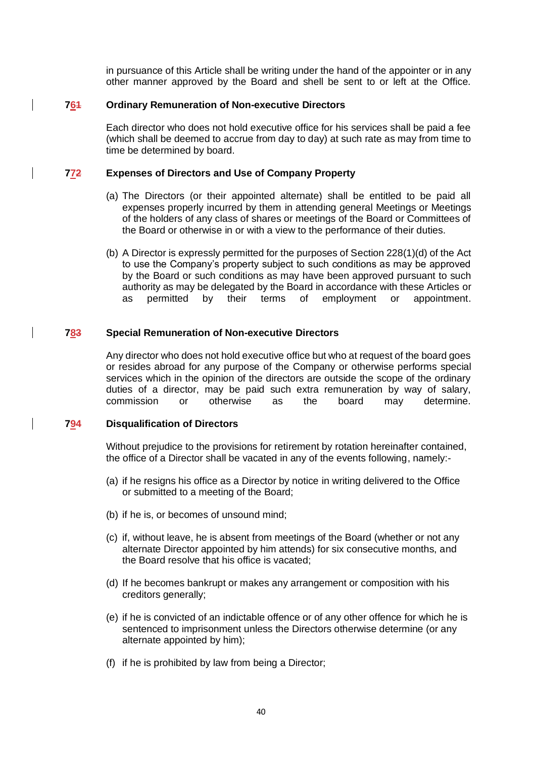in pursuance of this Article shall be writing under the hand of the appointer or in any other manner approved by the Board and shell be sent to or left at the Office.

## 76~~1~~ Ordinary Remuneration of Non-executive Directors

Each director who does not hold executive office for his services shall be paid a fee (which shall be deemed to accrue from day to day) at such rate as may from time to time be determined by board.

## 77~~2~~ Expenses of Directors and Use of Company Property

(a) The Directors (or their appointed alternate) shall be entitled to be paid all expenses properly incurred by them in attending general Meetings or Meetings of the holders of any class of shares or meetings of the Board or Committees of the Board or otherwise in or with a view to the performance of their duties.

(b) A Director is expressly permitted for the purposes of Section 228(1)(d) of the Act to use the Company's property subject to such conditions as may be approved by the Board or such conditions as may have been approved pursuant to such authority as may be delegated by the Board in accordance with these Articles or as permitted by their terms of employment or appointment.

## 78~~3~~ Special Remuneration of Non-executive Directors

Any director who does not hold executive office but who at request of the board goes or resides abroad for any purpose of the Company or otherwise performs special services which in the opinion of the directors are outside the scope of the ordinary duties of a director, may be paid such extra remuneration by way of salary, commission or otherwise as the board may determine.

## 79~~4~~ Disqualification of Directors

Without prejudice to the provisions for retirement by rotation hereinafter contained, the office of a Director shall be vacated in any of the events following, namely:-

(a) if he resigns his office as a Director by notice in writing delivered to the Office or submitted to a meeting of the Board;

(b) if he is, or becomes of unsound mind;

(c) if, without leave, he is absent from meetings of the Board (whether or not any alternate Director appointed by him attends) for six consecutive months, and the Board resolve that his office is vacated;

(d) If he becomes bankrupt or makes any arrangement or composition with his creditors generally;

(e) if he is convicted of an indictable offence or of any other offence for which he is sentenced to imprisonment unless the Directors otherwise determine (or any alternate appointed by him);

(f) if he is prohibited by law from being a Director;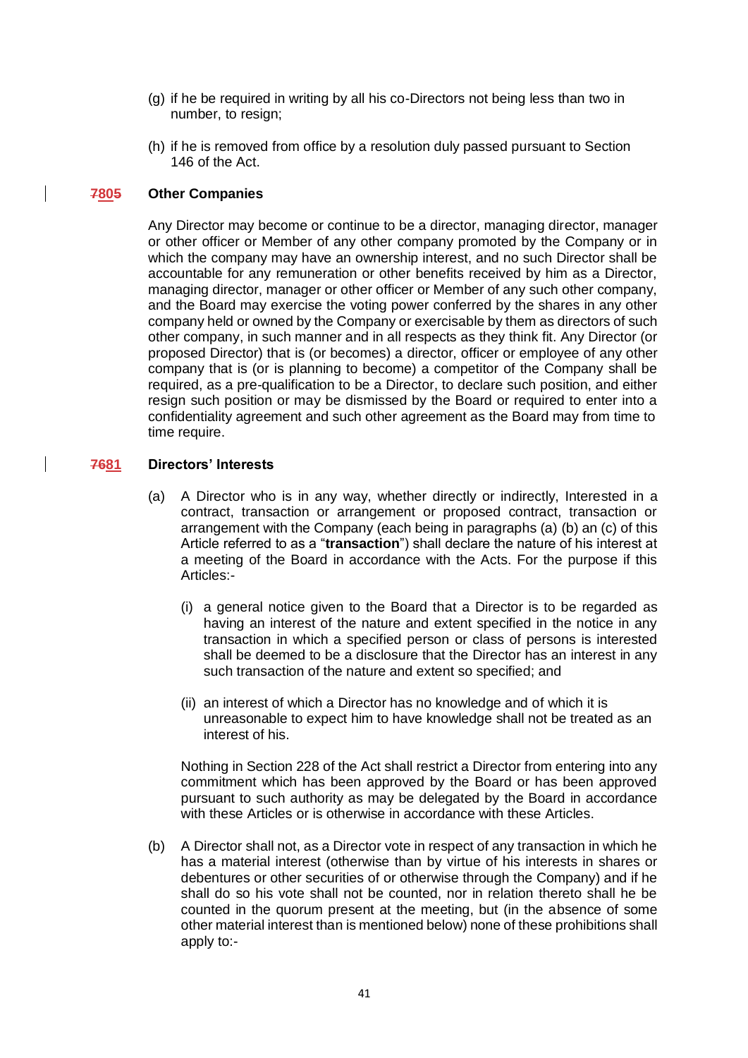(g) if he be required in writing by all his co-Directors not being less than two in number, to resign;

(h) if he is removed from office by a resolution duly passed pursuant to Section 146 of the Act.

**~~78~~805 Other Companies**

Any Director may become or continue to be a director, managing director, manager or other officer or Member of any other company promoted by the Company or in which the company may have an ownership interest, and no such Director shall be accountable for any remuneration or other benefits received by him as a Director, managing director, manager or other officer or Member of any such other company, and the Board may exercise the voting power conferred by the shares in any other company held or owned by the Company or exercisable by them as directors of such other company, in such manner and in all respects as they think fit. Any Director (or proposed Director) that is (or becomes) a director, officer or employee of any other company that is (or is planning to become) a competitor of the Company shall be required, as a pre-qualification to be a Director, to declare such position, and either resign such position or may be dismissed by the Board or required to enter into a confidentiality agreement and such other agreement as the Board may from time to time require.

**~~76~~81 Directors' Interests**

(a) A Director who is in any way, whether directly or indirectly, Interested in a contract, transaction or arrangement or proposed contract, transaction or arrangement with the Company (each being in paragraphs (a) (b) an (c) of this Article referred to as a "**transaction**") shall declare the nature of his interest at a meeting of the Board in accordance with the Acts. For the purpose if this Articles:-

(i) a general notice given to the Board that a Director is to be regarded as having an interest of the nature and extent specified in the notice in any transaction in which a specified person or class of persons is interested shall be deemed to be a disclosure that the Director has an interest in any such transaction of the nature and extent so specified; and

(ii) an interest of which a Director has no knowledge and of which it is unreasonable to expect him to have knowledge shall not be treated as an interest of his.

Nothing in Section 228 of the Act shall restrict a Director from entering into any commitment which has been approved by the Board or has been approved pursuant to such authority as may be delegated by the Board in accordance with these Articles or is otherwise in accordance with these Articles.

(b) A Director shall not, as a Director vote in respect of any transaction in which he has a material interest (otherwise than by virtue of his interests in shares or debentures or other securities of or otherwise through the Company) and if he shall do so his vote shall not be counted, nor in relation thereto shall he be counted in the quorum present at the meeting, but (in the absence of some other material interest than is mentioned below) none of these prohibitions shall apply to:-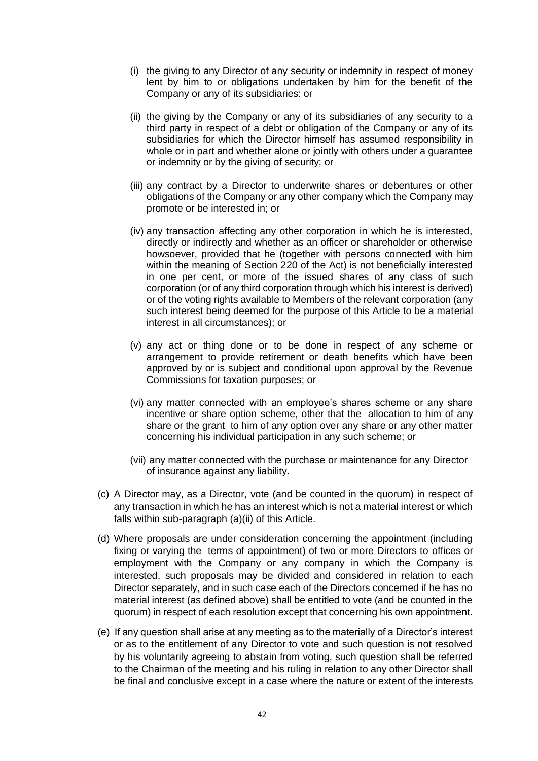(i) the giving to any Director of any security or indemnity in respect of money lent by him to or obligations undertaken by him for the benefit of the Company or any of its subsidiaries: or

(ii) the giving by the Company or any of its subsidiaries of any security to a third party in respect of a debt or obligation of the Company or any of its subsidiaries for which the Director himself has assumed responsibility in whole or in part and whether alone or jointly with others under a guarantee or indemnity or by the giving of security; or

(iii) any contract by a Director to underwrite shares or debentures or other obligations of the Company or any other company which the Company may promote or be interested in; or

(iv) any transaction affecting any other corporation in which he is interested, directly or indirectly and whether as an officer or shareholder or otherwise howsoever, provided that he (together with persons connected with him within the meaning of Section 220 of the Act) is not beneficially interested in one per cent, or more of the issued shares of any class of such corporation (or of any third corporation through which his interest is derived) or of the voting rights available to Members of the relevant corporation (any such interest being deemed for the purpose of this Article to be a material interest in all circumstances); or

(v) any act or thing done or to be done in respect of any scheme or arrangement to provide retirement or death benefits which have been approved by or is subject and conditional upon approval by the Revenue Commissions for taxation purposes; or

(vi) any matter connected with an employee's shares scheme or any share incentive or share option scheme, other that the allocation to him of any share or the grant to him of any option over any share or any other matter concerning his individual participation in any such scheme; or

(vii) any matter connected with the purchase or maintenance for any Director of insurance against any liability.

(c) A Director may, as a Director, vote (and be counted in the quorum) in respect of any transaction in which he has an interest which is not a material interest or which falls within sub-paragraph (a)(ii) of this Article.

(d) Where proposals are under consideration concerning the appointment (including fixing or varying the terms of appointment) of two or more Directors to offices or employment with the Company or any company in which the Company is interested, such proposals may be divided and considered in relation to each Director separately, and in such case each of the Directors concerned if he has no material interest (as defined above) shall be entitled to vote (and be counted in the quorum) in respect of each resolution except that concerning his own appointment.

(e) If any question shall arise at any meeting as to the materially of a Director's interest or as to the entitlement of any Director to vote and such question is not resolved by his voluntarily agreeing to abstain from voting, such question shall be referred to the Chairman of the meeting and his ruling in relation to any other Director shall be final and conclusive except in a case where the nature or extent of the interests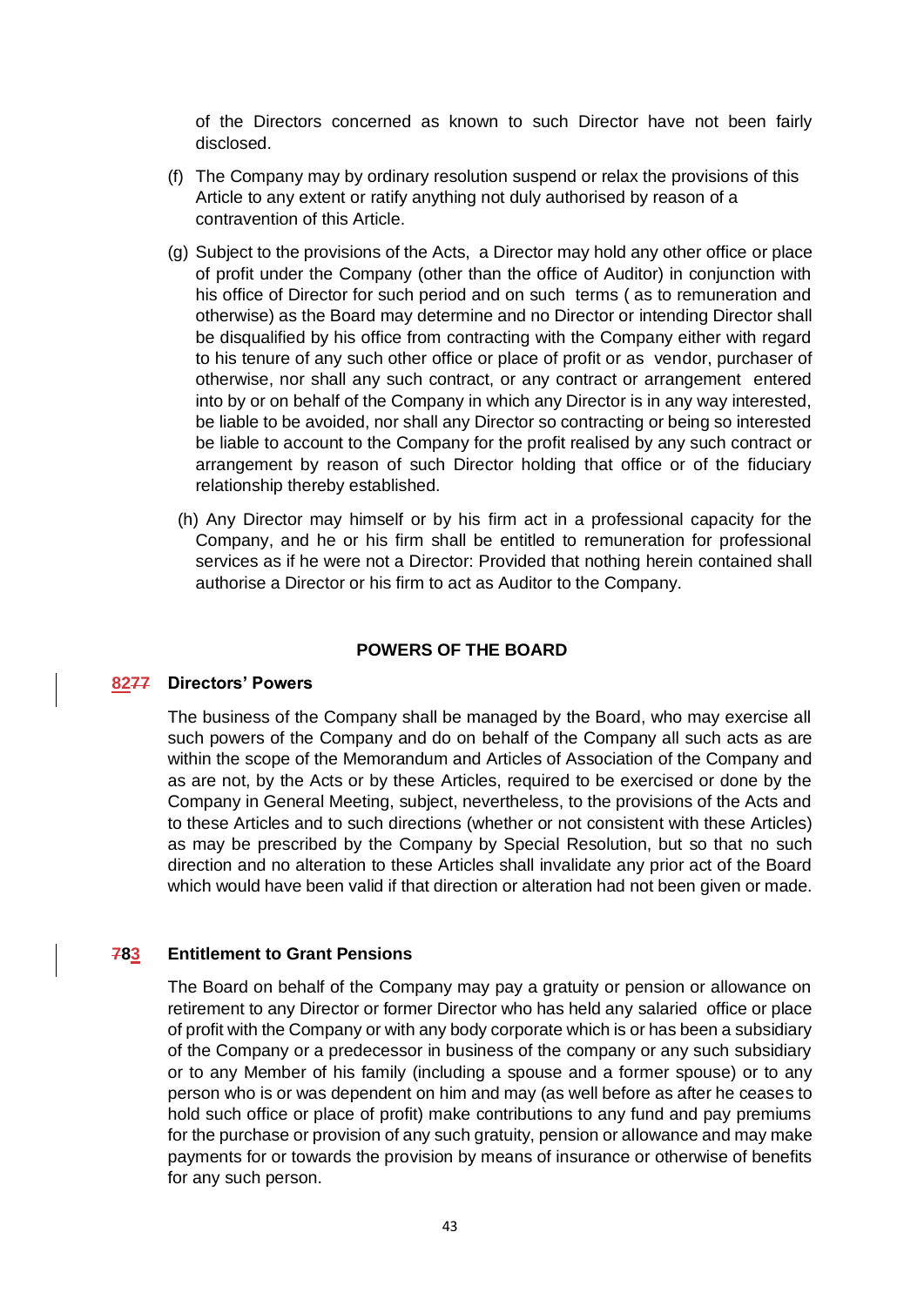of the Directors concerned as known to such Director have not been fairly disclosed.

(f) The Company may by ordinary resolution suspend or relax the provisions of this Article to any extent or ratify anything not duly authorised by reason of a contravention of this Article.

(g) Subject to the provisions of the Acts, a Director may hold any other office or place of profit under the Company (other than the office of Auditor) in conjunction with his office of Director for such period and on such terms ( as to remuneration and otherwise) as the Board may determine and no Director or intending Director shall be disqualified by his office from contracting with the Company either with regard to his tenure of any such other office or place of profit or as vendor, purchaser of otherwise, nor shall any such contract, or any contract or arrangement entered into by or on behalf of the Company in which any Director is in any way interested, be liable to be avoided, nor shall any Director so contracting or being so interested be liable to account to the Company for the profit realised by any such contract or arrangement by reason of such Director holding that office or of the fiduciary relationship thereby established.

(h) Any Director may himself or by his firm act in a professional capacity for the Company, and he or his firm shall be entitled to remuneration for professional services as if he were not a Director: Provided that nothing herein contained shall authorise a Director or his firm to act as Auditor to the Company.

## POWERS OF THE BOARD

**~~77~~ 82 Directors' Powers**

The business of the Company shall be managed by the Board, who may exercise all such powers of the Company and do on behalf of the Company all such acts as are within the scope of the Memorandum and Articles of Association of the Company and as are not, by the Acts or by these Articles, required to be exercised or done by the Company in General Meeting, subject, nevertheless, to the provisions of the Acts and to these Articles and to such directions (whether or not consistent with these Articles) as may be prescribed by the Company by Special Resolution, but so that no such direction and no alteration to these Articles shall invalidate any prior act of the Board which would have been valid if that direction or alteration had not been given or made.

**~~78~~ 83 Entitlement to Grant Pensions**

The Board on behalf of the Company may pay a gratuity or pension or allowance on retirement to any Director or former Director who has held any salaried office or place of profit with the Company or with any body corporate which is or has been a subsidiary of the Company or a predecessor in business of the company or any such subsidiary or to any Member of his family (including a spouse and a former spouse) or to any person who is or was dependent on him and may (as well before as after he ceases to hold such office or place of profit) make contributions to any fund and pay premiums for the purchase or provision of any such gratuity, pension or allowance and may make payments for or towards the provision by means of insurance or otherwise of benefits for any such person.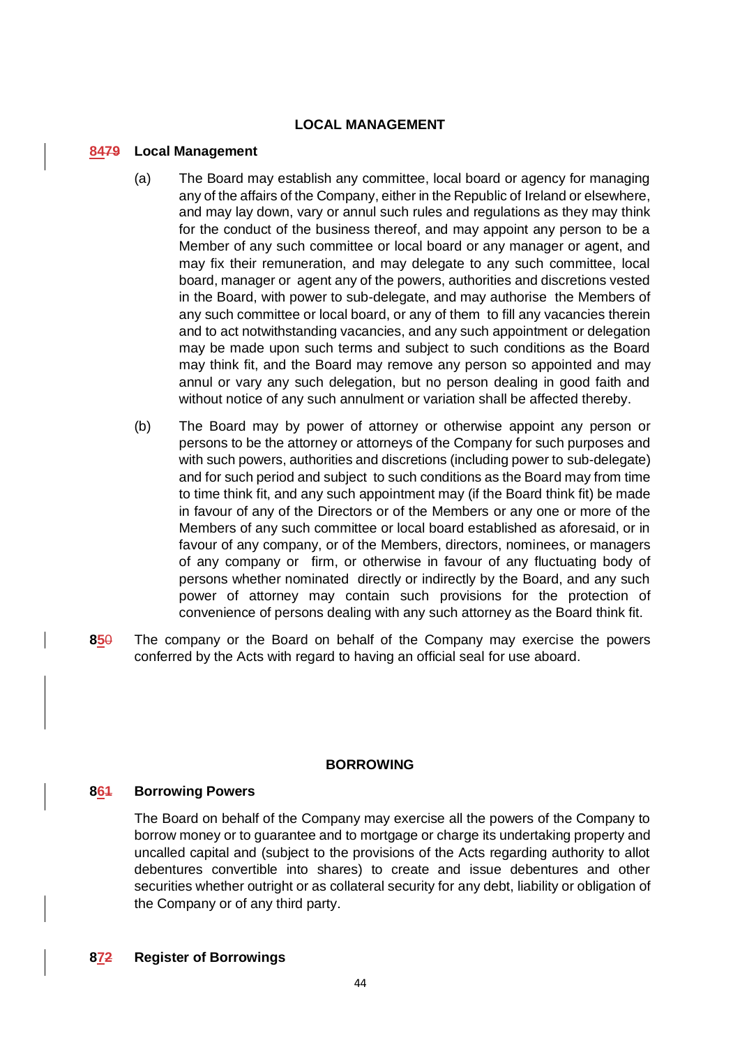## LOCAL MANAGEMENT

### 84~~79~~ Local Management

(a) The Board may establish any committee, local board or agency for managing any of the affairs of the Company, either in the Republic of Ireland or elsewhere, and may lay down, vary or annul such rules and regulations as they may think for the conduct of the business thereof, and may appoint any person to be a Member of any such committee or local board or any manager or agent, and may fix their remuneration, and may delegate to any such committee, local board, manager or agent any of the powers, authorities and discretions vested in the Board, with power to sub-delegate, and may authorise the Members of any such committee or local board, or any of them to fill any vacancies therein and to act notwithstanding vacancies, and any such appointment or delegation may be made upon such terms and subject to such conditions as the Board may think fit, and the Board may remove any person so appointed and may annul or vary any such delegation, but no person dealing in good faith and without notice of any such annulment or variation shall be affected thereby.

(b) The Board may by power of attorney or otherwise appoint any person or persons to be the attorney or attorneys of the Company for such purposes and with such powers, authorities and discretions (including power to sub-delegate) and for such period and subject to such conditions as the Board may from time to time think fit, and any such appointment may (if the Board think fit) be made in favour of any of the Directors or of the Members or any one or more of the Members of any such committee or local board established as aforesaid, or in favour of any company, or of the Members, directors, nominees, or managers of any company or firm, or otherwise in favour of any fluctuating body of persons whether nominated directly or indirectly by the Board, and any such power of attorney may contain such provisions for the protection of convenience of persons dealing with any such attorney as the Board think fit.

**85~~0~~** The company or the Board on behalf of the Company may exercise the powers conferred by the Acts with regard to having an official seal for use aboard.

## BORROWING

### 86~~1~~ Borrowing Powers

The Board on behalf of the Company may exercise all the powers of the Company to borrow money or to guarantee and to mortgage or charge its undertaking property and uncalled capital and (subject to the provisions of the Acts regarding authority to allot debentures convertible into shares) to create and issue debentures and other securities whether outright or as collateral security for any debt, liability or obligation of the Company or of any third party.

### 87~~2~~ Register of Borrowings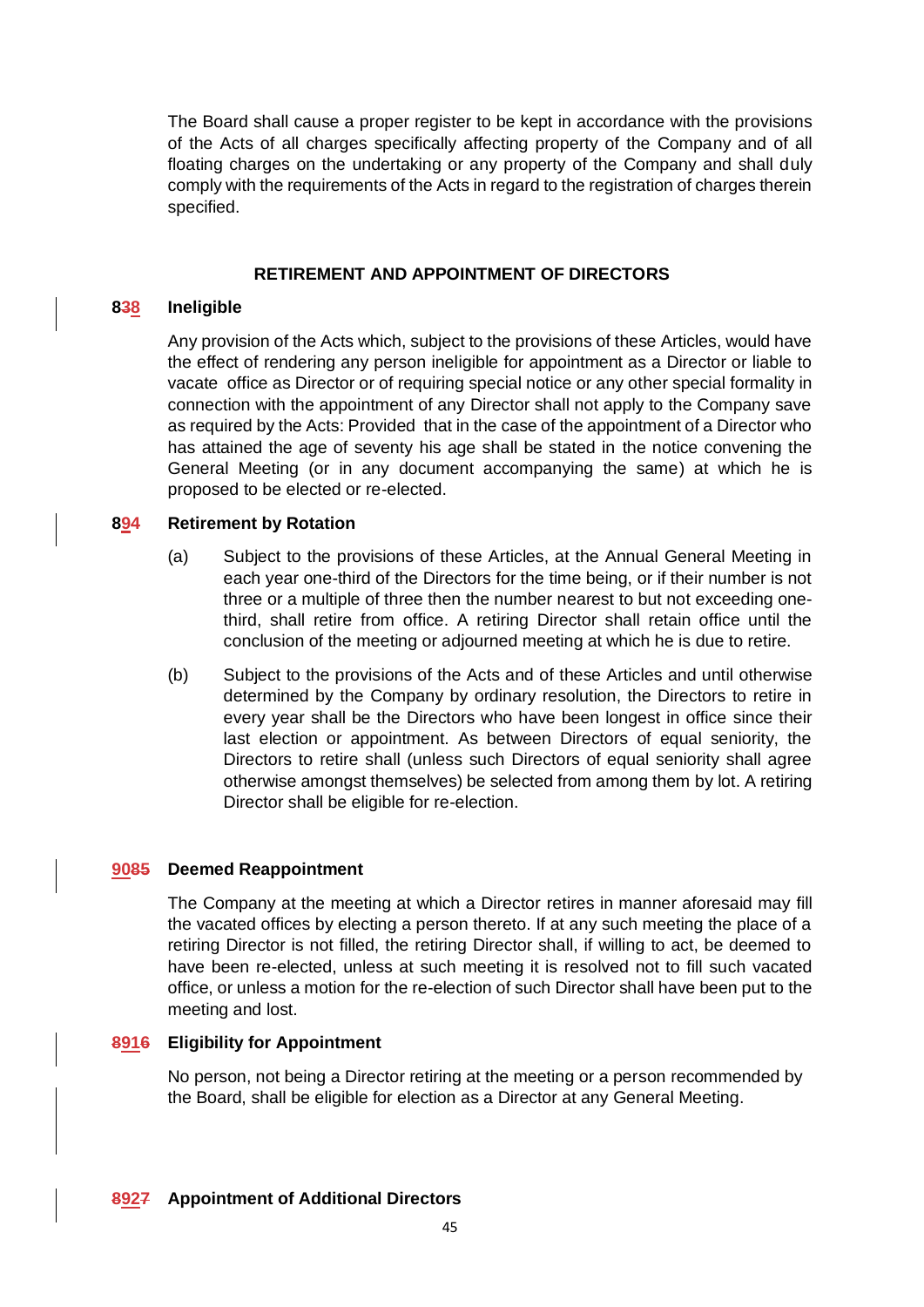The Board shall cause a proper register to be kept in accordance with the provisions of the Acts of all charges specifically affecting property of the Company and of all floating charges on the undertaking or any property of the Company and shall duly comply with the requirements of the Acts in regard to the registration of charges therein specified.

## RETIREMENT AND APPOINTMENT OF DIRECTORS

**838 Ineligible**

Any provision of the Acts which, subject to the provisions of these Articles, would have the effect of rendering any person ineligible for appointment as a Director or liable to vacate office as Director or of requiring special notice or any other special formality in connection with the appointment of any Director shall not apply to the Company save as required by the Acts: Provided that in the case of the appointment of a Director who has attained the age of seventy his age shall be stated in the notice convening the General Meeting (or in any document accompanying the same) at which he is proposed to be elected or re-elected.

**894 Retirement by Rotation**

(a) Subject to the provisions of these Articles, at the Annual General Meeting in each year one-third of the Directors for the time being, or if their number is not three or a multiple of three then the number nearest to but not exceeding one-third, shall retire from office. A retiring Director shall retain office until the conclusion of the meeting or adjourned meeting at which he is due to retire.

(b) Subject to the provisions of the Acts and of these Articles and until otherwise determined by the Company by ordinary resolution, the Directors to retire in every year shall be the Directors who have been longest in office since their last election or appointment. As between Directors of equal seniority, the Directors to retire shall (unless such Directors of equal seniority shall agree otherwise amongst themselves) be selected from among them by lot. A retiring Director shall be eligible for re-election.

**9085 Deemed Reappointment**

The Company at the meeting at which a Director retires in manner aforesaid may fill the vacated offices by electing a person thereto. If at any such meeting the place of a retiring Director is not filled, the retiring Director shall, if willing to act, be deemed to have been re-elected, unless at such meeting it is resolved not to fill such vacated office, or unless a motion for the re-election of such Director shall have been put to the meeting and lost.

**8916 Eligibility for Appointment**

No person, not being a Director retiring at the meeting or a person recommended by the Board, shall be eligible for election as a Director at any General Meeting.

**8927 Appointment of Additional Directors**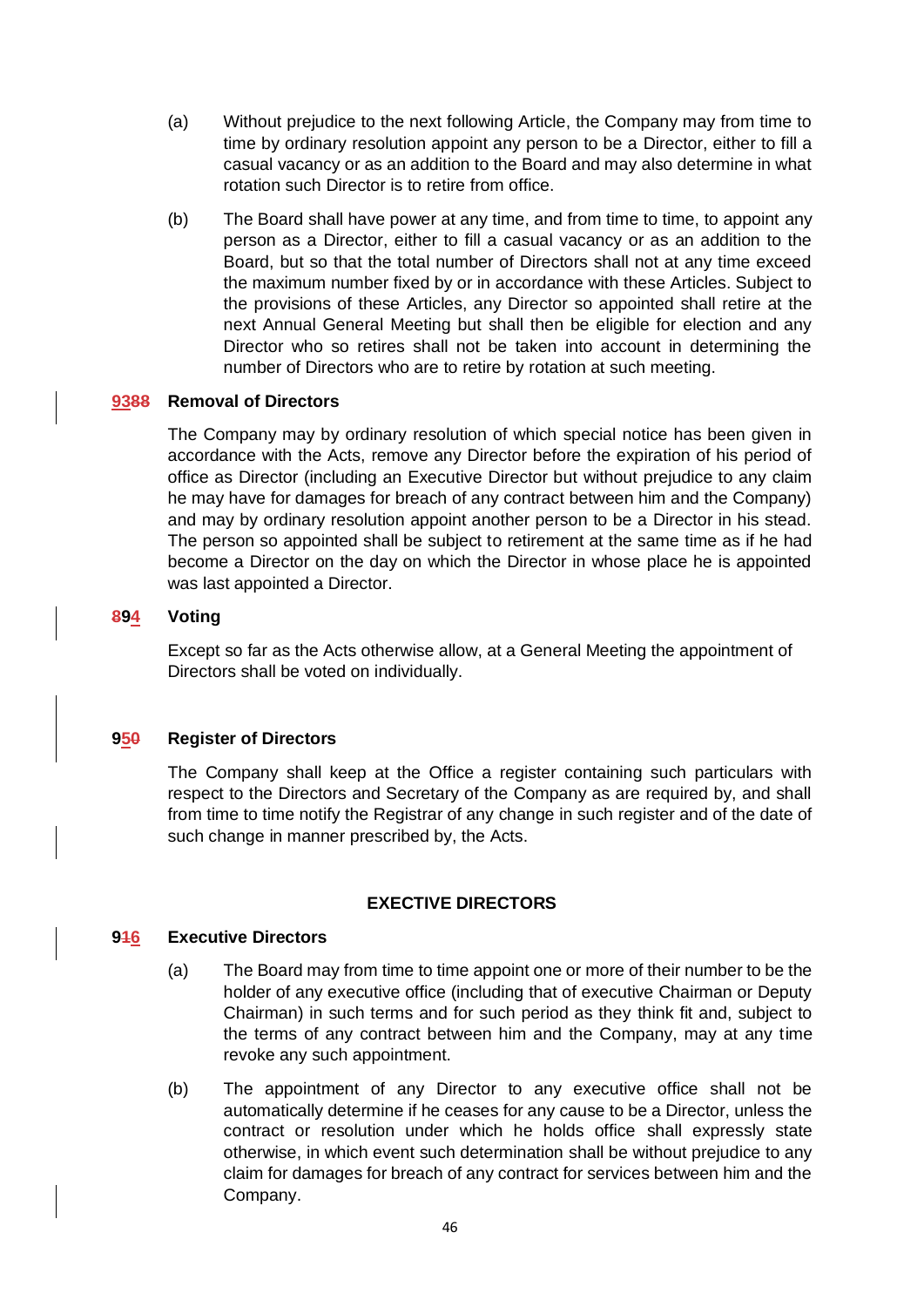(a) Without prejudice to the next following Article, the Company may from time to time by ordinary resolution appoint any person to be a Director, either to fill a casual vacancy or as an addition to the Board and may also determine in what rotation such Director is to retire from office.

(b) The Board shall have power at any time, and from time to time, to appoint any person as a Director, either to fill a casual vacancy or as an addition to the Board, but so that the total number of Directors shall not at any time exceed the maximum number fixed by or in accordance with these Articles. Subject to the provisions of these Articles, any Director so appointed shall retire at the next Annual General Meeting but shall then be eligible for election and any Director who so retires shall not be taken into account in determining the number of Directors who are to retire by rotation at such meeting.

**9388 Removal of Directors**

The Company may by ordinary resolution of which special notice has been given in accordance with the Acts, remove any Director before the expiration of his period of office as Director (including an Executive Director but without prejudice to any claim he may have for damages for breach of any contract between him and the Company) and may by ordinary resolution appoint another person to be a Director in his stead. The person so appointed shall be subject to retirement at the same time as if he had become a Director on the day on which the Director in whose place he is appointed was last appointed a Director.

**894 Voting**

Except so far as the Acts otherwise allow, at a General Meeting the appointment of Directors shall be voted on individually.

**950 Register of Directors**

The Company shall keep at the Office a register containing such particulars with respect to the Directors and Secretary of the Company as are required by, and shall from time to time notify the Registrar of any change in such register and of the date of such change in manner prescribed by, the Acts.

## EXECTIVE DIRECTORS

**916 Executive Directors**

(a) The Board may from time to time appoint one or more of their number to be the holder of any executive office (including that of executive Chairman or Deputy Chairman) in such terms and for such period as they think fit and, subject to the terms of any contract between him and the Company, may at any time revoke any such appointment.

(b) The appointment of any Director to any executive office shall not be automatically determine if he ceases for any cause to be a Director, unless the contract or resolution under which he holds office shall expressly state otherwise, in which event such determination shall be without prejudice to any claim for damages for breach of any contract for services between him and the Company.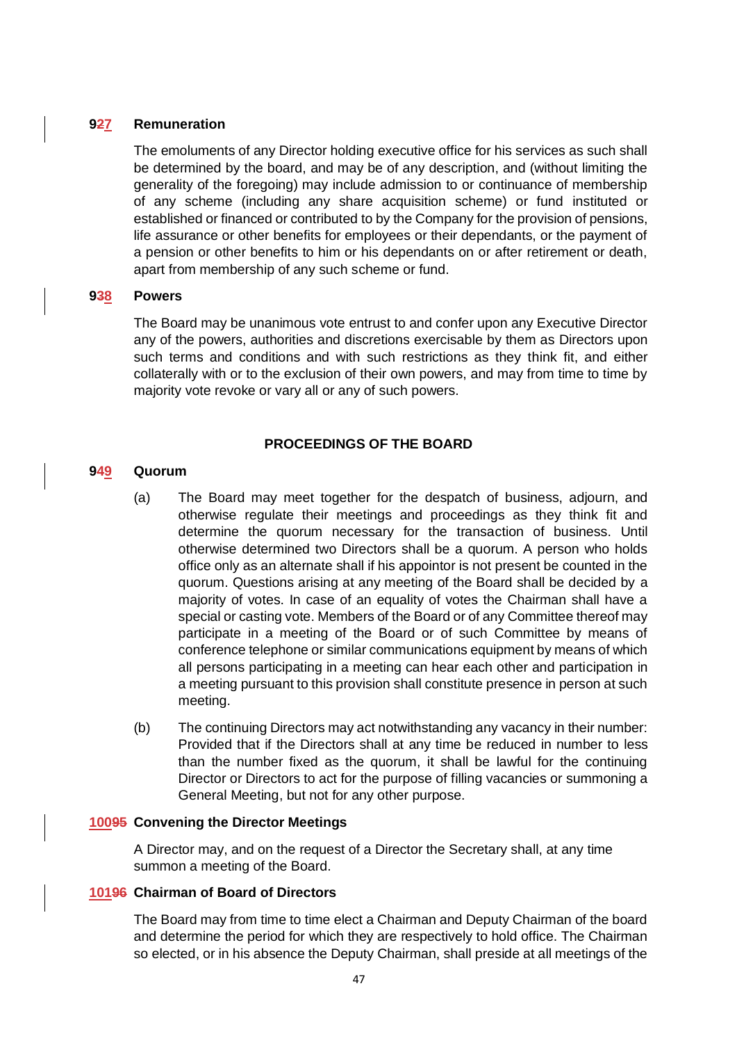**927 Remuneration**

The emoluments of any Director holding executive office for his services as such shall be determined by the board, and may be of any description, and (without limiting the generality of the foregoing) may include admission to or continuance of membership of any scheme (including any share acquisition scheme) or fund instituted or established or financed or contributed to by the Company for the provision of pensions, life assurance or other benefits for employees or their dependants, or the payment of a pension or other benefits to him or his dependants on or after retirement or death, apart from membership of any such scheme or fund.

**938 Powers**

The Board may be unanimous vote entrust to and confer upon any Executive Director any of the powers, authorities and discretions exercisable by them as Directors upon such terms and conditions and with such restrictions as they think fit, and either collaterally with or to the exclusion of their own powers, and may from time to time by majority vote revoke or vary all or any of such powers.

## PROCEEDINGS OF THE BOARD

**949 Quorum**

(a) The Board may meet together for the despatch of business, adjourn, and otherwise regulate their meetings and proceedings as they think fit and determine the quorum necessary for the transaction of business. Until otherwise determined two Directors shall be a quorum. A person who holds office only as an alternate shall if his appointor is not present be counted in the quorum. Questions arising at any meeting of the Board shall be decided by a majority of votes. In case of an equality of votes the Chairman shall have a special or casting vote. Members of the Board or of any Committee thereof may participate in a meeting of the Board or of such Committee by means of conference telephone or similar communications equipment by means of which all persons participating in a meeting can hear each other and participation in a meeting pursuant to this provision shall constitute presence in person at such meeting.

(b) The continuing Directors may act notwithstanding any vacancy in their number: Provided that if the Directors shall at any time be reduced in number to less than the number fixed as the quorum, it shall be lawful for the continuing Director or Directors to act for the purpose of filling vacancies or summoning a General Meeting, but not for any other purpose.

**10095 Convening the Director Meetings**

A Director may, and on the request of a Director the Secretary shall, at any time summon a meeting of the Board.

**10196 Chairman of Board of Directors**

The Board may from time to time elect a Chairman and Deputy Chairman of the board and determine the period for which they are respectively to hold office. The Chairman so elected, or in his absence the Deputy Chairman, shall preside at all meetings of the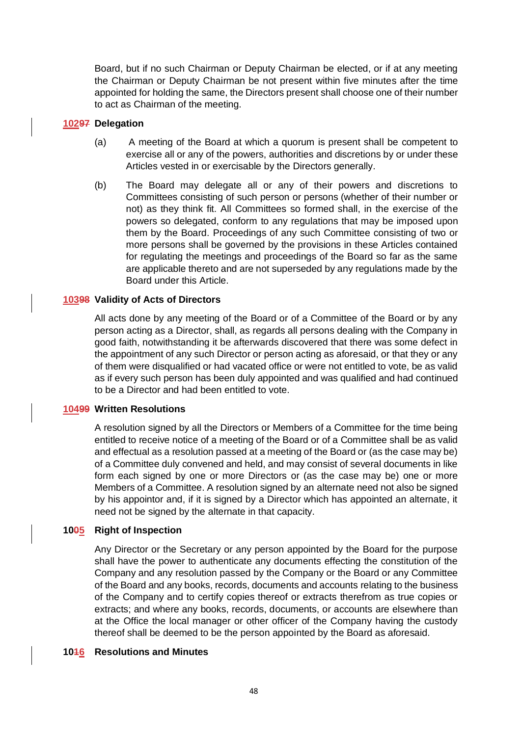Board, but if no such Chairman or Deputy Chairman be elected, or if at any meeting the Chairman or Deputy Chairman be not present within five minutes after the time appointed for holding the same, the Directors present shall choose one of their number to act as Chairman of the meeting.

**10297 Delegation**

(a) A meeting of the Board at which a quorum is present shall be competent to exercise all or any of the powers, authorities and discretions by or under these Articles vested in or exercisable by the Directors generally.

(b) The Board may delegate all or any of their powers and discretions to Committees consisting of such person or persons (whether of their number or not) as they think fit. All Committees so formed shall, in the exercise of the powers so delegated, conform to any regulations that may be imposed upon them by the Board. Proceedings of any such Committee consisting of two or more persons shall be governed by the provisions in these Articles contained for regulating the meetings and proceedings of the Board so far as the same are applicable thereto and are not superseded by any regulations made by the Board under this Article.

**10398 Validity of Acts of Directors**

All acts done by any meeting of the Board or of a Committee of the Board or by any person acting as a Director, shall, as regards all persons dealing with the Company in good faith, notwithstanding it be afterwards discovered that there was some defect in the appointment of any such Director or person acting as aforesaid, or that they or any of them were disqualified or had vacated office or were not entitled to vote, be as valid as if every such person has been duly appointed and was qualified and had continued to be a Director and had been entitled to vote.

**10499 Written Resolutions**

A resolution signed by all the Directors or Members of a Committee for the time being entitled to receive notice of a meeting of the Board or of a Committee shall be as valid and effectual as a resolution passed at a meeting of the Board or (as the case may be) of a Committee duly convened and held, and may consist of several documents in like form each signed by one or more Directors or (as the case may be) one or more Members of a Committee. A resolution signed by an alternate need not also be signed by his appointor and, if it is signed by a Director which has appointed an alternate, it need not be signed by the alternate in that capacity.

**1005 Right of Inspection**

Any Director or the Secretary or any person appointed by the Board for the purpose shall have the power to authenticate any documents effecting the constitution of the Company and any resolution passed by the Company or the Board or any Committee of the Board and any books, records, documents and accounts relating to the business of the Company and to certify copies thereof or extracts therefrom as true copies or extracts; and where any books, records, documents, or accounts are elsewhere than at the Office the local manager or other officer of the Company having the custody thereof shall be deemed to be the person appointed by the Board as aforesaid.

**1016 Resolutions and Minutes**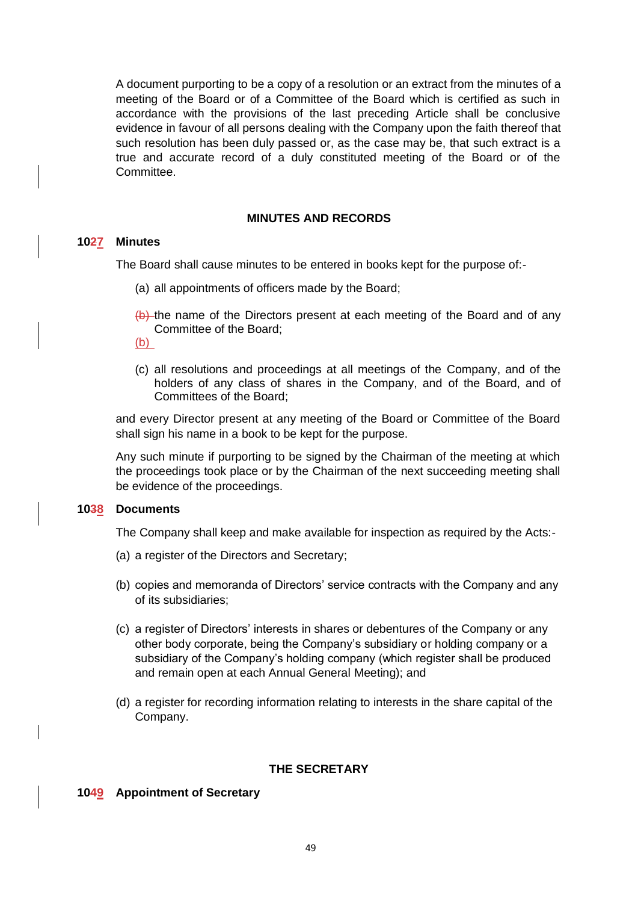A document purporting to be a copy of a resolution or an extract from the minutes of a meeting of the Board or of a Committee of the Board which is certified as such in accordance with the provisions of the last preceding Article shall be conclusive evidence in favour of all persons dealing with the Company upon the faith thereof that such resolution has been duly passed or, as the case may be, that such extract is a true and accurate record of a duly constituted meeting of the Board or of the Committee.

## MINUTES AND RECORDS

### 1027 Minutes

The Board shall cause minutes to be entered in books kept for the purpose of:-

(a) all appointments of officers made by the Board;

(b) the name of the Directors present at each meeting of the Board and of any Committee of the Board;

(b)

(c) all resolutions and proceedings at all meetings of the Company, and of the holders of any class of shares in the Company, and of the Board, and of Committees of the Board;

and every Director present at any meeting of the Board or Committee of the Board shall sign his name in a book to be kept for the purpose.

Any such minute if purporting to be signed by the Chairman of the meeting at which the proceedings took place or by the Chairman of the next succeeding meeting shall be evidence of the proceedings.

### 1038 Documents

The Company shall keep and make available for inspection as required by the Acts:-

(a) a register of the Directors and Secretary;

(b) copies and memoranda of Directors' service contracts with the Company and any of its subsidiaries;

(c) a register of Directors' interests in shares or debentures of the Company or any other body corporate, being the Company's subsidiary or holding company or a subsidiary of the Company's holding company (which register shall be produced and remain open at each Annual General Meeting); and

(d) a register for recording information relating to interests in the share capital of the Company.

## THE SECRETARY

### 1049 Appointment of Secretary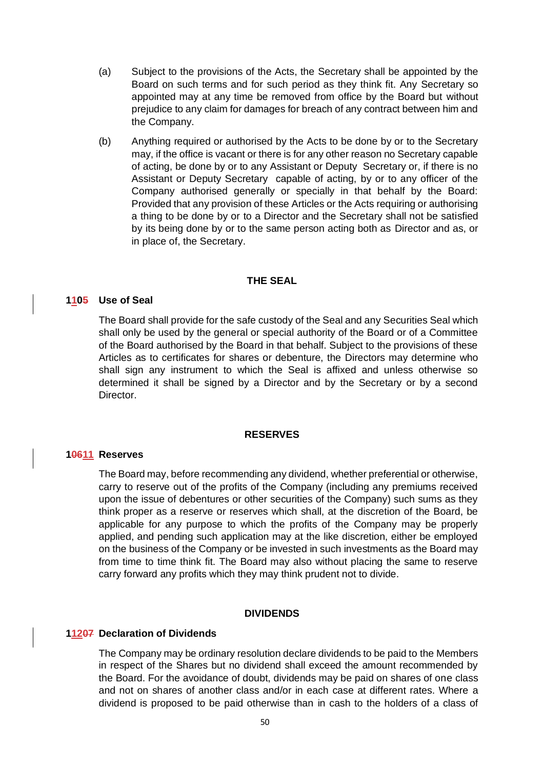(a) Subject to the provisions of the Acts, the Secretary shall be appointed by the Board on such terms and for such period as they think fit. Any Secretary so appointed may at any time be removed from office by the Board but without prejudice to any claim for damages for breach of any contract between him and the Company.

(b) Anything required or authorised by the Acts to be done by or to the Secretary may, if the office is vacant or there is for any other reason no Secretary capable of acting, be done by or to any Assistant or Deputy Secretary or, if there is no Assistant or Deputy Secretary capable of acting, by or to any officer of the Company authorised generally or specially in that behalf by the Board: Provided that any provision of these Articles or the Acts requiring or authorising a thing to be done by or to a Director and the Secretary shall not be satisfied by its being done by or to the same person acting both as Director and as, or in place of, the Secretary.

**THE SEAL**

**1105 Use of Seal**

The Board shall provide for the safe custody of the Seal and any Securities Seal which shall only be used by the general or special authority of the Board or of a Committee of the Board authorised by the Board in that behalf. Subject to the provisions of these Articles as to certificates for shares or debenture, the Directors may determine who shall sign any instrument to which the Seal is affixed and unless otherwise so determined it shall be signed by a Director and by the Secretary or by a second Director.

**RESERVES**

**10611 Reserves**

The Board may, before recommending any dividend, whether preferential or otherwise, carry to reserve out of the profits of the Company (including any premiums received upon the issue of debentures or other securities of the Company) such sums as they think proper as a reserve or reserves which shall, at the discretion of the Board, be applicable for any purpose to which the profits of the Company may be properly applied, and pending such application may at the like discretion, either be employed on the business of the Company or be invested in such investments as the Board may from time to time think fit. The Board may also without placing the same to reserve carry forward any profits which they may think prudent not to divide.

**DIVIDENDS**

**11207 Declaration of Dividends**

The Company may be ordinary resolution declare dividends to be paid to the Members in respect of the Shares but no dividend shall exceed the amount recommended by the Board. For the avoidance of doubt, dividends may be paid on shares of one class and not on shares of another class and/or in each case at different rates. Where a dividend is proposed to be paid otherwise than in cash to the holders of a class of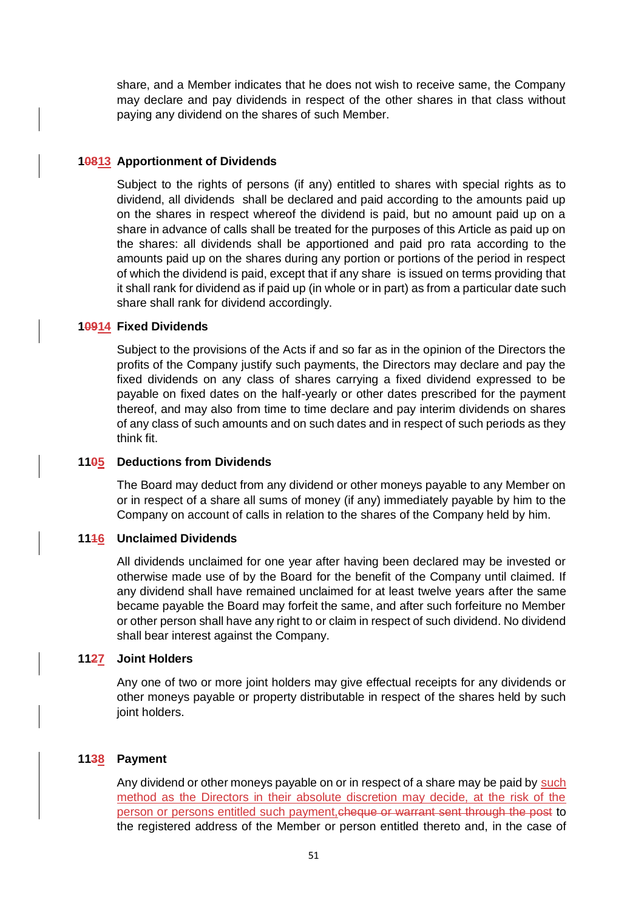share, and a Member indicates that he does not wish to receive same, the Company may declare and pay dividends in respect of the other shares in that class without paying any dividend on the shares of such Member.

**10813 Apportionment of Dividends**

Subject to the rights of persons (if any) entitled to shares with special rights as to dividend, all dividends shall be declared and paid according to the amounts paid up on the shares in respect whereof the dividend is paid, but no amount paid up on a share in advance of calls shall be treated for the purposes of this Article as paid up on the shares: all dividends shall be apportioned and paid pro rata according to the amounts paid up on the shares during any portion or portions of the period in respect of which the dividend is paid, except that if any share is issued on terms providing that it shall rank for dividend as if paid up (in whole or in part) as from a particular date such share shall rank for dividend accordingly.

**10914 Fixed Dividends**

Subject to the provisions of the Acts if and so far as in the opinion of the Directors the profits of the Company justify such payments, the Directors may declare and pay the fixed dividends on any class of shares carrying a fixed dividend expressed to be payable on fixed dates on the half-yearly or other dates prescribed for the payment thereof, and may also from time to time declare and pay interim dividends on shares of any class of such amounts and on such dates and in respect of such periods as they think fit.

**1105 Deductions from Dividends**

The Board may deduct from any dividend or other moneys payable to any Member on or in respect of a share all sums of money (if any) immediately payable by him to the Company on account of calls in relation to the shares of the Company held by him.

**1116 Unclaimed Dividends**

All dividends unclaimed for one year after having been declared may be invested or otherwise made use of by the Board for the benefit of the Company until claimed. If any dividend shall have remained unclaimed for at least twelve years after the same became payable the Board may forfeit the same, and after such forfeiture no Member or other person shall have any right to or claim in respect of such dividend. No dividend shall bear interest against the Company.

**1127 Joint Holders**

Any one of two or more joint holders may give effectual receipts for any dividends or other moneys payable or property distributable in respect of the shares held by such joint holders.

**1138 Payment**

Any dividend or other moneys payable on or in respect of a share may be paid by such method as the Directors in their absolute discretion may decide, at the risk of the person or persons entitled such payment,~~cheque or warrant sent through the post~~ to the registered address of the Member or person entitled thereto and, in the case of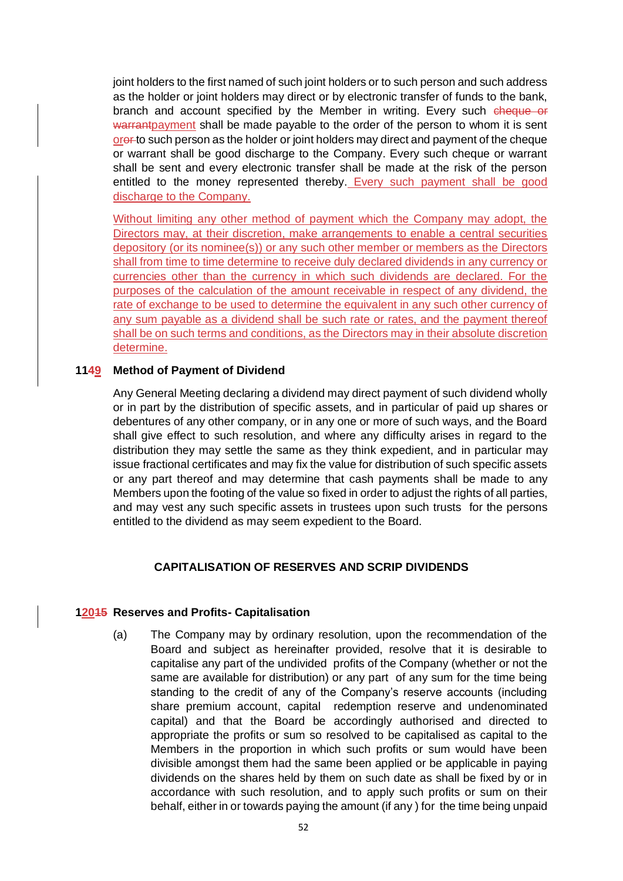joint holders to the first named of such joint holders or to such person and such address as the holder or joint holders may direct or by electronic transfer of funds to the bank, branch and account specified by the Member in writing. Every such ~~cheque or warrant~~payment shall be made payable to the order of the person to whom it is sent oror to such person as the holder or joint holders may direct and payment of the cheque or warrant shall be good discharge to the Company. Every such cheque or warrant shall be sent and every electronic transfer shall be made at the risk of the person entitled to the money represented thereby. Every such payment shall be good discharge to the Company.

Without limiting any other method of payment which the Company may adopt, the Directors may, at their discretion, make arrangements to enable a central securities depository (or its nominee(s)) or any such other member or members as the Directors shall from time to time determine to receive duly declared dividends in any currency or currencies other than the currency in which such dividends are declared. For the purposes of the calculation of the amount receivable in respect of any dividend, the rate of exchange to be used to determine the equivalent in any such other currency of any sum payable as a dividend shall be such rate or rates, and the payment thereof shall be on such terms and conditions, as the Directors may in their absolute discretion determine.

**1149 Method of Payment of Dividend**

Any General Meeting declaring a dividend may direct payment of such dividend wholly or in part by the distribution of specific assets, and in particular of paid up shares or debentures of any other company, or in any one or more of such ways, and the Board shall give effect to such resolution, and where any difficulty arises in regard to the distribution they may settle the same as they think expedient, and in particular may issue fractional certificates and may fix the value for distribution of such specific assets or any part thereof and may determine that cash payments shall be made to any Members upon the footing of the value so fixed in order to adjust the rights of all parties, and may vest any such specific assets in trustees upon such trusts for the persons entitled to the dividend as may seem expedient to the Board.

## CAPITALISATION OF RESERVES AND SCRIP DIVIDENDS

**12015 Reserves and Profits- Capitalisation**

(a) The Company may by ordinary resolution, upon the recommendation of the Board and subject as hereinafter provided, resolve that it is desirable to capitalise any part of the undivided profits of the Company (whether or not the same are available for distribution) or any part of any sum for the time being standing to the credit of any of the Company's reserve accounts (including share premium account, capital redemption reserve and undenominated capital) and that the Board be accordingly authorised and directed to appropriate the profits or sum so resolved to be capitalised as capital to the Members in the proportion in which such profits or sum would have been divisible amongst them had the same been applied or be applicable in paying dividends on the shares held by them on such date as shall be fixed by or in accordance with such resolution, and to apply such profits or sum on their behalf, either in or towards paying the amount (if any ) for the time being unpaid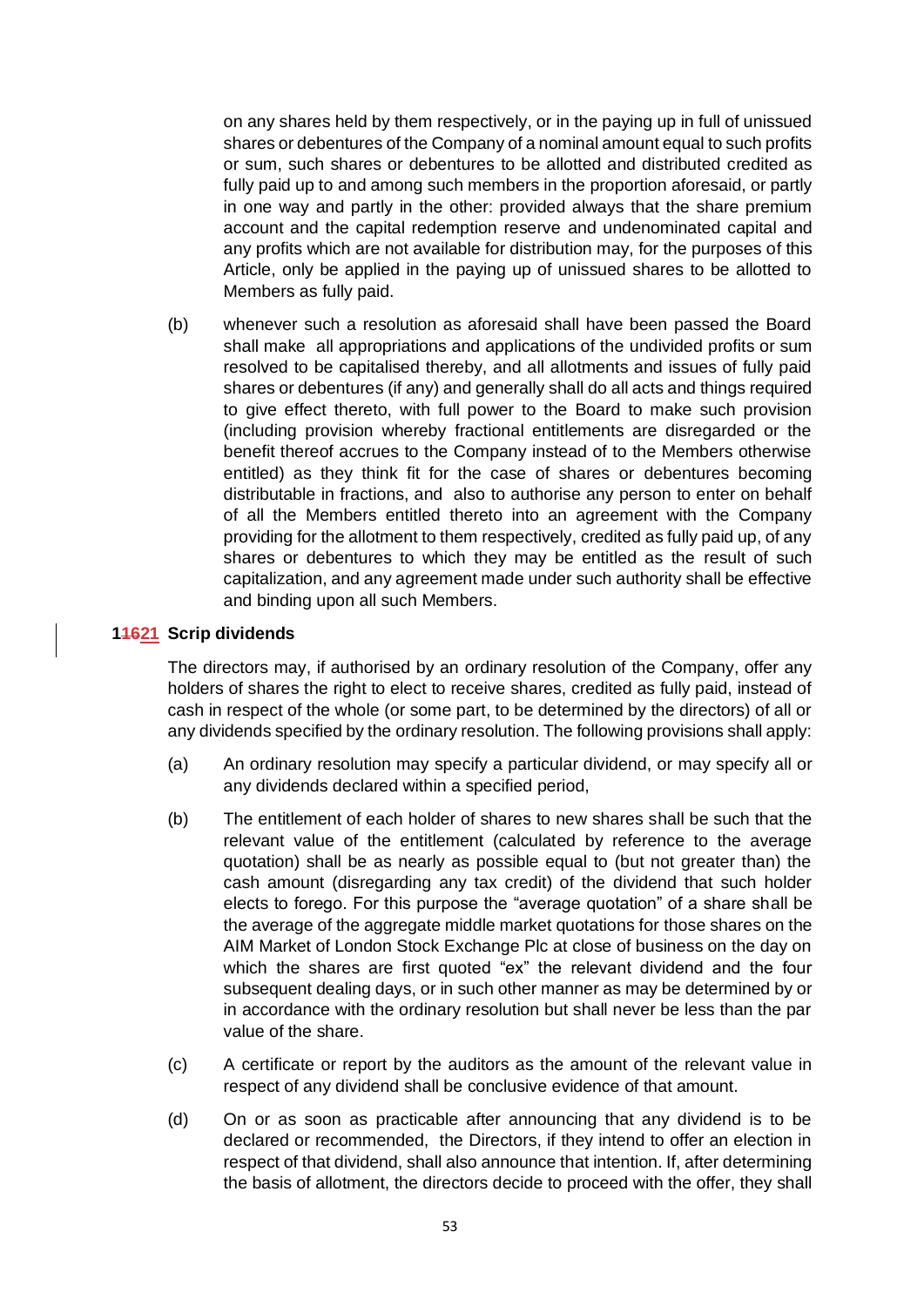on any shares held by them respectively, or in the paying up in full of unissued shares or debentures of the Company of a nominal amount equal to such profits or sum, such shares or debentures to be allotted and distributed credited as fully paid up to and among such members in the proportion aforesaid, or partly in one way and partly in the other: provided always that the share premium account and the capital redemption reserve and undenominated capital and any profits which are not available for distribution may, for the purposes of this Article, only be applied in the paying up of unissued shares to be allotted to Members as fully paid.

(b) whenever such a resolution as aforesaid shall have been passed the Board shall make all appropriations and applications of the undivided profits or sum resolved to be capitalised thereby, and all allotments and issues of fully paid shares or debentures (if any) and generally shall do all acts and things required to give effect thereto, with full power to the Board to make such provision (including provision whereby fractional entitlements are disregarded or the benefit thereof accrues to the Company instead of to the Members otherwise entitled) as they think fit for the case of shares or debentures becoming distributable in fractions, and also to authorise any person to enter on behalf of all the Members entitled thereto into an agreement with the Company providing for the allotment to them respectively, credited as fully paid up, of any shares or debentures to which they may be entitled as the result of such capitalization, and any agreement made under such authority shall be effective and binding upon all such Members.

**~~116~~21 Scrip dividends**

The directors may, if authorised by an ordinary resolution of the Company, offer any holders of shares the right to elect to receive shares, credited as fully paid, instead of cash in respect of the whole (or some part, to be determined by the directors) of all or any dividends specified by the ordinary resolution. The following provisions shall apply:

(a) An ordinary resolution may specify a particular dividend, or may specify all or any dividends declared within a specified period,

(b) The entitlement of each holder of shares to new shares shall be such that the relevant value of the entitlement (calculated by reference to the average quotation) shall be as nearly as possible equal to (but not greater than) the cash amount (disregarding any tax credit) of the dividend that such holder elects to forego. For this purpose the "average quotation" of a share shall be the average of the aggregate middle market quotations for those shares on the AIM Market of London Stock Exchange Plc at close of business on the day on which the shares are first quoted "ex" the relevant dividend and the four subsequent dealing days, or in such other manner as may be determined by or in accordance with the ordinary resolution but shall never be less than the par value of the share.

(c) A certificate or report by the auditors as the amount of the relevant value in respect of any dividend shall be conclusive evidence of that amount.

(d) On or as soon as practicable after announcing that any dividend is to be declared or recommended, the Directors, if they intend to offer an election in respect of that dividend, shall also announce that intention. If, after determining the basis of allotment, the directors decide to proceed with the offer, they shall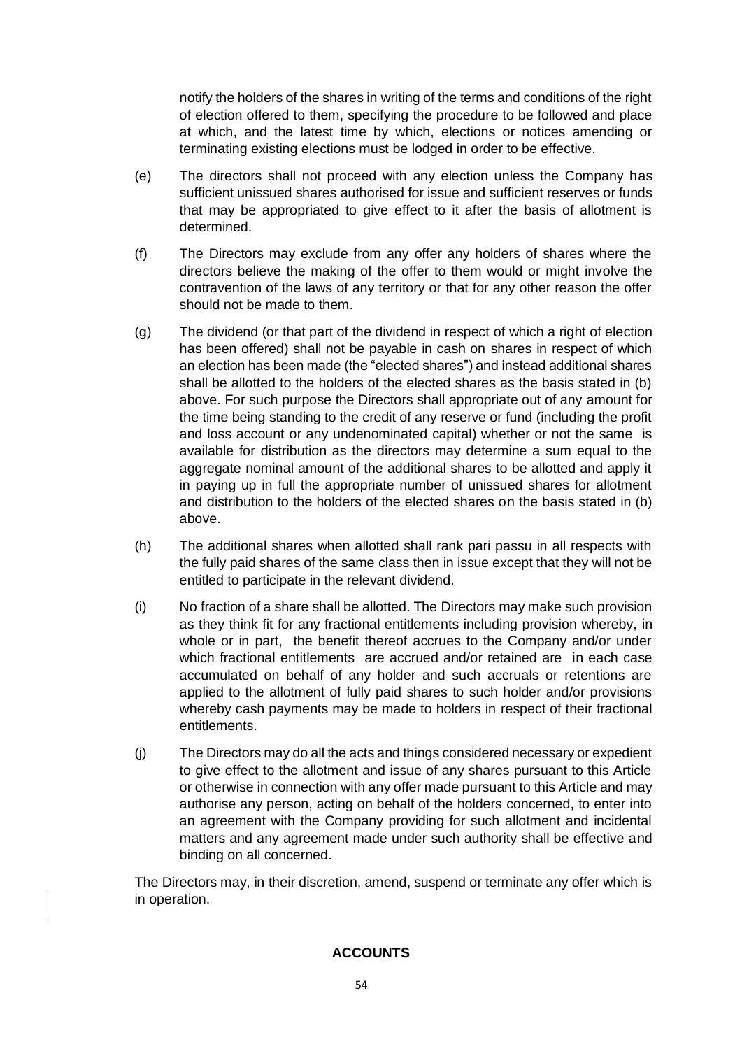notify the holders of the shares in writing of the terms and conditions of the right of election offered to them, specifying the procedure to be followed and place at which, and the latest time by which, elections or notices amending or terminating existing elections must be lodged in order to be effective.

(e) The directors shall not proceed with any election unless the Company has sufficient unissued shares authorised for issue and sufficient reserves or funds that may be appropriated to give effect to it after the basis of allotment is determined.

(f) The Directors may exclude from any offer any holders of shares where the directors believe the making of the offer to them would or might involve the contravention of the laws of any territory or that for any other reason the offer should not be made to them.

(g) The dividend (or that part of the dividend in respect of which a right of election has been offered) shall not be payable in cash on shares in respect of which an election has been made (the "elected shares") and instead additional shares shall be allotted to the holders of the elected shares as the basis stated in (b) above. For such purpose the Directors shall appropriate out of any amount for the time being standing to the credit of any reserve or fund (including the profit and loss account or any undenominated capital) whether or not the same is available for distribution as the directors may determine a sum equal to the aggregate nominal amount of the additional shares to be allotted and apply it in paying up in full the appropriate number of unissued shares for allotment and distribution to the holders of the elected shares on the basis stated in (b) above.

(h) The additional shares when allotted shall rank pari passu in all respects with the fully paid shares of the same class then in issue except that they will not be entitled to participate in the relevant dividend.

(i) No fraction of a share shall be allotted. The Directors may make such provision as they think fit for any fractional entitlements including provision whereby, in whole or in part, the benefit thereof accrues to the Company and/or under which fractional entitlements are accrued and/or retained are in each case accumulated on behalf of any holder and such accruals or retentions are applied to the allotment of fully paid shares to such holder and/or provisions whereby cash payments may be made to holders in respect of their fractional entitlements.

(j) The Directors may do all the acts and things considered necessary or expedient to give effect to the allotment and issue of any shares pursuant to this Article or otherwise in connection with any offer made pursuant to this Article and may authorise any person, acting on behalf of the holders concerned, to enter into an agreement with the Company providing for such allotment and incidental matters and any agreement made under such authority shall be effective and binding on all concerned.

The Directors may, in their discretion, amend, suspend or terminate any offer which is in operation.

## ACCOUNTS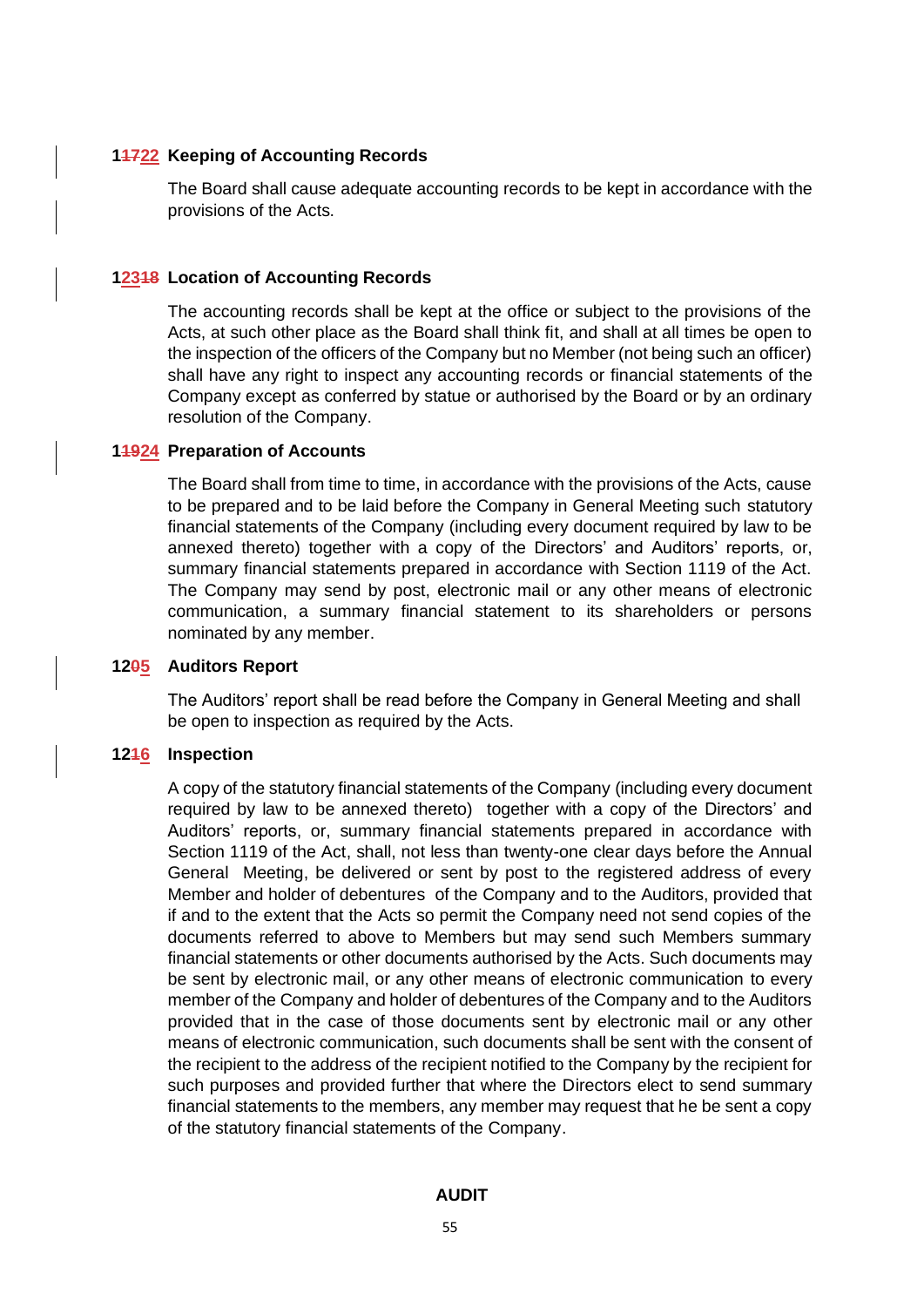**11722 Keeping of Accounting Records**

The Board shall cause adequate accounting records to be kept in accordance with the provisions of the Acts.

**12318 Location of Accounting Records**

The accounting records shall be kept at the office or subject to the provisions of the Acts, at such other place as the Board shall think fit, and shall at all times be open to the inspection of the officers of the Company but no Member (not being such an officer) shall have any right to inspect any accounting records or financial statements of the Company except as conferred by statue or authorised by the Board or by an ordinary resolution of the Company.

**11924 Preparation of Accounts**

The Board shall from time to time, in accordance with the provisions of the Acts, cause to be prepared and to be laid before the Company in General Meeting such statutory financial statements of the Company (including every document required by law to be annexed thereto) together with a copy of the Directors' and Auditors' reports, or, summary financial statements prepared in accordance with Section 1119 of the Act. The Company may send by post, electronic mail or any other means of electronic communication, a summary financial statement to its shareholders or persons nominated by any member.

**1205 Auditors Report**

The Auditors' report shall be read before the Company in General Meeting and shall be open to inspection as required by the Acts.

**1216 Inspection**

A copy of the statutory financial statements of the Company (including every document required by law to be annexed thereto) together with a copy of the Directors' and Auditors' reports, or, summary financial statements prepared in accordance with Section 1119 of the Act, shall, not less than twenty-one clear days before the Annual General Meeting, be delivered or sent by post to the registered address of every Member and holder of debentures of the Company and to the Auditors, provided that if and to the extent that the Acts so permit the Company need not send copies of the documents referred to above to Members but may send such Members summary financial statements or other documents authorised by the Acts. Such documents may be sent by electronic mail, or any other means of electronic communication to every member of the Company and holder of debentures of the Company and to the Auditors provided that in the case of those documents sent by electronic mail or any other means of electronic communication, such documents shall be sent with the consent of the recipient to the address of the recipient notified to the Company by the recipient for such purposes and provided further that where the Directors elect to send summary financial statements to the members, any member may request that he be sent a copy of the statutory financial statements of the Company.

**AUDIT**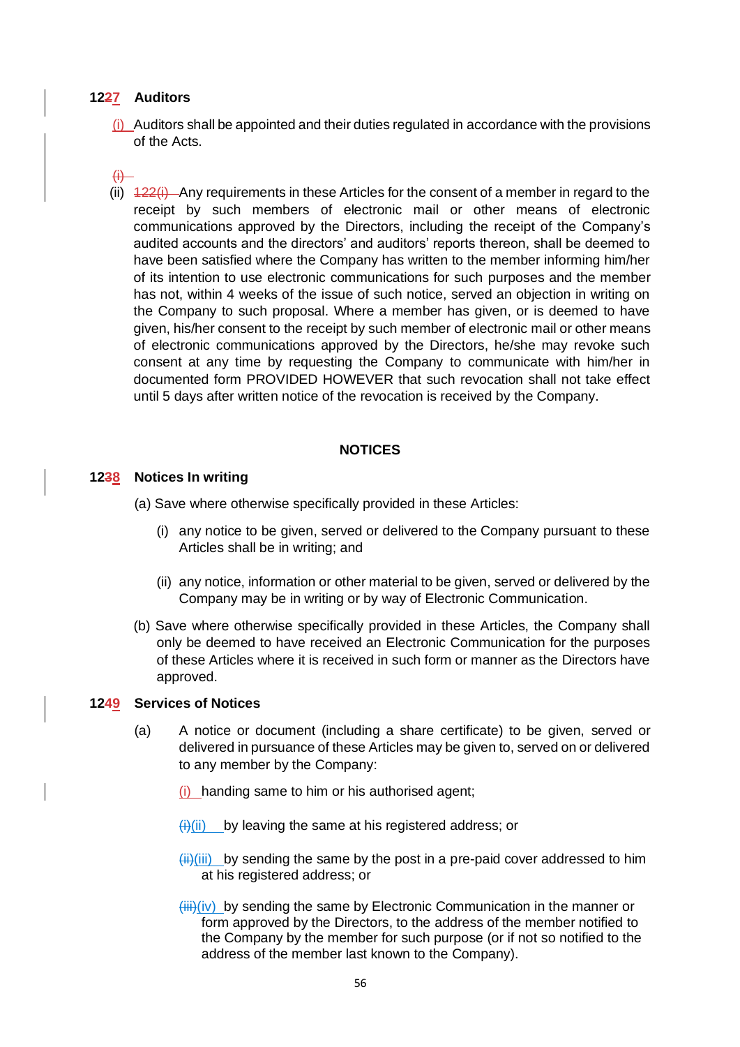## 1227 Auditors

(i) Auditors shall be appointed and their duties regulated in accordance with the provisions of the Acts.

(i)

(ii) 122(i) Any requirements in these Articles for the consent of a member in regard to the receipt by such members of electronic mail or other means of electronic communications approved by the Directors, including the receipt of the Company's audited accounts and the directors' and auditors' reports thereon, shall be deemed to have been satisfied where the Company has written to the member informing him/her of its intention to use electronic communications for such purposes and the member has not, within 4 weeks of the issue of such notice, served an objection in writing on the Company to such proposal. Where a member has given, or is deemed to have given, his/her consent to the receipt by such member of electronic mail or other means of electronic communications approved by the Directors, he/she may revoke such consent at any time by requesting the Company to communicate with him/her in documented form PROVIDED HOWEVER that such revocation shall not take effect until 5 days after written notice of the revocation is received by the Company.

## NOTICES

## 1238 Notices In writing

(a) Save where otherwise specifically provided in these Articles:

(i) any notice to be given, served or delivered to the Company pursuant to these Articles shall be in writing; and

(ii) any notice, information or other material to be given, served or delivered by the Company may be in writing or by way of Electronic Communication.

(b) Save where otherwise specifically provided in these Articles, the Company shall only be deemed to have received an Electronic Communication for the purposes of these Articles where it is received in such form or manner as the Directors have approved.

## 1249 Services of Notices

(a) A notice or document (including a share certificate) to be given, served or delivered in pursuance of these Articles may be given to, served on or delivered to any member by the Company:

(i) handing same to him or his authorised agent;

(i)(ii) by leaving the same at his registered address; or

(ii)(iii) by sending the same by the post in a pre-paid cover addressed to him at his registered address; or

(iii)(iv) by sending the same by Electronic Communication in the manner or form approved by the Directors, to the address of the member notified to the Company by the member for such purpose (or if not so notified to the address of the member last known to the Company).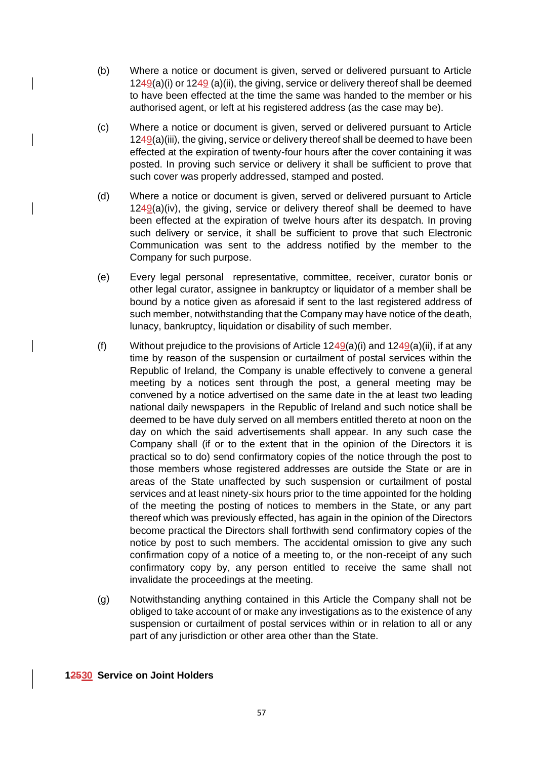(b) Where a notice or document is given, served or delivered pursuant to Article 12~~4~~9(a)(i) or 12~~4~~9 (a)(ii), the giving, service or delivery thereof shall be deemed to have been effected at the time the same was handed to the member or his authorised agent, or left at his registered address (as the case may be).

(c) Where a notice or document is given, served or delivered pursuant to Article 12~~4~~9(a)(iii), the giving, service or delivery thereof shall be deemed to have been effected at the expiration of twenty-four hours after the cover containing it was posted. In proving such service or delivery it shall be sufficient to prove that such cover was properly addressed, stamped and posted.

(d) Where a notice or document is given, served or delivered pursuant to Article 12~~4~~9(a)(iv), the giving, service or delivery thereof shall be deemed to have been effected at the expiration of twelve hours after its despatch. In proving such delivery or service, it shall be sufficient to prove that such Electronic Communication was sent to the address notified by the member to the Company for such purpose.

(e) Every legal personal representative, committee, receiver, curator bonis or other legal curator, assignee in bankruptcy or liquidator of a member shall be bound by a notice given as aforesaid if sent to the last registered address of such member, notwithstanding that the Company may have notice of the death, lunacy, bankruptcy, liquidation or disability of such member.

(f) Without prejudice to the provisions of Article 12~~4~~9(a)(i) and 12~~4~~9(a)(ii), if at any time by reason of the suspension or curtailment of postal services within the Republic of Ireland, the Company is unable effectively to convene a general meeting by a notices sent through the post, a general meeting may be convened by a notice advertised on the same date in the at least two leading national daily newspapers in the Republic of Ireland and such notice shall be deemed to be have duly served on all members entitled thereto at noon on the day on which the said advertisements shall appear. In any such case the Company shall (if or to the extent that in the opinion of the Directors it is practical so to do) send confirmatory copies of the notice through the post to those members whose registered addresses are outside the State or are in areas of the State unaffected by such suspension or curtailment of postal services and at least ninety-six hours prior to the time appointed for the holding of the meeting the posting of notices to members in the State, or any part thereof which was previously effected, has again in the opinion of the Directors become practical the Directors shall forthwith send confirmatory copies of the notice by post to such members. The accidental omission to give any such confirmation copy of a notice of a meeting to, or the non-receipt of any such confirmatory copy by, any person entitled to receive the same shall not invalidate the proceedings at the meeting.

(g) Notwithstanding anything contained in this Article the Company shall not be obliged to take account of or make any investigations as to the existence of any suspension or curtailment of postal services within or in relation to all or any part of any jurisdiction or other area other than the State.

**1~~25~~30 Service on Joint Holders**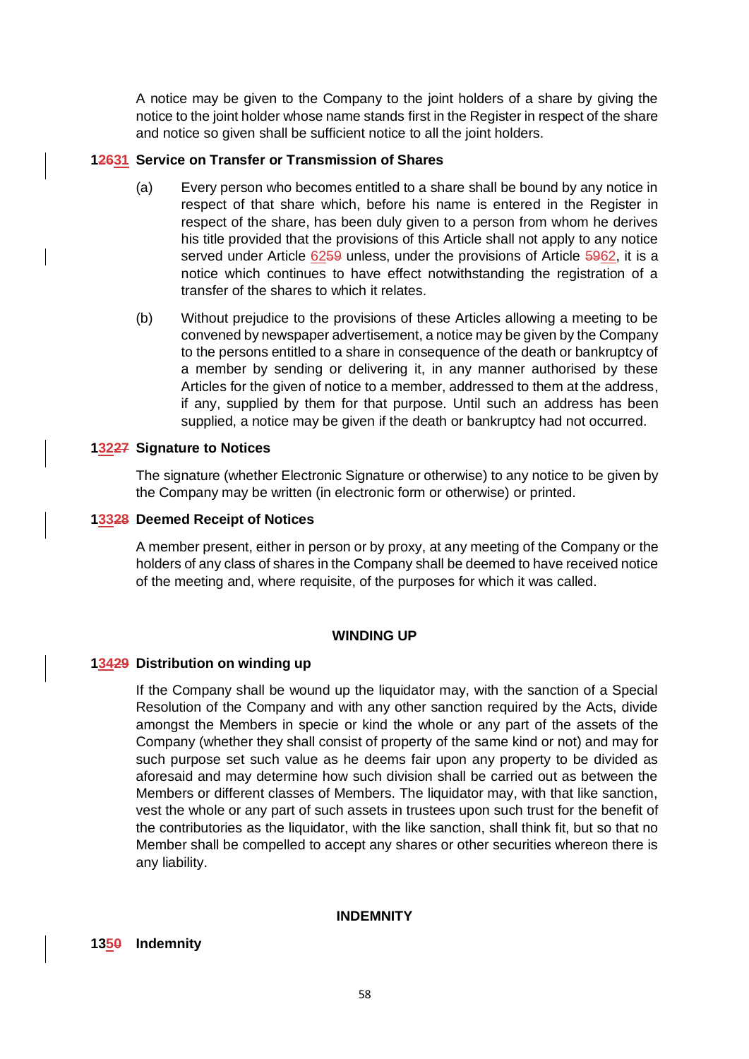A notice may be given to the Company to the joint holders of a share by giving the notice to the joint holder whose name stands first in the Register in respect of the share and notice so given shall be sufficient notice to all the joint holders.

**12631 Service on Transfer or Transmission of Shares**

(a) Every person who becomes entitled to a share shall be bound by any notice in respect of that share which, before his name is entered in the Register in respect of the share, has been duly given to a person from whom he derives his title provided that the provisions of this Article shall not apply to any notice served under Article 6259 unless, under the provisions of Article 5962, it is a notice which continues to have effect notwithstanding the registration of a transfer of the shares to which it relates.

(b) Without prejudice to the provisions of these Articles allowing a meeting to be convened by newspaper advertisement, a notice may be given by the Company to the persons entitled to a share in consequence of the death or bankruptcy of a member by sending or delivering it, in any manner authorised by these Articles for the given of notice to a member, addressed to them at the address, if any, supplied by them for that purpose. Until such an address has been supplied, a notice may be given if the death or bankruptcy had not occurred.

**13227 Signature to Notices**

The signature (whether Electronic Signature or otherwise) to any notice to be given by the Company may be written (in electronic form or otherwise) or printed.

**13328 Deemed Receipt of Notices**

A member present, either in person or by proxy, at any meeting of the Company or the holders of any class of shares in the Company shall be deemed to have received notice of the meeting and, where requisite, of the purposes for which it was called.

## WINDING UP

**13429 Distribution on winding up**

If the Company shall be wound up the liquidator may, with the sanction of a Special Resolution of the Company and with any other sanction required by the Acts, divide amongst the Members in specie or kind the whole or any part of the assets of the Company (whether they shall consist of property of the same kind or not) and may for such purpose set such value as he deems fair upon any property to be divided as aforesaid and may determine how such division shall be carried out as between the Members or different classes of Members. The liquidator may, with that like sanction, vest the whole or any part of such assets in trustees upon such trust for the benefit of the contributories as the liquidator, with the like sanction, shall think fit, but so that no Member shall be compelled to accept any shares or other securities whereon there is any liability.

## INDEMNITY

**1350 Indemnity**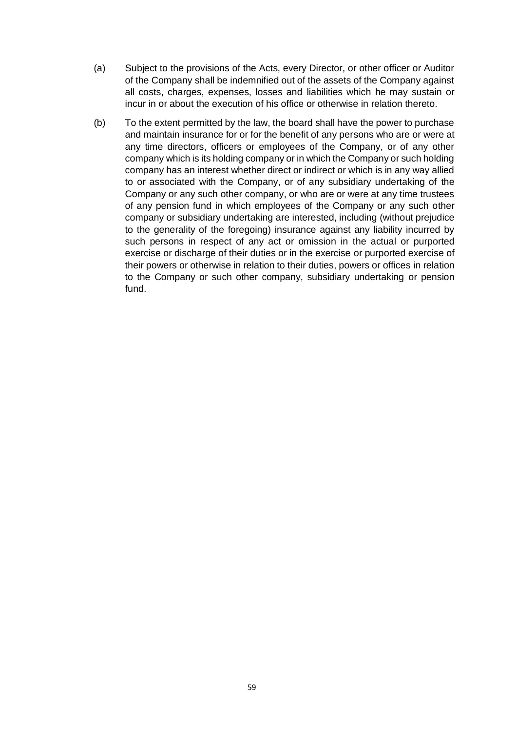(a) Subject to the provisions of the Acts, every Director, or other officer or Auditor of the Company shall be indemnified out of the assets of the Company against all costs, charges, expenses, losses and liabilities which he may sustain or incur in or about the execution of his office or otherwise in relation thereto.

(b) To the extent permitted by the law, the board shall have the power to purchase and maintain insurance for or for the benefit of any persons who are or were at any time directors, officers or employees of the Company, or of any other company which is its holding company or in which the Company or such holding company has an interest whether direct or indirect or which is in any way allied to or associated with the Company, or of any subsidiary undertaking of the Company or any such other company, or who are or were at any time trustees of any pension fund in which employees of the Company or any such other company or subsidiary undertaking are interested, including (without prejudice to the generality of the foregoing) insurance against any liability incurred by such persons in respect of any act or omission in the actual or purported exercise or discharge of their duties or in the exercise or purported exercise of their powers or otherwise in relation to their duties, powers or offices in relation to the Company or such other company, subsidiary undertaking or pension fund.